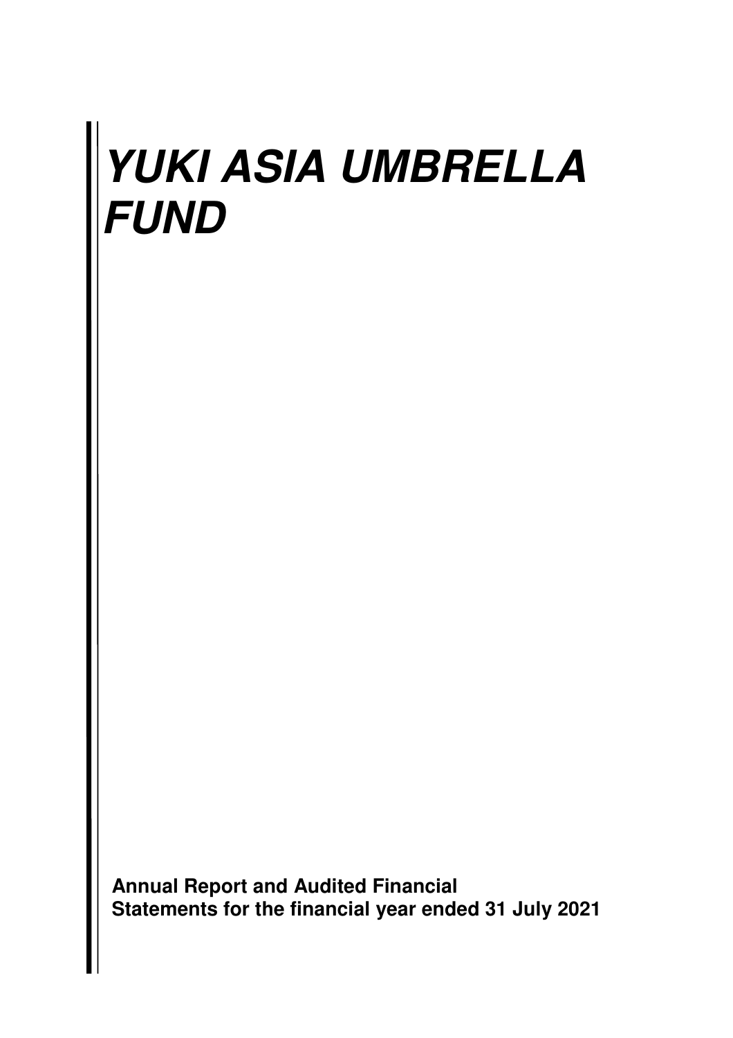# *YUKI ASIA UMBRELLA FUND*

**Annual Report and Audited Financial Statements for the financial year ended 31 July 2021**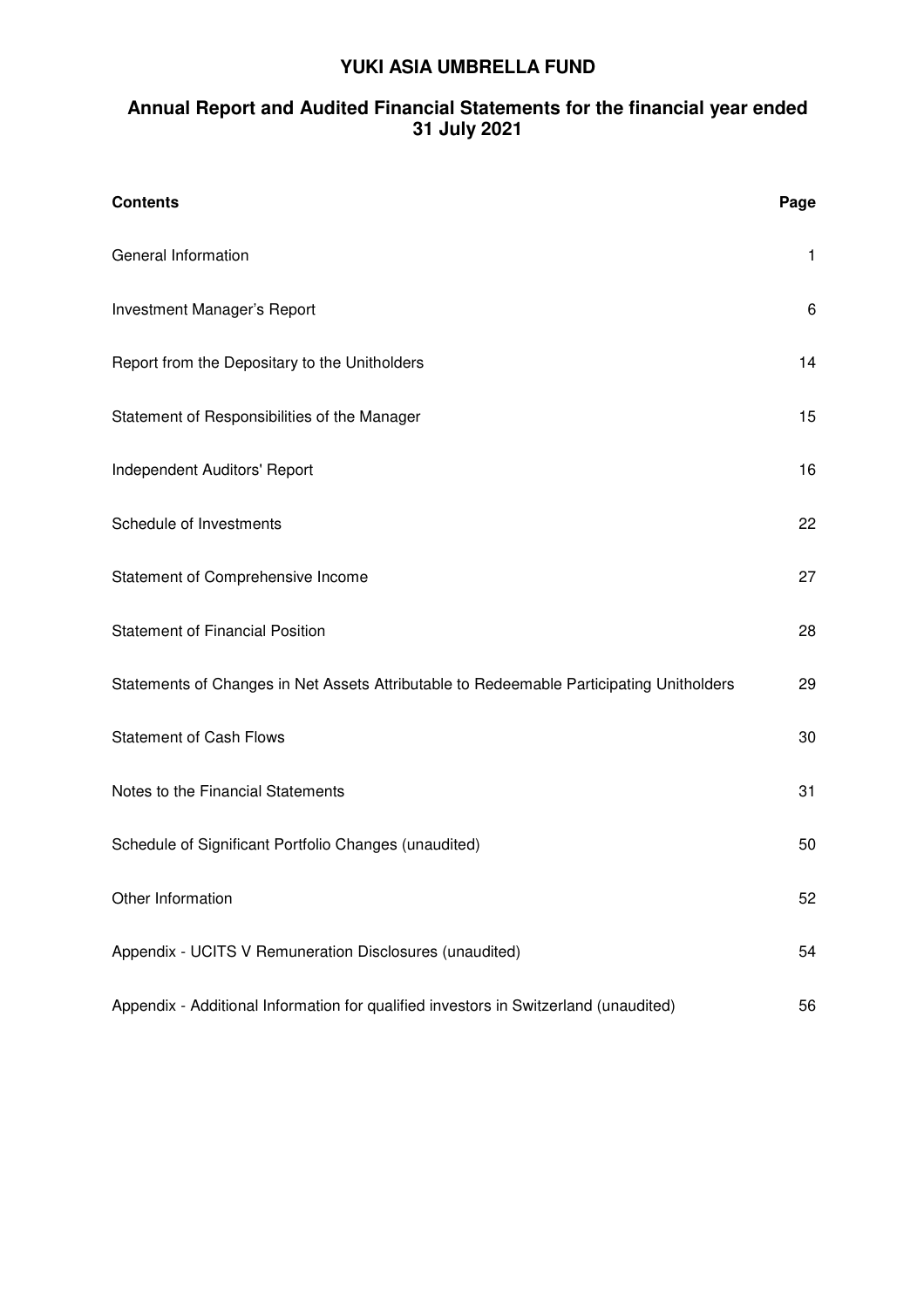# YUKI ASIA UMBRELLA FUND

## Annual Report and Audited Financial Statements for the financial year ended 31 July 2021

| Contents | Page |
|---|---|
| General Information | 1 |
| Investment Manager's Report | 6 |
| Report from the Depositary to the Unitholders | 14 |
| Statement of Responsibilities of the Manager | 15 |
| Independent Auditors' Report | 16 |
| Schedule of Investments | 22 |
| Statement of Comprehensive Income | 27 |
| Statement of Financial Position | 28 |
| Statements of Changes in Net Assets Attributable to Redeemable Participating Unitholders | 29 |
| Statement of Cash Flows | 30 |
| Notes to the Financial Statements | 31 |
| Schedule of Significant Portfolio Changes (unaudited) | 50 |
| Other Information | 52 |
| Appendix - UCITS V Remuneration Disclosures (unaudited) | 54 |
| Appendix - Additional Information for qualified investors in Switzerland (unaudited) | 56 |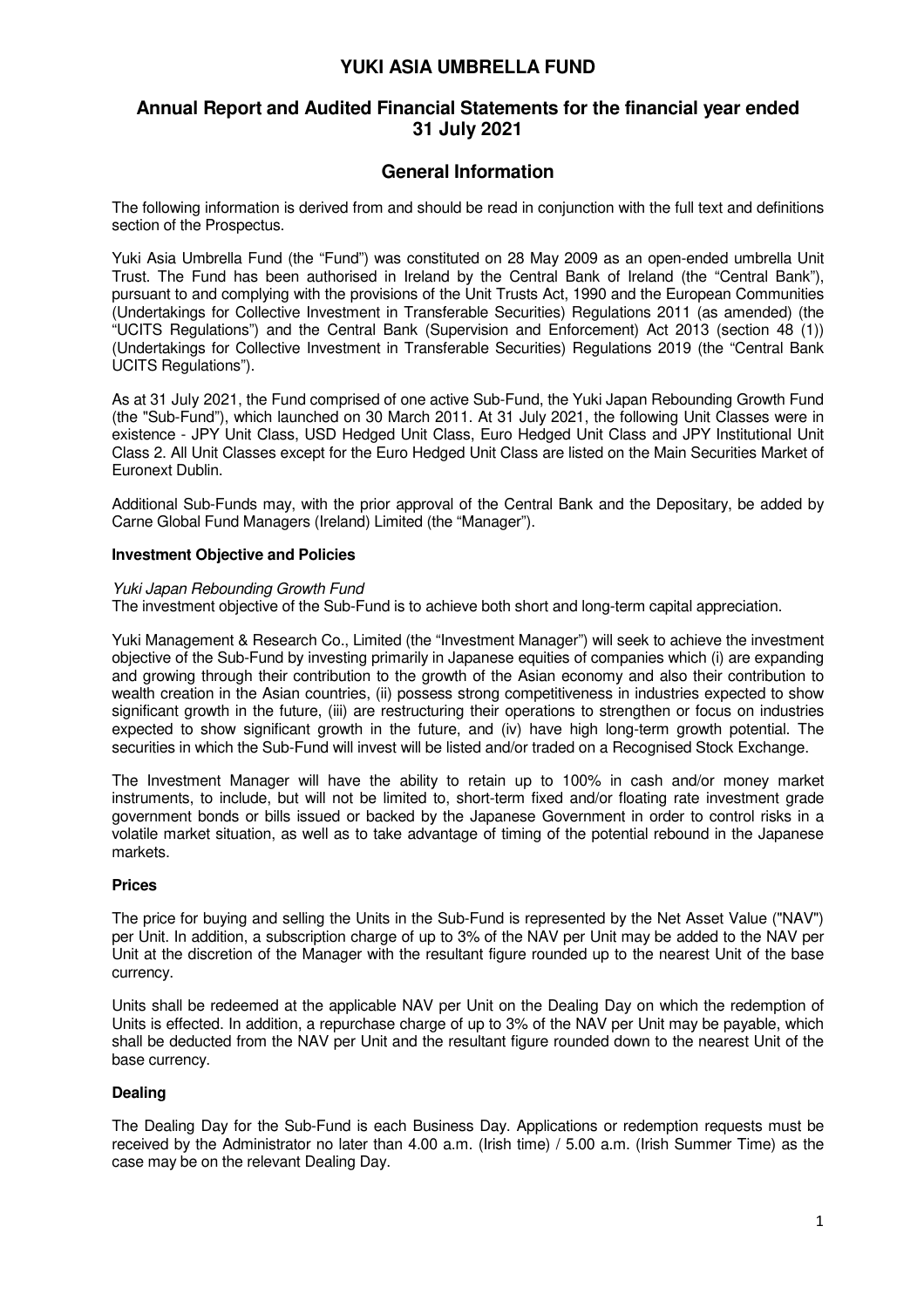# YUKI ASIA UMBRELLA FUND

## Annual Report and Audited Financial Statements for the financial year ended 31 July 2021

## General Information

The following information is derived from and should be read in conjunction with the full text and definitions section of the Prospectus.

Yuki Asia Umbrella Fund (the "Fund") was constituted on 28 May 2009 as an open-ended umbrella Unit Trust. The Fund has been authorised in Ireland by the Central Bank of Ireland (the "Central Bank"), pursuant to and complying with the provisions of the Unit Trusts Act, 1990 and the European Communities (Undertakings for Collective Investment in Transferable Securities) Regulations 2011 (as amended) (the "UCITS Regulations") and the Central Bank (Supervision and Enforcement) Act 2013 (section 48 (1)) (Undertakings for Collective Investment in Transferable Securities) Regulations 2019 (the "Central Bank UCITS Regulations").

As at 31 July 2021, the Fund comprised of one active Sub-Fund, the Yuki Japan Rebounding Growth Fund (the "Sub-Fund"), which launched on 30 March 2011. At 31 July 2021, the following Unit Classes were in existence - JPY Unit Class, USD Hedged Unit Class, Euro Hedged Unit Class and JPY Institutional Unit Class 2. All Unit Classes except for the Euro Hedged Unit Class are listed on the Main Securities Market of Euronext Dublin.

Additional Sub-Funds may, with the prior approval of the Central Bank and the Depositary, be added by Carne Global Fund Managers (Ireland) Limited (the "Manager").

**Investment Objective and Policies**

*Yuki Japan Rebounding Growth Fund*
The investment objective of the Sub-Fund is to achieve both short and long-term capital appreciation.

Yuki Management & Research Co., Limited (the "Investment Manager") will seek to achieve the investment objective of the Sub-Fund by investing primarily in Japanese equities of companies which (i) are expanding and growing through their contribution to the growth of the Asian economy and also their contribution to wealth creation in the Asian countries, (ii) possess strong competitiveness in industries expected to show significant growth in the future, (iii) are restructuring their operations to strengthen or focus on industries expected to show significant growth in the future, and (iv) have high long-term growth potential. The securities in which the Sub-Fund will invest will be listed and/or traded on a Recognised Stock Exchange.

The Investment Manager will have the ability to retain up to 100% in cash and/or money market instruments, to include, but will not be limited to, short-term fixed and/or floating rate investment grade government bonds or bills issued or backed by the Japanese Government in order to control risks in a volatile market situation, as well as to take advantage of timing of the potential rebound in the Japanese markets.

**Prices**

The price for buying and selling the Units in the Sub-Fund is represented by the Net Asset Value ("NAV") per Unit. In addition, a subscription charge of up to 3% of the NAV per Unit may be added to the NAV per Unit at the discretion of the Manager with the resultant figure rounded up to the nearest Unit of the base currency.

Units shall be redeemed at the applicable NAV per Unit on the Dealing Day on which the redemption of Units is effected. In addition, a repurchase charge of up to 3% of the NAV per Unit may be payable, which shall be deducted from the NAV per Unit and the resultant figure rounded down to the nearest Unit of the base currency.

**Dealing**

The Dealing Day for the Sub-Fund is each Business Day. Applications or redemption requests must be received by the Administrator no later than 4.00 a.m. (Irish time) / 5.00 a.m. (Irish Summer Time) as the case may be on the relevant Dealing Day.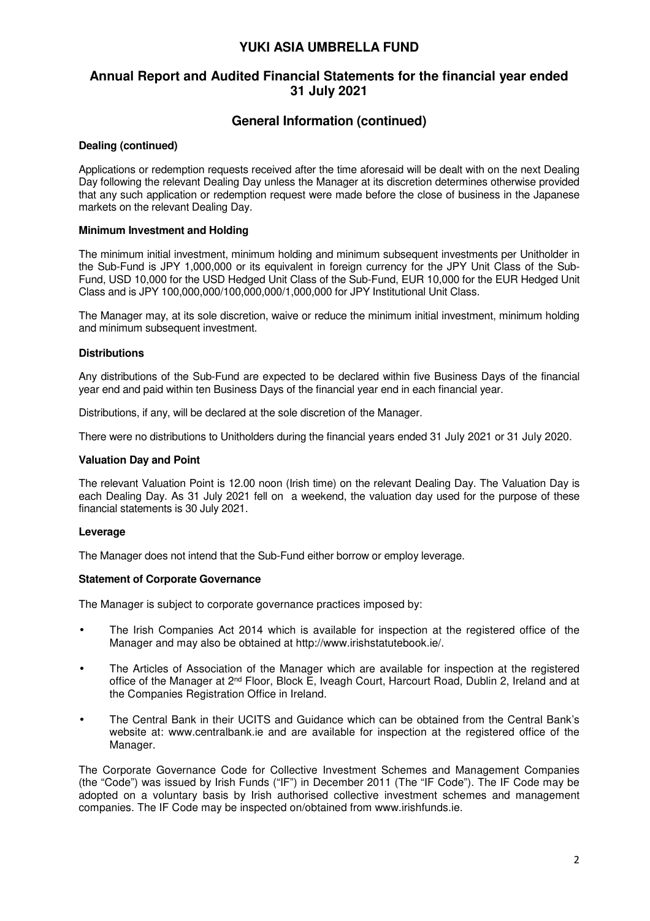# YUKI ASIA UMBRELLA FUND

## Annual Report and Audited Financial Statements for the financial year ended 31 July 2021

## General Information (continued)

**Dealing (continued)**

Applications or redemption requests received after the time aforesaid will be dealt with on the next Dealing Day following the relevant Dealing Day unless the Manager at its discretion determines otherwise provided that any such application or redemption request were made before the close of business in the Japanese markets on the relevant Dealing Day.

**Minimum Investment and Holding**

The minimum initial investment, minimum holding and minimum subsequent investments per Unitholder in the Sub-Fund is JPY 1,000,000 or its equivalent in foreign currency for the JPY Unit Class of the Sub-Fund, USD 10,000 for the USD Hedged Unit Class of the Sub-Fund, EUR 10,000 for the EUR Hedged Unit Class and is JPY 100,000,000/100,000,000/1,000,000 for JPY Institutional Unit Class.

The Manager may, at its sole discretion, waive or reduce the minimum initial investment, minimum holding and minimum subsequent investment.

**Distributions**

Any distributions of the Sub-Fund are expected to be declared within five Business Days of the financial year end and paid within ten Business Days of the financial year end in each financial year.

Distributions, if any, will be declared at the sole discretion of the Manager.

There were no distributions to Unitholders during the financial years ended 31 July 2021 or 31 July 2020.

**Valuation Day and Point**

The relevant Valuation Point is 12.00 noon (Irish time) on the relevant Dealing Day. The Valuation Day is each Dealing Day. As 31 July 2021 fell on a weekend, the valuation day used for the purpose of these financial statements is 30 July 2021.

**Leverage**

The Manager does not intend that the Sub-Fund either borrow or employ leverage.

**Statement of Corporate Governance**

The Manager is subject to corporate governance practices imposed by:

- The Irish Companies Act 2014 which is available for inspection at the registered office of the Manager and may also be obtained at http://www.irishstatutebook.ie/.
- The Articles of Association of the Manager which are available for inspection at the registered office of the Manager at 2nd Floor, Block E, Iveagh Court, Harcourt Road, Dublin 2, Ireland and at the Companies Registration Office in Ireland.
- The Central Bank in their UCITS and Guidance which can be obtained from the Central Bank's website at: www.centralbank.ie and are available for inspection at the registered office of the Manager.

The Corporate Governance Code for Collective Investment Schemes and Management Companies (the "Code") was issued by Irish Funds ("IF") in December 2011 (The "IF Code"). The IF Code may be adopted on a voluntary basis by Irish authorised collective investment schemes and management companies. The IF Code may be inspected on/obtained from www.irishfunds.ie.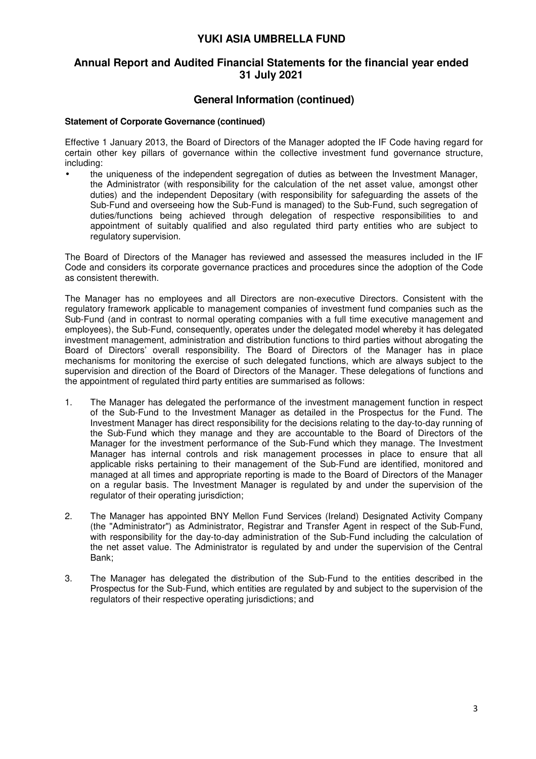## General Information (continued)

**Statement of Corporate Governance (continued)**

Effective 1 January 2013, the Board of Directors of the Manager adopted the IF Code having regard for certain other key pillars of governance within the collective investment fund governance structure, including:

- the uniqueness of the independent segregation of duties as between the Investment Manager, the Administrator (with responsibility for the calculation of the net asset value, amongst other duties) and the independent Depositary (with responsibility for safeguarding the assets of the Sub-Fund and overseeing how the Sub-Fund is managed) to the Sub-Fund, such segregation of duties/functions being achieved through delegation of respective responsibilities to and appointment of suitably qualified and also regulated third party entities who are subject to regulatory supervision.

The Board of Directors of the Manager has reviewed and assessed the measures included in the IF Code and considers its corporate governance practices and procedures since the adoption of the Code as consistent therewith.

The Manager has no employees and all Directors are non-executive Directors. Consistent with the regulatory framework applicable to management companies of investment fund companies such as the Sub-Fund (and in contrast to normal operating companies with a full time executive management and employees), the Sub-Fund, consequently, operates under the delegated model whereby it has delegated investment management, administration and distribution functions to third parties without abrogating the Board of Directors' overall responsibility. The Board of Directors of the Manager has in place mechanisms for monitoring the exercise of such delegated functions, which are always subject to the supervision and direction of the Board of Directors of the Manager. These delegations of functions and the appointment of regulated third party entities are summarised as follows:

1. The Manager has delegated the performance of the investment management function in respect of the Sub-Fund to the Investment Manager as detailed in the Prospectus for the Fund. The Investment Manager has direct responsibility for the decisions relating to the day-to-day running of the Sub-Fund which they manage and they are accountable to the Board of Directors of the Manager for the investment performance of the Sub-Fund which they manage. The Investment Manager has internal controls and risk management processes in place to ensure that all applicable risks pertaining to their management of the Sub-Fund are identified, monitored and managed at all times and appropriate reporting is made to the Board of Directors of the Manager on a regular basis. The Investment Manager is regulated by and under the supervision of the regulator of their operating jurisdiction;

2. The Manager has appointed BNY Mellon Fund Services (Ireland) Designated Activity Company (the "Administrator") as Administrator, Registrar and Transfer Agent in respect of the Sub-Fund, with responsibility for the day-to-day administration of the Sub-Fund including the calculation of the net asset value. The Administrator is regulated by and under the supervision of the Central Bank;

3. The Manager has delegated the distribution of the Sub-Fund to the entities described in the Prospectus for the Sub-Fund, which entities are regulated by and subject to the supervision of the regulators of their respective operating jurisdictions; and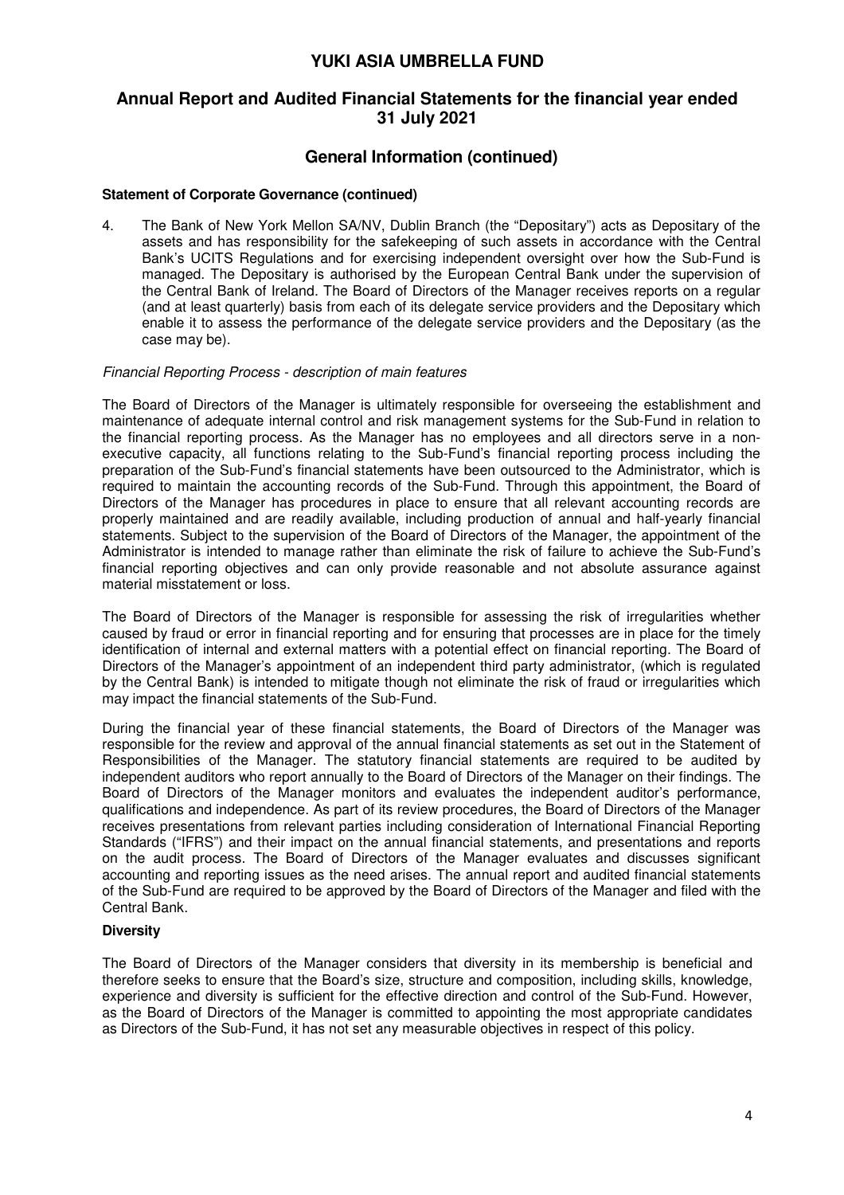## General Information (continued)

**Statement of Corporate Governance (continued)**

4. The Bank of New York Mellon SA/NV, Dublin Branch (the "Depositary") acts as Depositary of the assets and has responsibility for the safekeeping of such assets in accordance with the Central Bank's UCITS Regulations and for exercising independent oversight over how the Sub-Fund is managed. The Depositary is authorised by the European Central Bank under the supervision of the Central Bank of Ireland. The Board of Directors of the Manager receives reports on a regular (and at least quarterly) basis from each of its delegate service providers and the Depositary which enable it to assess the performance of the delegate service providers and the Depositary (as the case may be).

*Financial Reporting Process - description of main features*

The Board of Directors of the Manager is ultimately responsible for overseeing the establishment and maintenance of adequate internal control and risk management systems for the Sub-Fund in relation to the financial reporting process. As the Manager has no employees and all directors serve in a non-executive capacity, all functions relating to the Sub-Fund's financial reporting process including the preparation of the Sub-Fund's financial statements have been outsourced to the Administrator, which is required to maintain the accounting records of the Sub-Fund. Through this appointment, the Board of Directors of the Manager has procedures in place to ensure that all relevant accounting records are properly maintained and are readily available, including production of annual and half-yearly financial statements. Subject to the supervision of the Board of Directors of the Manager, the appointment of the Administrator is intended to manage rather than eliminate the risk of failure to achieve the Sub-Fund's financial reporting objectives and can only provide reasonable and not absolute assurance against material misstatement or loss.

The Board of Directors of the Manager is responsible for assessing the risk of irregularities whether caused by fraud or error in financial reporting and for ensuring that processes are in place for the timely identification of internal and external matters with a potential effect on financial reporting. The Board of Directors of the Manager's appointment of an independent third party administrator, (which is regulated by the Central Bank) is intended to mitigate though not eliminate the risk of fraud or irregularities which may impact the financial statements of the Sub-Fund.

During the financial year of these financial statements, the Board of Directors of the Manager was responsible for the review and approval of the annual financial statements as set out in the Statement of Responsibilities of the Manager. The statutory financial statements are required to be audited by independent auditors who report annually to the Board of Directors of the Manager on their findings. The Board of Directors of the Manager monitors and evaluates the independent auditor's performance, qualifications and independence. As part of its review procedures, the Board of Directors of the Manager receives presentations from relevant parties including consideration of International Financial Reporting Standards ("IFRS") and their impact on the annual financial statements, and presentations and reports on the audit process. The Board of Directors of the Manager evaluates and discusses significant accounting and reporting issues as the need arises. The annual report and audited financial statements of the Sub-Fund are required to be approved by the Board of Directors of the Manager and filed with the Central Bank.

**Diversity**

The Board of Directors of the Manager considers that diversity in its membership is beneficial and therefore seeks to ensure that the Board's size, structure and composition, including skills, knowledge, experience and diversity is sufficient for the effective direction and control of the Sub-Fund. However, as the Board of Directors of the Manager is committed to appointing the most appropriate candidates as Directors of the Sub-Fund, it has not set any measurable objectives in respect of this policy.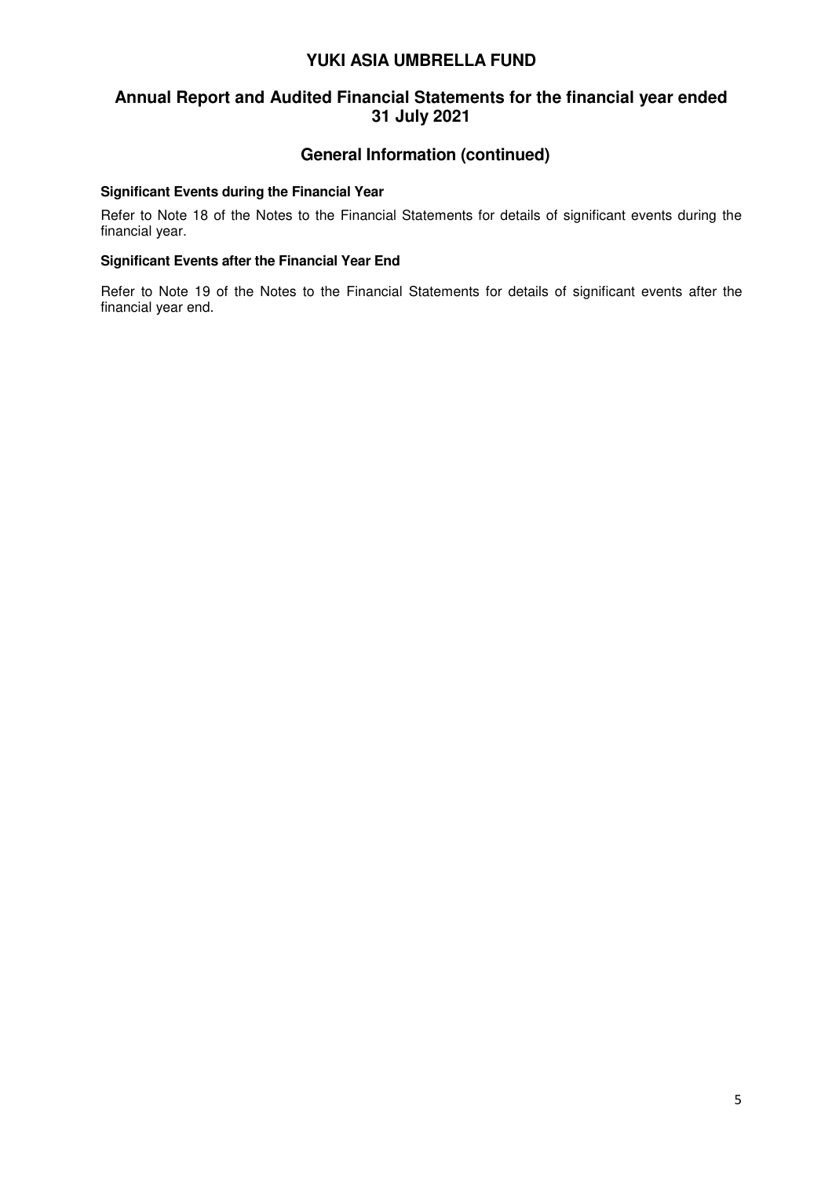## General Information (continued)

**Significant Events during the Financial Year**

Refer to Note 18 of the Notes to the Financial Statements for details of significant events during the financial year.

**Significant Events after the Financial Year End**

Refer to Note 19 of the Notes to the Financial Statements for details of significant events after the financial year end.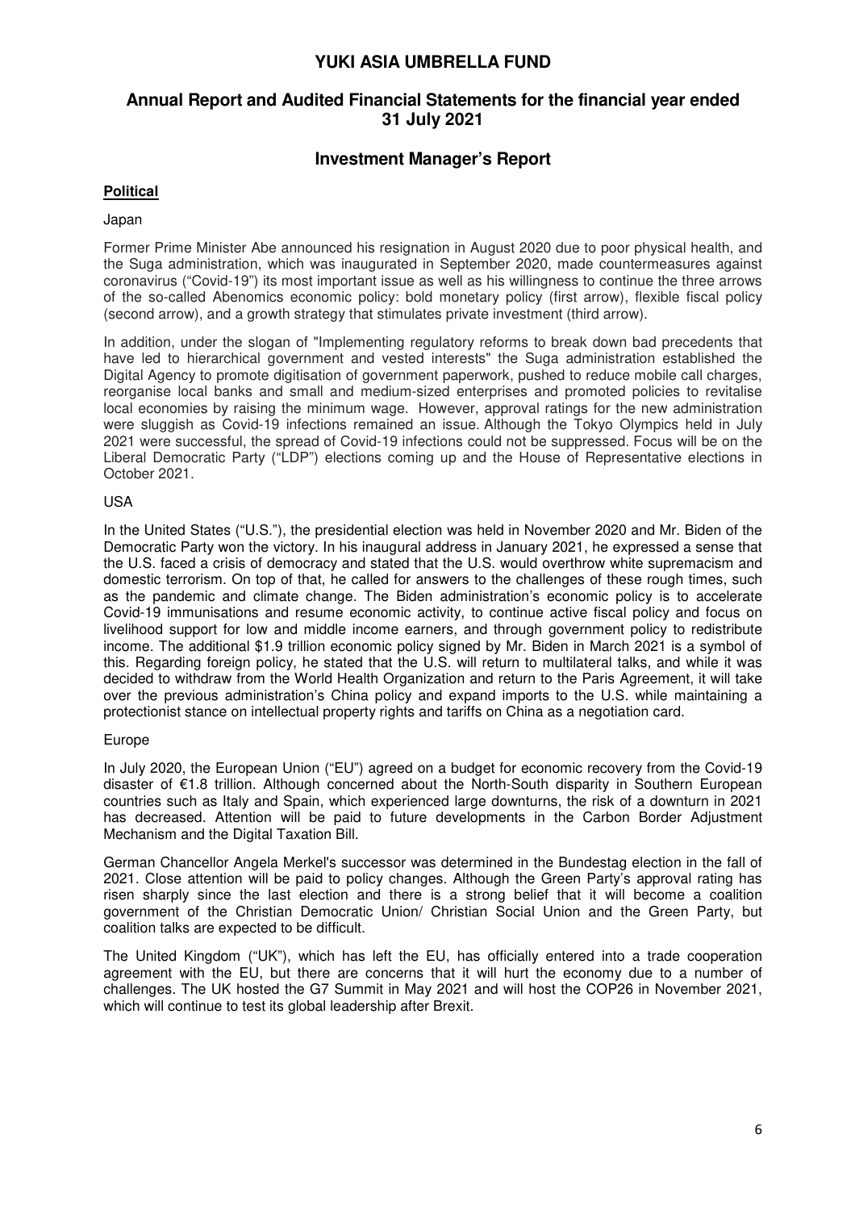# YUKI ASIA UMBRELLA FUND

## Annual Report and Audited Financial Statements for the financial year ended 31 July 2021

## Investment Manager's Report

### Political

Japan

Former Prime Minister Abe announced his resignation in August 2020 due to poor physical health, and the Suga administration, which was inaugurated in September 2020, made countermeasures against coronavirus ("Covid-19") its most important issue as well as his willingness to continue the three arrows of the so-called Abenomics economic policy: bold monetary policy (first arrow), flexible fiscal policy (second arrow), and a growth strategy that stimulates private investment (third arrow).

In addition, under the slogan of "Implementing regulatory reforms to break down bad precedents that have led to hierarchical government and vested interests" the Suga administration established the Digital Agency to promote digitisation of government paperwork, pushed to reduce mobile call charges, reorganise local banks and small and medium-sized enterprises and promoted policies to revitalise local economies by raising the minimum wage. However, approval ratings for the new administration were sluggish as Covid-19 infections remained an issue. Although the Tokyo Olympics held in July 2021 were successful, the spread of Covid-19 infections could not be suppressed. Focus will be on the Liberal Democratic Party ("LDP") elections coming up and the House of Representative elections in October 2021.

USA

In the United States ("U.S."), the presidential election was held in November 2020 and Mr. Biden of the Democratic Party won the victory. In his inaugural address in January 2021, he expressed a sense that the U.S. faced a crisis of democracy and stated that the U.S. would overthrow white supremacism and domestic terrorism. On top of that, he called for answers to the challenges of these rough times, such as the pandemic and climate change. The Biden administration's economic policy is to accelerate Covid-19 immunisations and resume economic activity, to continue active fiscal policy and focus on livelihood support for low and middle income earners, and through government policy to redistribute income. The additional $1.9 trillion economic policy signed by Mr. Biden in March 2021 is a symbol of this. Regarding foreign policy, he stated that the U.S. will return to multilateral talks, and while it was decided to withdraw from the World Health Organization and return to the Paris Agreement, it will take over the previous administration's China policy and expand imports to the U.S. while maintaining a protectionist stance on intellectual property rights and tariffs on China as a negotiation card.

Europe

In July 2020, the European Union ("EU") agreed on a budget for economic recovery from the Covid-19 disaster of €1.8 trillion. Although concerned about the North-South disparity in Southern European countries such as Italy and Spain, which experienced large downturns, the risk of a downturn in 2021 has decreased. Attention will be paid to future developments in the Carbon Border Adjustment Mechanism and the Digital Taxation Bill.

German Chancellor Angela Merkel's successor was determined in the Bundestag election in the fall of 2021. Close attention will be paid to policy changes. Although the Green Party's approval rating has risen sharply since the last election and there is a strong belief that it will become a coalition government of the Christian Democratic Union/ Christian Social Union and the Green Party, but coalition talks are expected to be difficult.

The United Kingdom ("UK"), which has left the EU, has officially entered into a trade cooperation agreement with the EU, but there are concerns that it will hurt the economy due to a number of challenges. The UK hosted the G7 Summit in May 2021 and will host the COP26 in November 2021, which will continue to test its global leadership after Brexit.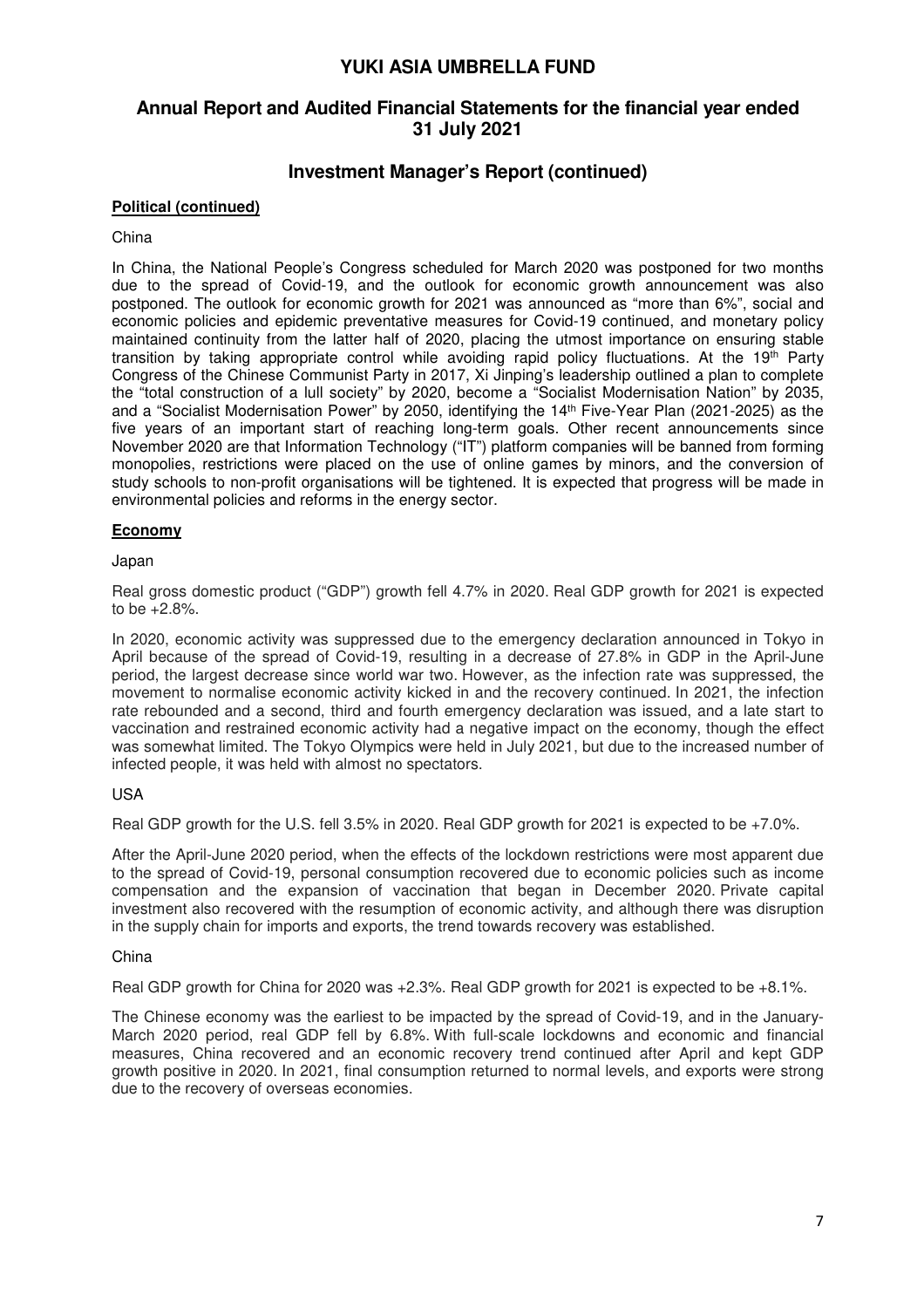## Investment Manager's Report (continued)

**Political (continued)**

China

In China, the National People's Congress scheduled for March 2020 was postponed for two months due to the spread of Covid-19, and the outlook for economic growth announcement was also postponed. The outlook for economic growth for 2021 was announced as "more than 6%", social and economic policies and epidemic preventative measures for Covid-19 continued, and monetary policy maintained continuity from the latter half of 2020, placing the utmost importance on ensuring stable transition by taking appropriate control while avoiding rapid policy fluctuations. At the 19th Party Congress of the Chinese Communist Party in 2017, Xi Jinping's leadership outlined a plan to complete the "total construction of a lull society" by 2020, become a "Socialist Modernisation Nation" by 2035, and a "Socialist Modernisation Power" by 2050, identifying the 14th Five-Year Plan (2021-2025) as the five years of an important start of reaching long-term goals. Other recent announcements since November 2020 are that Information Technology ("IT") platform companies will be banned from forming monopolies, restrictions were placed on the use of online games by minors, and the conversion of study schools to non-profit organisations will be tightened. It is expected that progress will be made in environmental policies and reforms in the energy sector.

**Economy**

Japan

Real gross domestic product ("GDP") growth fell 4.7% in 2020. Real GDP growth for 2021 is expected to be +2.8%.

In 2020, economic activity was suppressed due to the emergency declaration announced in Tokyo in April because of the spread of Covid-19, resulting in a decrease of 27.8% in GDP in the April-June period, the largest decrease since world war two. However, as the infection rate was suppressed, the movement to normalise economic activity kicked in and the recovery continued. In 2021, the infection rate rebounded and a second, third and fourth emergency declaration was issued, and a late start to vaccination and restrained economic activity had a negative impact on the economy, though the effect was somewhat limited. The Tokyo Olympics were held in July 2021, but due to the increased number of infected people, it was held with almost no spectators.

USA

Real GDP growth for the U.S. fell 3.5% in 2020. Real GDP growth for 2021 is expected to be +7.0%.

After the April-June 2020 period, when the effects of the lockdown restrictions were most apparent due to the spread of Covid-19, personal consumption recovered due to economic policies such as income compensation and the expansion of vaccination that began in December 2020. Private capital investment also recovered with the resumption of economic activity, and although there was disruption in the supply chain for imports and exports, the trend towards recovery was established.

China

Real GDP growth for China for 2020 was +2.3%. Real GDP growth for 2021 is expected to be +8.1%.

The Chinese economy was the earliest to be impacted by the spread of Covid-19, and in the January-March 2020 period, real GDP fell by 6.8%. With full-scale lockdowns and economic and financial measures, China recovered and an economic recovery trend continued after April and kept GDP growth positive in 2020. In 2021, final consumption returned to normal levels, and exports were strong due to the recovery of overseas economies.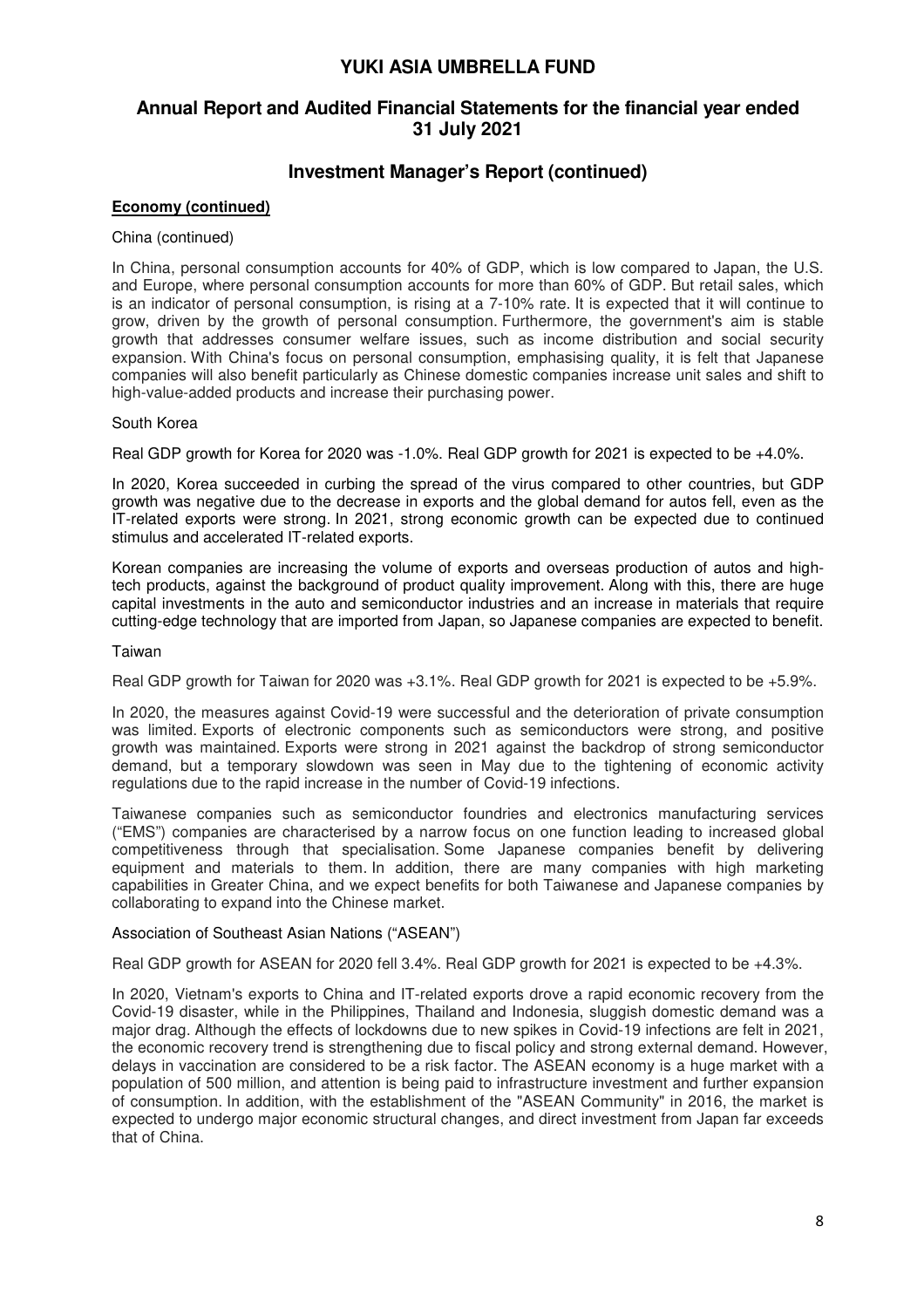# YUKI ASIA UMBRELLA FUND

## Annual Report and Audited Financial Statements for the financial year ended 31 July 2021

## Investment Manager's Report (continued)

### Economy (continued)

China (continued)

In China, personal consumption accounts for 40% of GDP, which is low compared to Japan, the U.S. and Europe, where personal consumption accounts for more than 60% of GDP. But retail sales, which is an indicator of personal consumption, is rising at a 7-10% rate. It is expected that it will continue to grow, driven by the growth of personal consumption. Furthermore, the government's aim is stable growth that addresses consumer welfare issues, such as income distribution and social security expansion. With China's focus on personal consumption, emphasising quality, it is felt that Japanese companies will also benefit particularly as Chinese domestic companies increase unit sales and shift to high-value-added products and increase their purchasing power.

South Korea

Real GDP growth for Korea for 2020 was -1.0%. Real GDP growth for 2021 is expected to be +4.0%.

In 2020, Korea succeeded in curbing the spread of the virus compared to other countries, but GDP growth was negative due to the decrease in exports and the global demand for autos fell, even as the IT-related exports were strong. In 2021, strong economic growth can be expected due to continued stimulus and accelerated IT-related exports.

Korean companies are increasing the volume of exports and overseas production of autos and high-tech products, against the background of product quality improvement. Along with this, there are huge capital investments in the auto and semiconductor industries and an increase in materials that require cutting-edge technology that are imported from Japan, so Japanese companies are expected to benefit.

Taiwan

Real GDP growth for Taiwan for 2020 was +3.1%. Real GDP growth for 2021 is expected to be +5.9%.

In 2020, the measures against Covid-19 were successful and the deterioration of private consumption was limited. Exports of electronic components such as semiconductors were strong, and positive growth was maintained. Exports were strong in 2021 against the backdrop of strong semiconductor demand, but a temporary slowdown was seen in May due to the tightening of economic activity regulations due to the rapid increase in the number of Covid-19 infections.

Taiwanese companies such as semiconductor foundries and electronics manufacturing services ("EMS") companies are characterised by a narrow focus on one function leading to increased global competitiveness through that specialisation. Some Japanese companies benefit by delivering equipment and materials to them. In addition, there are many companies with high marketing capabilities in Greater China, and we expect benefits for both Taiwanese and Japanese companies by collaborating to expand into the Chinese market.

Association of Southeast Asian Nations ("ASEAN")

Real GDP growth for ASEAN for 2020 fell 3.4%. Real GDP growth for 2021 is expected to be +4.3%.

In 2020, Vietnam's exports to China and IT-related exports drove a rapid economic recovery from the Covid-19 disaster, while in the Philippines, Thailand and Indonesia, sluggish domestic demand was a major drag. Although the effects of lockdowns due to new spikes in Covid-19 infections are felt in 2021, the economic recovery trend is strengthening due to fiscal policy and strong external demand. However, delays in vaccination are considered to be a risk factor. The ASEAN economy is a huge market with a population of 500 million, and attention is being paid to infrastructure investment and further expansion of consumption. In addition, with the establishment of the "ASEAN Community" in 2016, the market is expected to undergo major economic structural changes, and direct investment from Japan far exceeds that of China.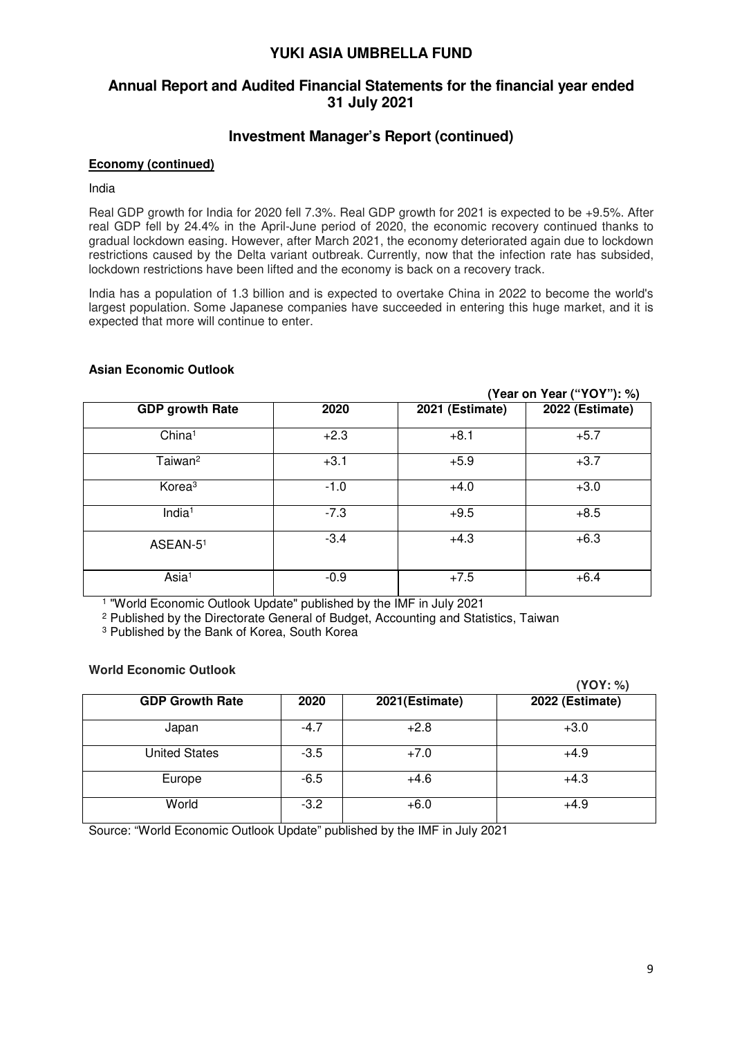# YUKI ASIA UMBRELLA FUND

## Annual Report and Audited Financial Statements for the financial year ended 31 July 2021

## Investment Manager's Report (continued)

**Economy (continued)**

India

Real GDP growth for India for 2020 fell 7.3%. Real GDP growth for 2021 is expected to be +9.5%. After real GDP fell by 24.4% in the April-June period of 2020, the economic recovery continued thanks to gradual lockdown easing. However, after March 2021, the economy deteriorated again due to lockdown restrictions caused by the Delta variant outbreak. Currently, now that the infection rate has subsided, lockdown restrictions have been lifted and the economy is back on a recovery track.

India has a population of 1.3 billion and is expected to overtake China in 2022 to become the world's largest population. Some Japanese companies have succeeded in entering this huge market, and it is expected that more will continue to enter.

**Asian Economic Outlook**

**(Year on Year ("YOY"): %)**

| GDP growth Rate | 2020 | 2021 (Estimate) | 2022 (Estimate) |
|---|---|---|---|
| China[1] | +2.3 | +8.1 | +5.7 |
| Taiwan[2] | +3.1 | +5.9 | +3.7 |
| Korea[3] | -1.0 | +4.0 | +3.0 |
| India[1] | -7.3 | +9.5 | +8.5 |
| ASEAN-5[1] | -3.4 | +4.3 | +6.3 |
| Asia[1] | -0.9 | +7.5 | +6.4 |

[1] "World Economic Outlook Update" published by the IMF in July 2021

[2] Published by the Directorate General of Budget, Accounting and Statistics, Taiwan

[3] Published by the Bank of Korea, South Korea

**World Economic Outlook**

**(YOY: %)**

| GDP Growth Rate | 2020 | 2021(Estimate) | 2022 (Estimate) |
|---|---|---|---|
| Japan | -4.7 | +2.8 | +3.0 |
| United States | -3.5 | +7.0 | +4.9 |
| Europe | -6.5 | +4.6 | +4.3 |
| World | -3.2 | +6.0 | +4.9 |

Source: "World Economic Outlook Update" published by the IMF in July 2021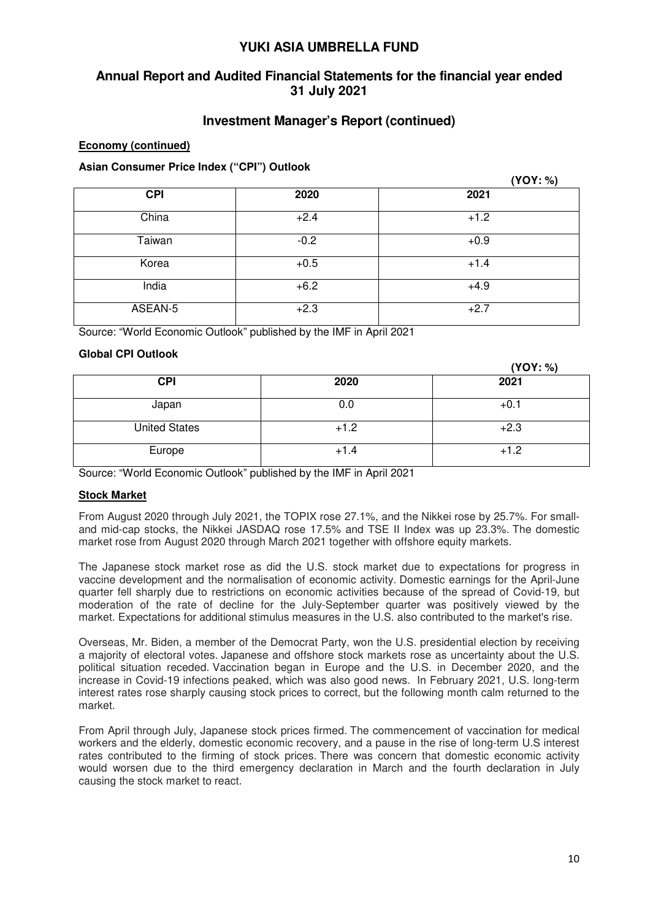**Investment Manager's Report (continued)**

**Economy (continued)**

**Asian Consumer Price Index ("CPI") Outlook**

(YOY: %)

| CPI | 2020 | 2021 |
|---|---|---|
| China | +2.4 | +1.2 |
| Taiwan | -0.2 | +0.9 |
| Korea | +0.5 | +1.4 |
| India | +6.2 | +4.9 |
| ASEAN-5 | +2.3 | +2.7 |

Source: "World Economic Outlook" published by the IMF in April 2021

**Global CPI Outlook**

(YOY: %)

| CPI | 2020 | 2021 |
|---|---|---|
| Japan | 0.0 | +0.1 |
| United States | +1.2 | +2.3 |
| Europe | +1.4 | +1.2 |

Source: "World Economic Outlook" published by the IMF in April 2021

**Stock Market**

From August 2020 through July 2021, the TOPIX rose 27.1%, and the Nikkei rose by 25.7%. For small- and mid-cap stocks, the Nikkei JASDAQ rose 17.5% and TSE II Index was up 23.3%. The domestic market rose from August 2020 through March 2021 together with offshore equity markets.

The Japanese stock market rose as did the U.S. stock market due to expectations for progress in vaccine development and the normalisation of economic activity. Domestic earnings for the April-June quarter fell sharply due to restrictions on economic activities because of the spread of Covid-19, but moderation of the rate of decline for the July-September quarter was positively viewed by the market. Expectations for additional stimulus measures in the U.S. also contributed to the market's rise.

Overseas, Mr. Biden, a member of the Democrat Party, won the U.S. presidential election by receiving a majority of electoral votes. Japanese and offshore stock markets rose as uncertainty about the U.S. political situation receded. Vaccination began in Europe and the U.S. in December 2020, and the increase in Covid-19 infections peaked, which was also good news. In February 2021, U.S. long-term interest rates rose sharply causing stock prices to correct, but the following month calm returned to the market.

From April through July, Japanese stock prices firmed. The commencement of vaccination for medical workers and the elderly, domestic economic recovery, and a pause in the rise of long-term U.S interest rates contributed to the firming of stock prices. There was concern that domestic economic activity would worsen due to the third emergency declaration in March and the fourth declaration in July causing the stock market to react.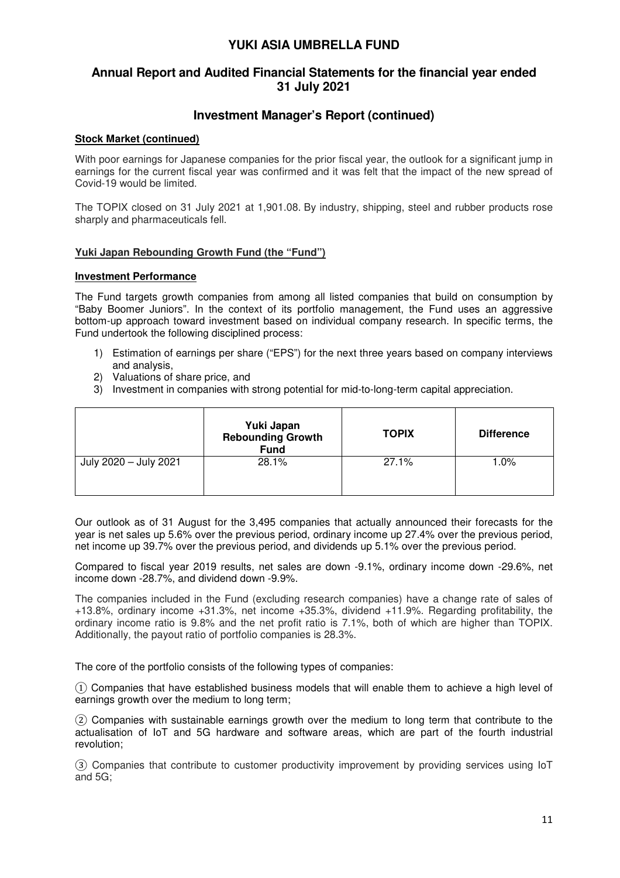## Investment Manager's Report (continued)

### Stock Market (continued)

With poor earnings for Japanese companies for the prior fiscal year, the outlook for a significant jump in earnings for the current fiscal year was confirmed and it was felt that the impact of the new spread of Covid-19 would be limited.

The TOPIX closed on 31 July 2021 at 1,901.08. By industry, shipping, steel and rubber products rose sharply and pharmaceuticals fell.

### Yuki Japan Rebounding Growth Fund (the "Fund")

### Investment Performance

The Fund targets growth companies from among all listed companies that build on consumption by "Baby Boomer Juniors". In the context of its portfolio management, the Fund uses an aggressive bottom-up approach toward investment based on individual company research. In specific terms, the Fund undertook the following disciplined process:

1) Estimation of earnings per share ("EPS") for the next three years based on company interviews and analysis,
2) Valuations of share price, and
3) Investment in companies with strong potential for mid-to-long-term capital appreciation.

| | Yuki Japan Rebounding Growth Fund | TOPIX | Difference |
|---|---|---|---|
| July 2020 – July 2021 | 28.1% | 27.1% | 1.0% |

Our outlook as of 31 August for the 3,495 companies that actually announced their forecasts for the year is net sales up 5.6% over the previous period, ordinary income up 27.4% over the previous period, net income up 39.7% over the previous period, and dividends up 5.1% over the previous period.

Compared to fiscal year 2019 results, net sales are down -9.1%, ordinary income down -29.6%, net income down -28.7%, and dividend down -9.9%.

The companies included in the Fund (excluding research companies) have a change rate of sales of +13.8%, ordinary income +31.3%, net income +35.3%, dividend +11.9%. Regarding profitability, the ordinary income ratio is 9.8% and the net profit ratio is 7.1%, both of which are higher than TOPIX. Additionally, the payout ratio of portfolio companies is 28.3%.

The core of the portfolio consists of the following types of companies:

① Companies that have established business models that will enable them to achieve a high level of earnings growth over the medium to long term;

② Companies with sustainable earnings growth over the medium to long term that contribute to the actualisation of IoT and 5G hardware and software areas, which are part of the fourth industrial revolution;

③ Companies that contribute to customer productivity improvement by providing services using IoT and 5G;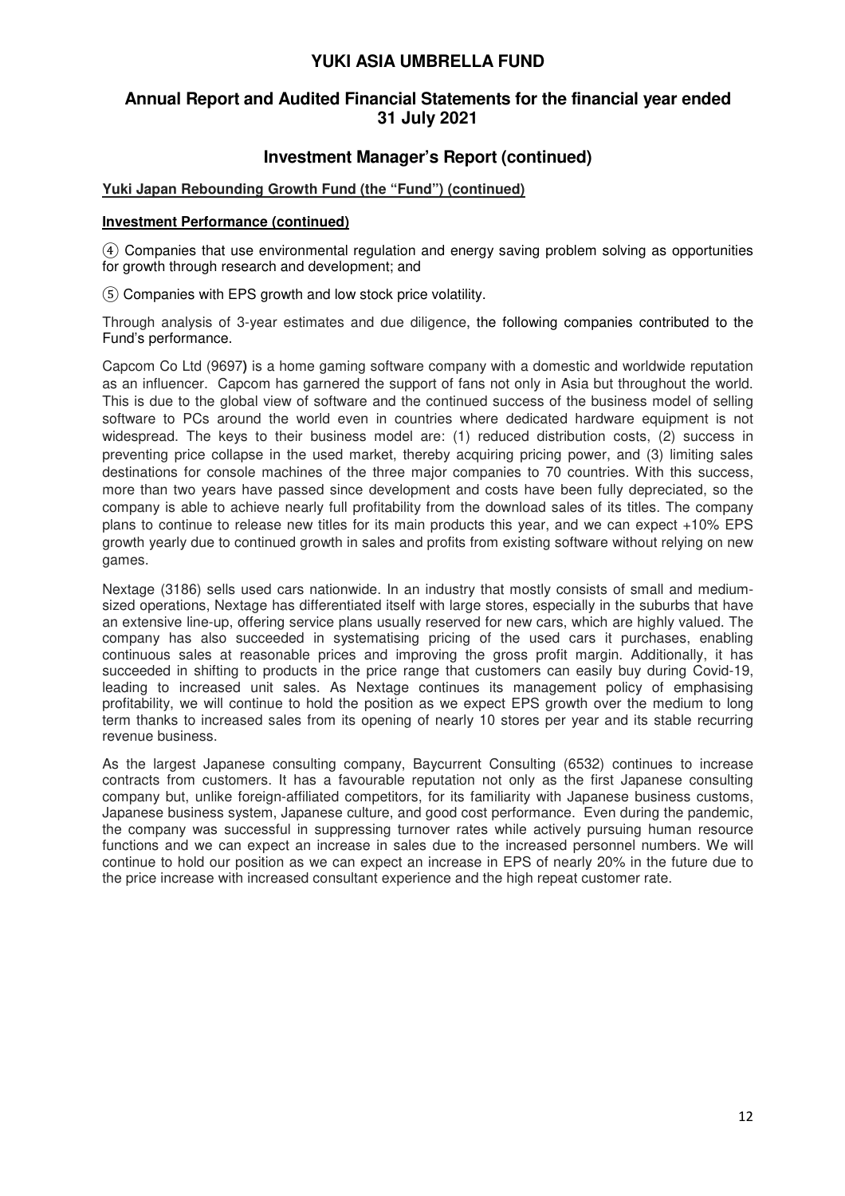# YUKI ASIA UMBRELLA FUND

## Annual Report and Audited Financial Statements for the financial year ended 31 July 2021

## Investment Manager's Report (continued)

**Yuki Japan Rebounding Growth Fund (the "Fund") (continued)**

**Investment Performance (continued)**

④ Companies that use environmental regulation and energy saving problem solving as opportunities for growth through research and development; and

⑤ Companies with EPS growth and low stock price volatility.

Through analysis of 3-year estimates and due diligence, the following companies contributed to the Fund's performance.

Capcom Co Ltd (9697**)** is a home gaming software company with a domestic and worldwide reputation as an influencer. Capcom has garnered the support of fans not only in Asia but throughout the world. This is due to the global view of software and the continued success of the business model of selling software to PCs around the world even in countries where dedicated hardware equipment is not widespread. The keys to their business model are: (1) reduced distribution costs, (2) success in preventing price collapse in the used market, thereby acquiring pricing power, and (3) limiting sales destinations for console machines of the three major companies to 70 countries. With this success, more than two years have passed since development and costs have been fully depreciated, so the company is able to achieve nearly full profitability from the download sales of its titles. The company plans to continue to release new titles for its main products this year, and we can expect +10% EPS growth yearly due to continued growth in sales and profits from existing software without relying on new games.

Nextage (3186) sells used cars nationwide. In an industry that mostly consists of small and medium-sized operations, Nextage has differentiated itself with large stores, especially in the suburbs that have an extensive line-up, offering service plans usually reserved for new cars, which are highly valued. The company has also succeeded in systematising pricing of the used cars it purchases, enabling continuous sales at reasonable prices and improving the gross profit margin. Additionally, it has succeeded in shifting to products in the price range that customers can easily buy during Covid-19, leading to increased unit sales. As Nextage continues its management policy of emphasising profitability, we will continue to hold the position as we expect EPS growth over the medium to long term thanks to increased sales from its opening of nearly 10 stores per year and its stable recurring revenue business.

As the largest Japanese consulting company, Baycurrent Consulting (6532) continues to increase contracts from customers. It has a favourable reputation not only as the first Japanese consulting company but, unlike foreign-affiliated competitors, for its familiarity with Japanese business customs, Japanese business system, Japanese culture, and good cost performance. Even during the pandemic, the company was successful in suppressing turnover rates while actively pursuing human resource functions and we can expect an increase in sales due to the increased personnel numbers. We will continue to hold our position as we can expect an increase in EPS of nearly 20% in the future due to the price increase with increased consultant experience and the high repeat customer rate.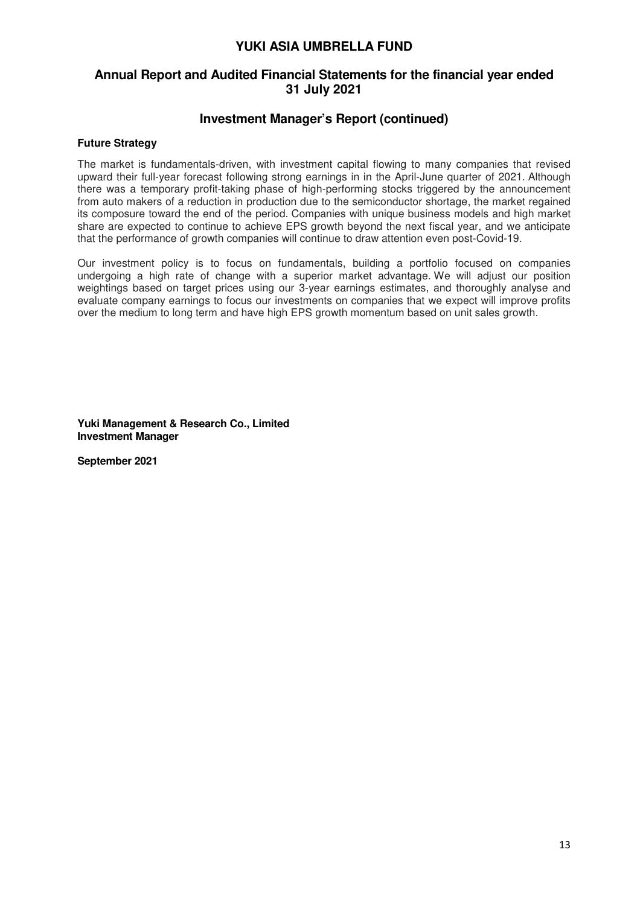## Investment Manager's Report (continued)

### Future Strategy

The market is fundamentals-driven, with investment capital flowing to many companies that revised upward their full-year forecast following strong earnings in in the April-June quarter of 2021. Although there was a temporary profit-taking phase of high-performing stocks triggered by the announcement from auto makers of a reduction in production due to the semiconductor shortage, the market regained its composure toward the end of the period. Companies with unique business models and high market share are expected to continue to achieve EPS growth beyond the next fiscal year, and we anticipate that the performance of growth companies will continue to draw attention even post-Covid-19.

Our investment policy is to focus on fundamentals, building a portfolio focused on companies undergoing a high rate of change with a superior market advantage. We will adjust our position weightings based on target prices using our 3-year earnings estimates, and thoroughly analyse and evaluate company earnings to focus our investments on companies that we expect will improve profits over the medium to long term and have high EPS growth momentum based on unit sales growth.

**Yuki Management & Research Co., Limited**
**Investment Manager**

**September 2021**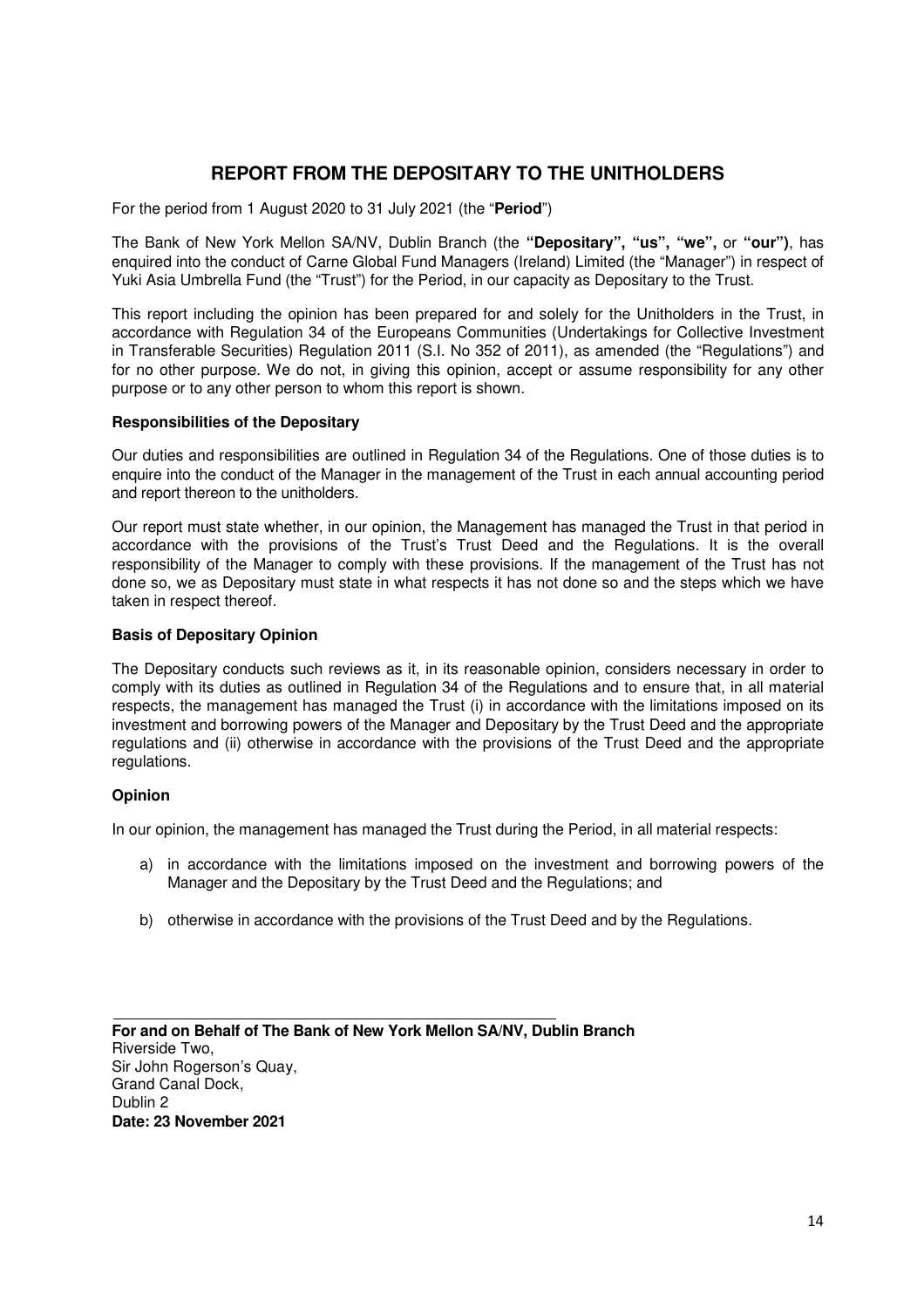# REPORT FROM THE DEPOSITARY TO THE UNITHOLDERS

For the period from 1 August 2020 to 31 July 2021 (the "**Period**")

The Bank of New York Mellon SA/NV, Dublin Branch (the **"Depositary", "us", "we",** or **"our")**, has enquired into the conduct of Carne Global Fund Managers (Ireland) Limited (the "Manager") in respect of Yuki Asia Umbrella Fund (the "Trust") for the Period, in our capacity as Depositary to the Trust.

This report including the opinion has been prepared for and solely for the Unitholders in the Trust, in accordance with Regulation 34 of the Europeans Communities (Undertakings for Collective Investment in Transferable Securities) Regulation 2011 (S.I. No 352 of 2011), as amended (the "Regulations") and for no other purpose. We do not, in giving this opinion, accept or assume responsibility for any other purpose or to any other person to whom this report is shown.

**Responsibilities of the Depositary**

Our duties and responsibilities are outlined in Regulation 34 of the Regulations. One of those duties is to enquire into the conduct of the Manager in the management of the Trust in each annual accounting period and report thereon to the unitholders.

Our report must state whether, in our opinion, the Management has managed the Trust in that period in accordance with the provisions of the Trust's Trust Deed and the Regulations. It is the overall responsibility of the Manager to comply with these provisions. If the management of the Trust has not done so, we as Depositary must state in what respects it has not done so and the steps which we have taken in respect thereof.

**Basis of Depositary Opinion**

The Depositary conducts such reviews as it, in its reasonable opinion, considers necessary in order to comply with its duties as outlined in Regulation 34 of the Regulations and to ensure that, in all material respects, the management has managed the Trust (i) in accordance with the limitations imposed on its investment and borrowing powers of the Manager and Depositary by the Trust Deed and the appropriate regulations and (ii) otherwise in accordance with the provisions of the Trust Deed and the appropriate regulations.

**Opinion**

In our opinion, the management has managed the Trust during the Period, in all material respects:

a) in accordance with the limitations imposed on the investment and borrowing powers of the Manager and the Depositary by the Trust Deed and the Regulations; and

b) otherwise in accordance with the provisions of the Trust Deed and by the Regulations.

**For and on Behalf of The Bank of New York Mellon SA/NV, Dublin Branch**
Riverside Two,
Sir John Rogerson's Quay,
Grand Canal Dock,
Dublin 2
**Date: 23 November 2021**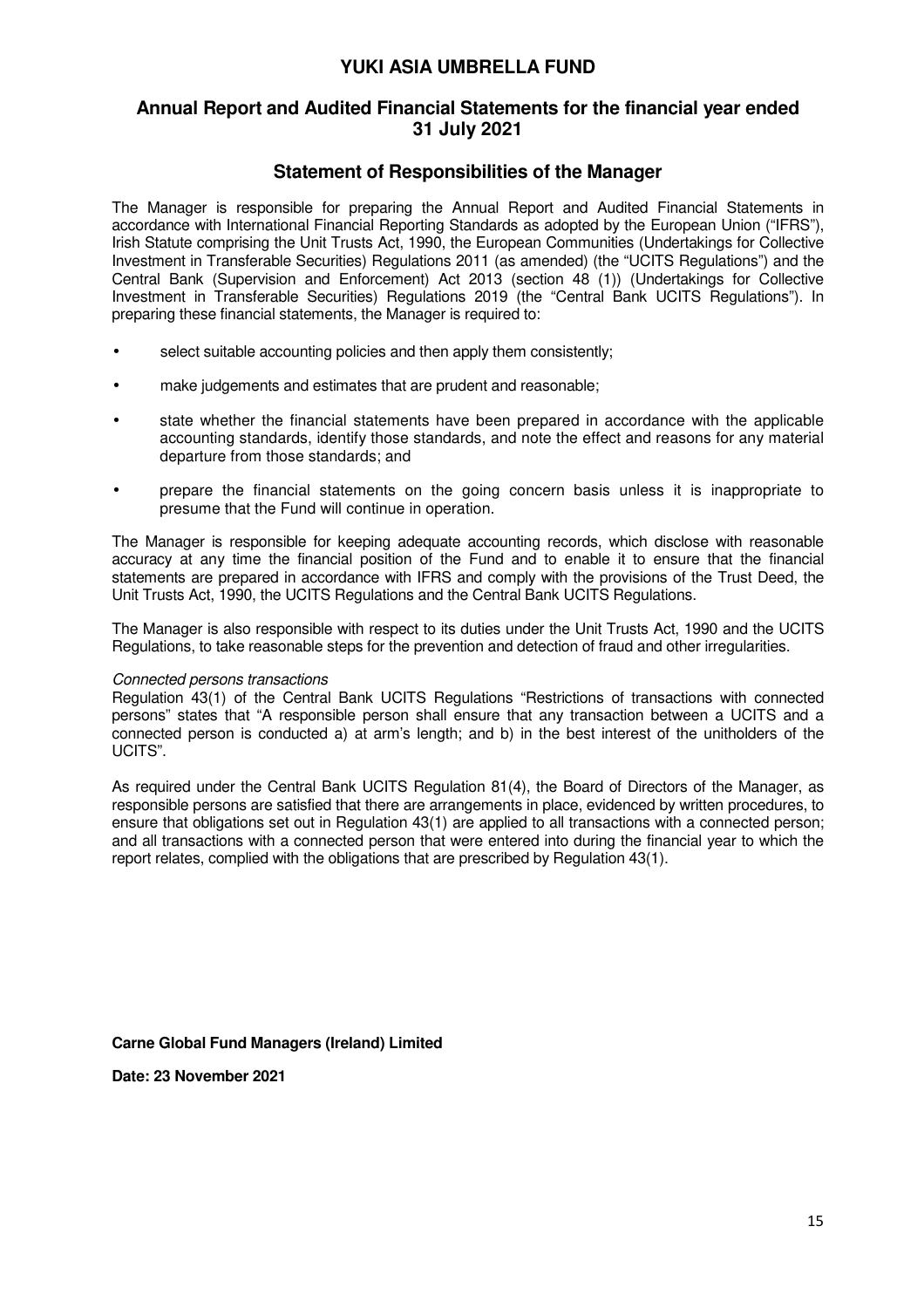# YUKI ASIA UMBRELLA FUND

## Annual Report and Audited Financial Statements for the financial year ended 31 July 2021

### Statement of Responsibilities of the Manager

The Manager is responsible for preparing the Annual Report and Audited Financial Statements in accordance with International Financial Reporting Standards as adopted by the European Union ("IFRS"), Irish Statute comprising the Unit Trusts Act, 1990, the European Communities (Undertakings for Collective Investment in Transferable Securities) Regulations 2011 (as amended) (the "UCITS Regulations") and the Central Bank (Supervision and Enforcement) Act 2013 (section 48 (1)) (Undertakings for Collective Investment in Transferable Securities) Regulations 2019 (the "Central Bank UCITS Regulations"). In preparing these financial statements, the Manager is required to:

- select suitable accounting policies and then apply them consistently;
- make judgements and estimates that are prudent and reasonable;
- state whether the financial statements have been prepared in accordance with the applicable accounting standards, identify those standards, and note the effect and reasons for any material departure from those standards; and
- prepare the financial statements on the going concern basis unless it is inappropriate to presume that the Fund will continue in operation.

The Manager is responsible for keeping adequate accounting records, which disclose with reasonable accuracy at any time the financial position of the Fund and to enable it to ensure that the financial statements are prepared in accordance with IFRS and comply with the provisions of the Trust Deed, the Unit Trusts Act, 1990, the UCITS Regulations and the Central Bank UCITS Regulations.

The Manager is also responsible with respect to its duties under the Unit Trusts Act, 1990 and the UCITS Regulations, to take reasonable steps for the prevention and detection of fraud and other irregularities.

*Connected persons transactions*

Regulation 43(1) of the Central Bank UCITS Regulations "Restrictions of transactions with connected persons" states that "A responsible person shall ensure that any transaction between a UCITS and a connected person is conducted a) at arm's length; and b) in the best interest of the unitholders of the UCITS".

As required under the Central Bank UCITS Regulation 81(4), the Board of Directors of the Manager, as responsible persons are satisfied that there are arrangements in place, evidenced by written procedures, to ensure that obligations set out in Regulation 43(1) are applied to all transactions with a connected person; and all transactions with a connected person that were entered into during the financial year to which the report relates, complied with the obligations that are prescribed by Regulation 43(1).

**Carne Global Fund Managers (Ireland) Limited**

**Date: 23 November 2021**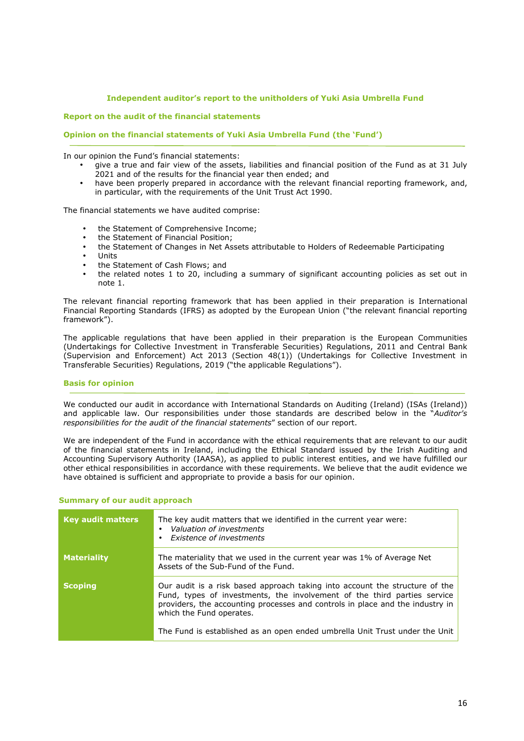## Independent auditor's report to the unitholders of Yuki Asia Umbrella Fund

### Report on the audit of the financial statements

### Opinion on the financial statements of Yuki Asia Umbrella Fund (the 'Fund')

In our opinion the Fund's financial statements:

- give a true and fair view of the assets, liabilities and financial position of the Fund as at 31 July 2021 and of the results for the financial year then ended; and
- have been properly prepared in accordance with the relevant financial reporting framework, and, in particular, with the requirements of the Unit Trust Act 1990.

The financial statements we have audited comprise:

- the Statement of Comprehensive Income;
- the Statement of Financial Position;
- the Statement of Changes in Net Assets attributable to Holders of Redeemable Participating
- Units
- the Statement of Cash Flows; and
- the related notes 1 to 20, including a summary of significant accounting policies as set out in note 1.

The relevant financial reporting framework that has been applied in their preparation is International Financial Reporting Standards (IFRS) as adopted by the European Union ("the relevant financial reporting framework").

The applicable regulations that have been applied in their preparation is the European Communities (Undertakings for Collective Investment in Transferable Securities) Regulations, 2011 and Central Bank (Supervision and Enforcement) Act 2013 (Section 48(1)) (Undertakings for Collective Investment in Transferable Securities) Regulations, 2019 ("the applicable Regulations").

### Basis for opinion

We conducted our audit in accordance with International Standards on Auditing (Ireland) (ISAs (Ireland)) and applicable law. Our responsibilities under those standards are described below in the "*Auditor's responsibilities for the audit of the financial statements*" section of our report.

We are independent of the Fund in accordance with the ethical requirements that are relevant to our audit of the financial statements in Ireland, including the Ethical Standard issued by the Irish Auditing and Accounting Supervisory Authority (IAASA), as applied to public interest entities, and we have fulfilled our other ethical responsibilities in accordance with these requirements. We believe that the audit evidence we have obtained is sufficient and appropriate to provide a basis for our opinion.

### Summary of our audit approach

| | |
|---|---|
| **Key audit matters** | The key audit matters that we identified in the current year were:<br>• *Valuation of investments*<br>• *Existence of investments* |
| **Materiality** | The materiality that we used in the current year was 1% of Average Net Assets of the Sub-Fund of the Fund. |
| **Scoping** | Our audit is a risk based approach taking into account the structure of the Fund, types of investments, the involvement of the third parties service providers, the accounting processes and controls in place and the industry in which the Fund operates.<br><br>The Fund is established as an open ended umbrella Unit Trust under the Unit |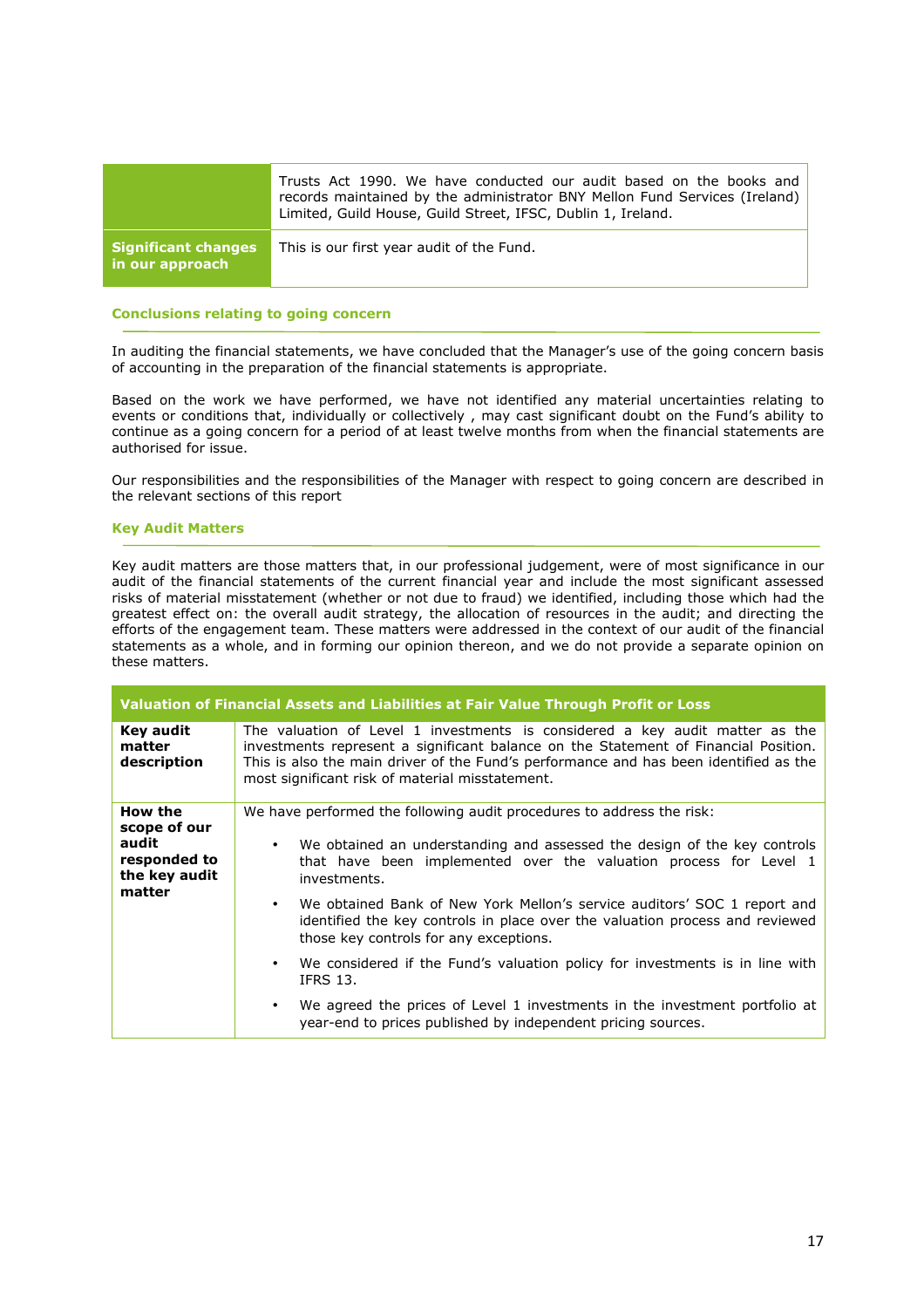| | |
|---|---|
| | Trusts Act 1990. We have conducted our audit based on the books and records maintained by the administrator BNY Mellon Fund Services (Ireland) Limited, Guild House, Guild Street, IFSC, Dublin 1, Ireland. |
| **Significant changes in our approach** | This is our first year audit of the Fund. |

## Conclusions relating to going concern

In auditing the financial statements, we have concluded that the Manager's use of the going concern basis of accounting in the preparation of the financial statements is appropriate.

Based on the work we have performed, we have not identified any material uncertainties relating to events or conditions that, individually or collectively , may cast significant doubt on the Fund's ability to continue as a going concern for a period of at least twelve months from when the financial statements are authorised for issue.

Our responsibilities and the responsibilities of the Manager with respect to going concern are described in the relevant sections of this report

## Key Audit Matters

Key audit matters are those matters that, in our professional judgement, were of most significance in our audit of the financial statements of the current financial year and include the most significant assessed risks of material misstatement (whether or not due to fraud) we identified, including those which had the greatest effect on: the overall audit strategy, the allocation of resources in the audit; and directing the efforts of the engagement team. These matters were addressed in the context of our audit of the financial statements as a whole, and in forming our opinion thereon, and we do not provide a separate opinion on these matters.

| **Valuation of Financial Assets and Liabilities at Fair Value Through Profit or Loss** | |
|---|---|
| **Key audit matter description** | The valuation of Level 1 investments is considered a key audit matter as the investments represent a significant balance on the Statement of Financial Position. This is also the main driver of the Fund's performance and has been identified as the most significant risk of material misstatement. |
| **How the scope of our audit responded to the key audit matter** | We have performed the following audit procedures to address the risk:<br>• We obtained an understanding and assessed the design of the key controls that have been implemented over the valuation process for Level 1 investments.<br>• We obtained Bank of New York Mellon's service auditors' SOC 1 report and identified the key controls in place over the valuation process and reviewed those key controls for any exceptions.<br>• We considered if the Fund's valuation policy for investments is in line with IFRS 13.<br>• We agreed the prices of Level 1 investments in the investment portfolio at year-end to prices published by independent pricing sources. |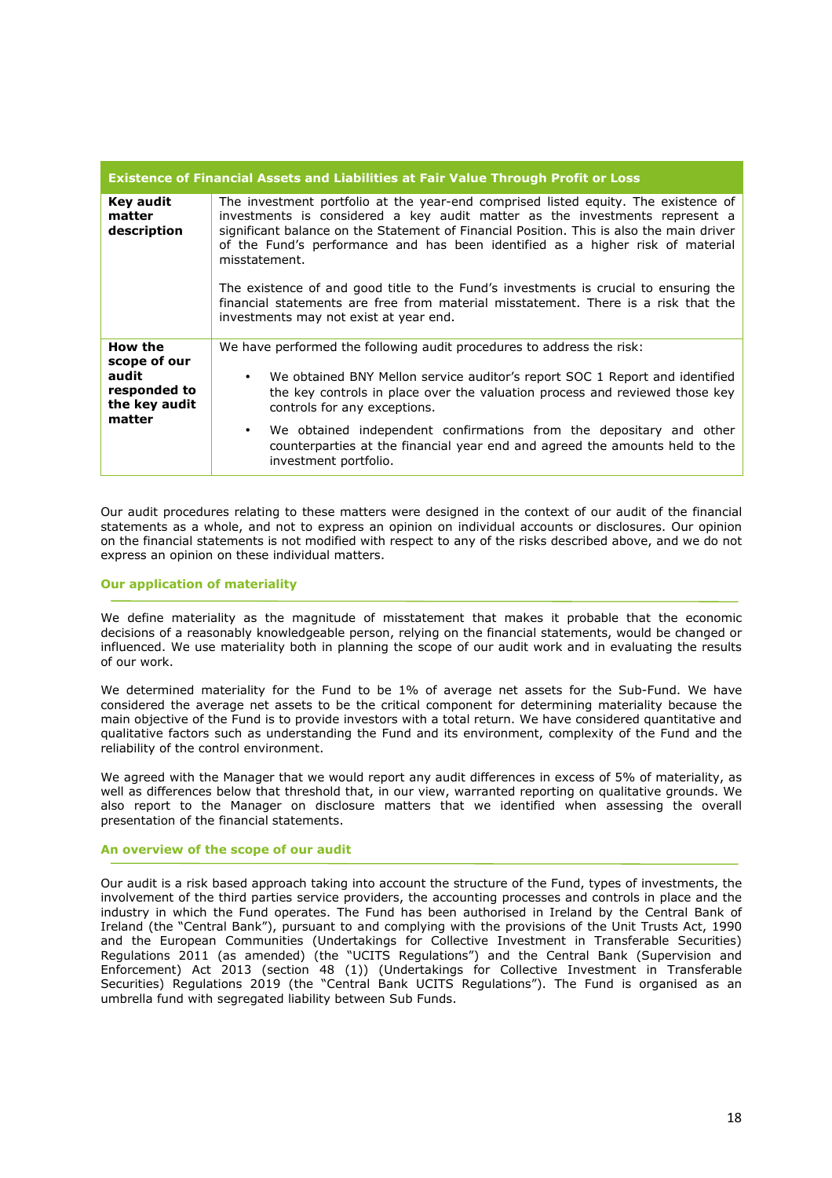| Existence of Financial Assets and Liabilities at Fair Value Through Profit or Loss | |
|---|---|
| **Key audit matter description** | The investment portfolio at the year-end comprised listed equity. The existence of investments is considered a key audit matter as the investments represent a significant balance on the Statement of Financial Position. This is also the main driver of the Fund's performance and has been identified as a higher risk of material misstatement.<br><br>The existence of and good title to the Fund's investments is crucial to ensuring the financial statements are free from material misstatement. There is a risk that the investments may not exist at year end. |
| **How the scope of our audit responded to the key audit matter** | We have performed the following audit procedures to address the risk:<br><br>• We obtained BNY Mellon service auditor's report SOC 1 Report and identified the key controls in place over the valuation process and reviewed those key controls for any exceptions.<br>• We obtained independent confirmations from the depositary and other counterparties at the financial year end and agreed the amounts held to the investment portfolio. |

Our audit procedures relating to these matters were designed in the context of our audit of the financial statements as a whole, and not to express an opinion on individual accounts or disclosures. Our opinion on the financial statements is not modified with respect to any of the risks described above, and we do not express an opinion on these individual matters.

## Our application of materiality

We define materiality as the magnitude of misstatement that makes it probable that the economic decisions of a reasonably knowledgeable person, relying on the financial statements, would be changed or influenced. We use materiality both in planning the scope of our audit work and in evaluating the results of our work.

We determined materiality for the Fund to be 1% of average net assets for the Sub-Fund. We have considered the average net assets to be the critical component for determining materiality because the main objective of the Fund is to provide investors with a total return. We have considered quantitative and qualitative factors such as understanding the Fund and its environment, complexity of the Fund and the reliability of the control environment.

We agreed with the Manager that we would report any audit differences in excess of 5% of materiality, as well as differences below that threshold that, in our view, warranted reporting on qualitative grounds. We also report to the Manager on disclosure matters that we identified when assessing the overall presentation of the financial statements.

## An overview of the scope of our audit

Our audit is a risk based approach taking into account the structure of the Fund, types of investments, the involvement of the third parties service providers, the accounting processes and controls in place and the industry in which the Fund operates. The Fund has been authorised in Ireland by the Central Bank of Ireland (the "Central Bank"), pursuant to and complying with the provisions of the Unit Trusts Act, 1990 and the European Communities (Undertakings for Collective Investment in Transferable Securities) Regulations 2011 (as amended) (the "UCITS Regulations") and the Central Bank (Supervision and Enforcement) Act 2013 (section 48 (1)) (Undertakings for Collective Investment in Transferable Securities) Regulations 2019 (the "Central Bank UCITS Regulations"). The Fund is organised as an umbrella fund with segregated liability between Sub Funds.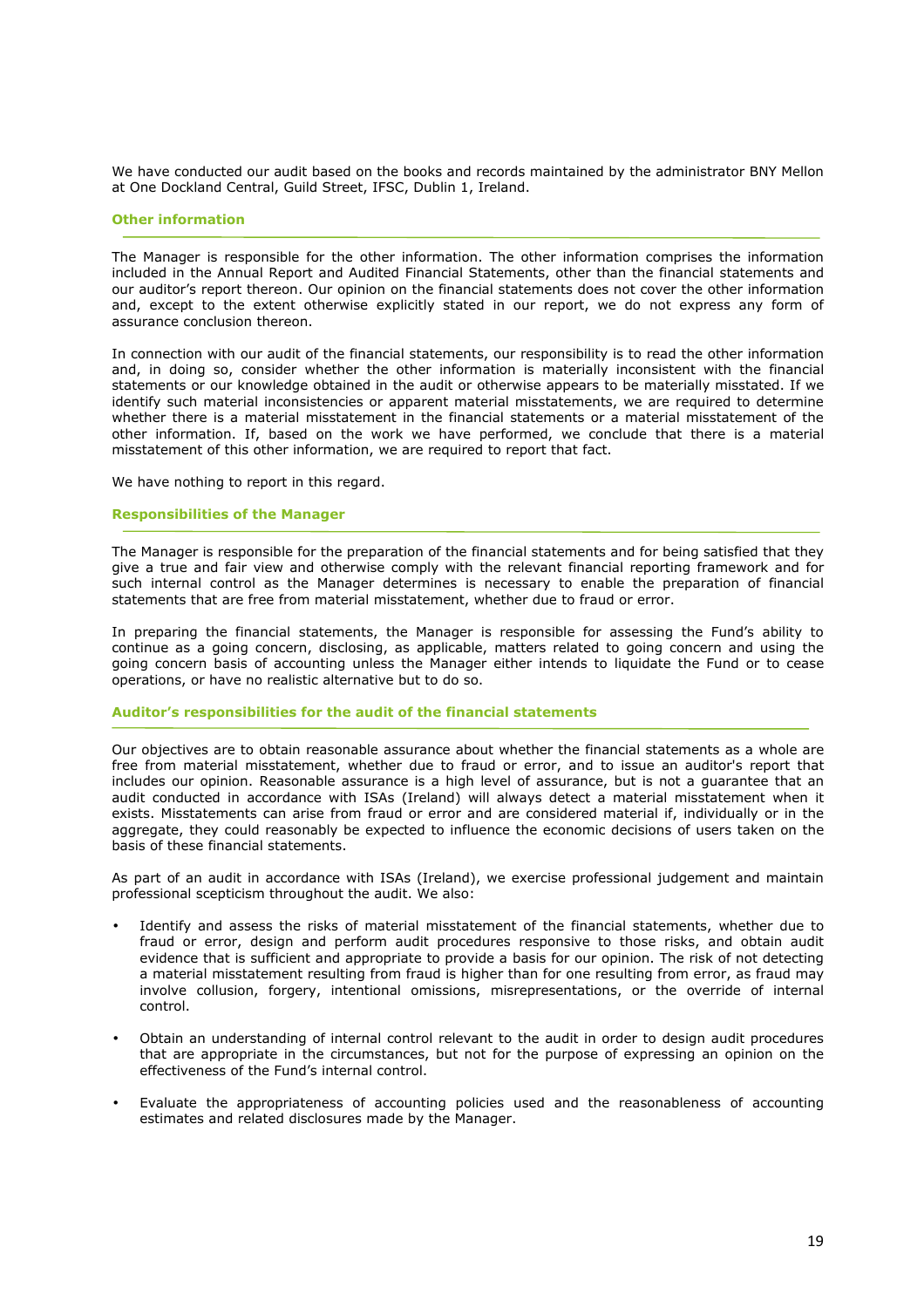We have conducted our audit based on the books and records maintained by the administrator BNY Mellon at One Dockland Central, Guild Street, IFSC, Dublin 1, Ireland.

## Other information

The Manager is responsible for the other information. The other information comprises the information included in the Annual Report and Audited Financial Statements, other than the financial statements and our auditor's report thereon. Our opinion on the financial statements does not cover the other information and, except to the extent otherwise explicitly stated in our report, we do not express any form of assurance conclusion thereon.

In connection with our audit of the financial statements, our responsibility is to read the other information and, in doing so, consider whether the other information is materially inconsistent with the financial statements or our knowledge obtained in the audit or otherwise appears to be materially misstated. If we identify such material inconsistencies or apparent material misstatements, we are required to determine whether there is a material misstatement in the financial statements or a material misstatement of the other information. If, based on the work we have performed, we conclude that there is a material misstatement of this other information, we are required to report that fact.

We have nothing to report in this regard.

## Responsibilities of the Manager

The Manager is responsible for the preparation of the financial statements and for being satisfied that they give a true and fair view and otherwise comply with the relevant financial reporting framework and for such internal control as the Manager determines is necessary to enable the preparation of financial statements that are free from material misstatement, whether due to fraud or error.

In preparing the financial statements, the Manager is responsible for assessing the Fund's ability to continue as a going concern, disclosing, as applicable, matters related to going concern and using the going concern basis of accounting unless the Manager either intends to liquidate the Fund or to cease operations, or have no realistic alternative but to do so.

## Auditor's responsibilities for the audit of the financial statements

Our objectives are to obtain reasonable assurance about whether the financial statements as a whole are free from material misstatement, whether due to fraud or error, and to issue an auditor's report that includes our opinion. Reasonable assurance is a high level of assurance, but is not a guarantee that an audit conducted in accordance with ISAs (Ireland) will always detect a material misstatement when it exists. Misstatements can arise from fraud or error and are considered material if, individually or in the aggregate, they could reasonably be expected to influence the economic decisions of users taken on the basis of these financial statements.

As part of an audit in accordance with ISAs (Ireland), we exercise professional judgement and maintain professional scepticism throughout the audit. We also:

- Identify and assess the risks of material misstatement of the financial statements, whether due to fraud or error, design and perform audit procedures responsive to those risks, and obtain audit evidence that is sufficient and appropriate to provide a basis for our opinion. The risk of not detecting a material misstatement resulting from fraud is higher than for one resulting from error, as fraud may involve collusion, forgery, intentional omissions, misrepresentations, or the override of internal control.

- Obtain an understanding of internal control relevant to the audit in order to design audit procedures that are appropriate in the circumstances, but not for the purpose of expressing an opinion on the effectiveness of the Fund's internal control.

- Evaluate the appropriateness of accounting policies used and the reasonableness of accounting estimates and related disclosures made by the Manager.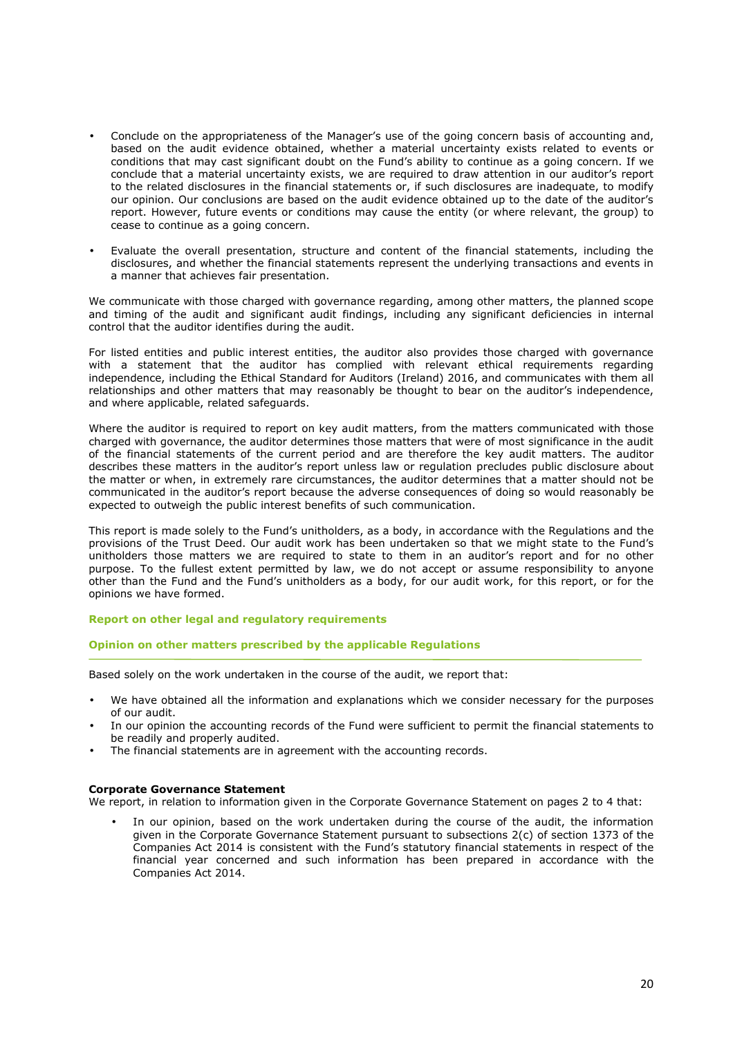- Conclude on the appropriateness of the Manager's use of the going concern basis of accounting and, based on the audit evidence obtained, whether a material uncertainty exists related to events or conditions that may cast significant doubt on the Fund's ability to continue as a going concern. If we conclude that a material uncertainty exists, we are required to draw attention in our auditor's report to the related disclosures in the financial statements or, if such disclosures are inadequate, to modify our opinion. Our conclusions are based on the audit evidence obtained up to the date of the auditor's report. However, future events or conditions may cause the entity (or where relevant, the group) to cease to continue as a going concern.

- Evaluate the overall presentation, structure and content of the financial statements, including the disclosures, and whether the financial statements represent the underlying transactions and events in a manner that achieves fair presentation.

We communicate with those charged with governance regarding, among other matters, the planned scope and timing of the audit and significant audit findings, including any significant deficiencies in internal control that the auditor identifies during the audit.

For listed entities and public interest entities, the auditor also provides those charged with governance with a statement that the auditor has complied with relevant ethical requirements regarding independence, including the Ethical Standard for Auditors (Ireland) 2016, and communicates with them all relationships and other matters that may reasonably be thought to bear on the auditor's independence, and where applicable, related safeguards.

Where the auditor is required to report on key audit matters, from the matters communicated with those charged with governance, the auditor determines those matters that were of most significance in the audit of the financial statements of the current period and are therefore the key audit matters. The auditor describes these matters in the auditor's report unless law or regulation precludes public disclosure about the matter or when, in extremely rare circumstances, the auditor determines that a matter should not be communicated in the auditor's report because the adverse consequences of doing so would reasonably be expected to outweigh the public interest benefits of such communication.

This report is made solely to the Fund's unitholders, as a body, in accordance with the Regulations and the provisions of the Trust Deed. Our audit work has been undertaken so that we might state to the Fund's unitholders those matters we are required to state to them in an auditor's report and for no other purpose. To the fullest extent permitted by law, we do not accept or assume responsibility to anyone other than the Fund and the Fund's unitholders as a body, for our audit work, for this report, or for the opinions we have formed.

## Report on other legal and regulatory requirements

### Opinion on other matters prescribed by the applicable Regulations

Based solely on the work undertaken in the course of the audit, we report that:

- We have obtained all the information and explanations which we consider necessary for the purposes of our audit.
- In our opinion the accounting records of the Fund were sufficient to permit the financial statements to be readily and properly audited.
- The financial statements are in agreement with the accounting records.

**Corporate Governance Statement**

We report, in relation to information given in the Corporate Governance Statement on pages 2 to 4 that:

- In our opinion, based on the work undertaken during the course of the audit, the information given in the Corporate Governance Statement pursuant to subsections 2(c) of section 1373 of the Companies Act 2014 is consistent with the Fund's statutory financial statements in respect of the financial year concerned and such information has been prepared in accordance with the Companies Act 2014.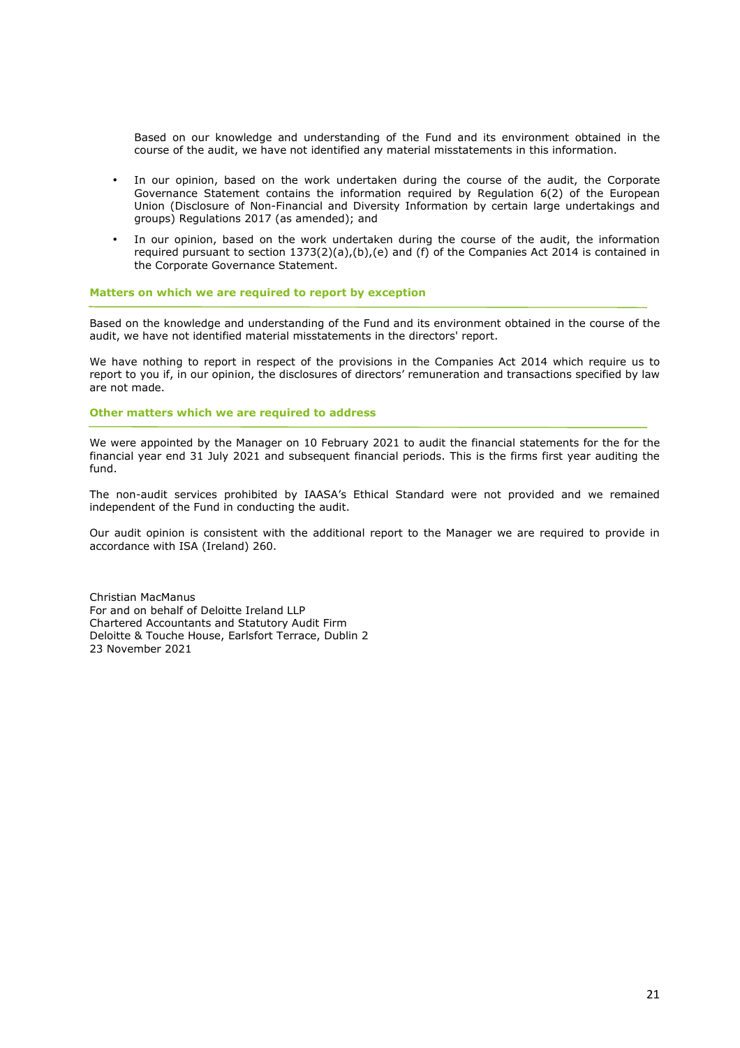Based on our knowledge and understanding of the Fund and its environment obtained in the course of the audit, we have not identified any material misstatements in this information.

- In our opinion, based on the work undertaken during the course of the audit, the Corporate Governance Statement contains the information required by Regulation 6(2) of the European Union (Disclosure of Non-Financial and Diversity Information by certain large undertakings and groups) Regulations 2017 (as amended); and
- In our opinion, based on the work undertaken during the course of the audit, the information required pursuant to section 1373(2)(a),(b),(e) and (f) of the Companies Act 2014 is contained in the Corporate Governance Statement.

### Matters on which we are required to report by exception

Based on the knowledge and understanding of the Fund and its environment obtained in the course of the audit, we have not identified material misstatements in the directors' report.

We have nothing to report in respect of the provisions in the Companies Act 2014 which require us to report to you if, in our opinion, the disclosures of directors' remuneration and transactions specified by law are not made.

### Other matters which we are required to address

We were appointed by the Manager on 10 February 2021 to audit the financial statements for the for the financial year end 31 July 2021 and subsequent financial periods. This is the firms first year auditing the fund.

The non-audit services prohibited by IAASA's Ethical Standard were not provided and we remained independent of the Fund in conducting the audit.

Our audit opinion is consistent with the additional report to the Manager we are required to provide in accordance with ISA (Ireland) 260.

Christian MacManus
For and on behalf of Deloitte Ireland LLP
Chartered Accountants and Statutory Audit Firm
Deloitte & Touche House, Earlsfort Terrace, Dublin 2
23 November 2021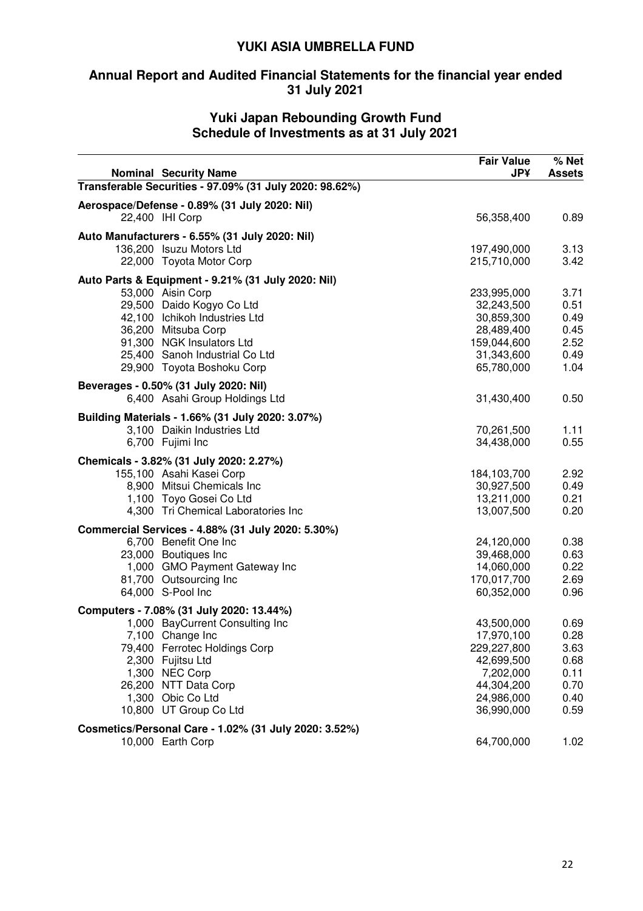# YUKI ASIA UMBRELLA FUND

## Annual Report and Audited Financial Statements for the financial year ended 31 July 2021

### Yuki Japan Rebounding Growth Fund
### Schedule of Investments as at 31 July 2021

| Nominal | Security Name | Fair Value JP¥ | % Net Assets |
|---|---|---|---|
| **Transferable Securities - 97.09% (31 July 2020: 98.62%)** | | | |
| **Aerospace/Defense - 0.89% (31 July 2020: Nil)** | | | |
| 22,400 | IHI Corp | 56,358,400 | 0.89 |
| **Auto Manufacturers - 6.55% (31 July 2020: Nil)** | | | |
| 136,200 | Isuzu Motors Ltd | 197,490,000 | 3.13 |
| 22,000 | Toyota Motor Corp | 215,710,000 | 3.42 |
| **Auto Parts & Equipment - 9.21% (31 July 2020: Nil)** | | | |
| 53,000 | Aisin Corp | 233,995,000 | 3.71 |
| 29,500 | Daido Kogyo Co Ltd | 32,243,500 | 0.51 |
| 42,100 | Ichikoh Industries Ltd | 30,859,300 | 0.49 |
| 36,200 | Mitsuba Corp | 28,489,400 | 0.45 |
| 91,300 | NGK Insulators Ltd | 159,044,600 | 2.52 |
| 25,400 | Sanoh Industrial Co Ltd | 31,343,600 | 0.49 |
| 29,900 | Toyota Boshoku Corp | 65,780,000 | 1.04 |
| **Beverages - 0.50% (31 July 2020: Nil)** | | | |
| 6,400 | Asahi Group Holdings Ltd | 31,430,400 | 0.50 |
| **Building Materials - 1.66% (31 July 2020: 3.07%)** | | | |
| 3,100 | Daikin Industries Ltd | 70,261,500 | 1.11 |
| 6,700 | Fujimi Inc | 34,438,000 | 0.55 |
| **Chemicals - 3.82% (31 July 2020: 2.27%)** | | | |
| 155,100 | Asahi Kasei Corp | 184,103,700 | 2.92 |
| 8,900 | Mitsui Chemicals Inc | 30,927,500 | 0.49 |
| 1,100 | Toyo Gosei Co Ltd | 13,211,000 | 0.21 |
| 4,300 | Tri Chemical Laboratories Inc | 13,007,500 | 0.20 |
| **Commercial Services - 4.88% (31 July 2020: 5.30%)** | | | |
| 6,700 | Benefit One Inc | 24,120,000 | 0.38 |
| 23,000 | Boutiques Inc | 39,468,000 | 0.63 |
| 1,000 | GMO Payment Gateway Inc | 14,060,000 | 0.22 |
| 81,700 | Outsourcing Inc | 170,017,700 | 2.69 |
| 64,000 | S-Pool Inc | 60,352,000 | 0.96 |
| **Computers - 7.08% (31 July 2020: 13.44%)** | | | |
| 1,000 | BayCurrent Consulting Inc | 43,500,000 | 0.69 |
| 7,100 | Change Inc | 17,970,100 | 0.28 |
| 79,400 | Ferrotec Holdings Corp | 229,227,800 | 3.63 |
| 2,300 | Fujitsu Ltd | 42,699,500 | 0.68 |
| 1,300 | NEC Corp | 7,202,000 | 0.11 |
| 26,200 | NTT Data Corp | 44,304,200 | 0.70 |
| 1,300 | Obic Co Ltd | 24,986,000 | 0.40 |
| 10,800 | UT Group Co Ltd | 36,990,000 | 0.59 |
| **Cosmetics/Personal Care - 1.02% (31 July 2020: 3.52%)** | | | |
| 10,000 | Earth Corp | 64,700,000 | 1.02 |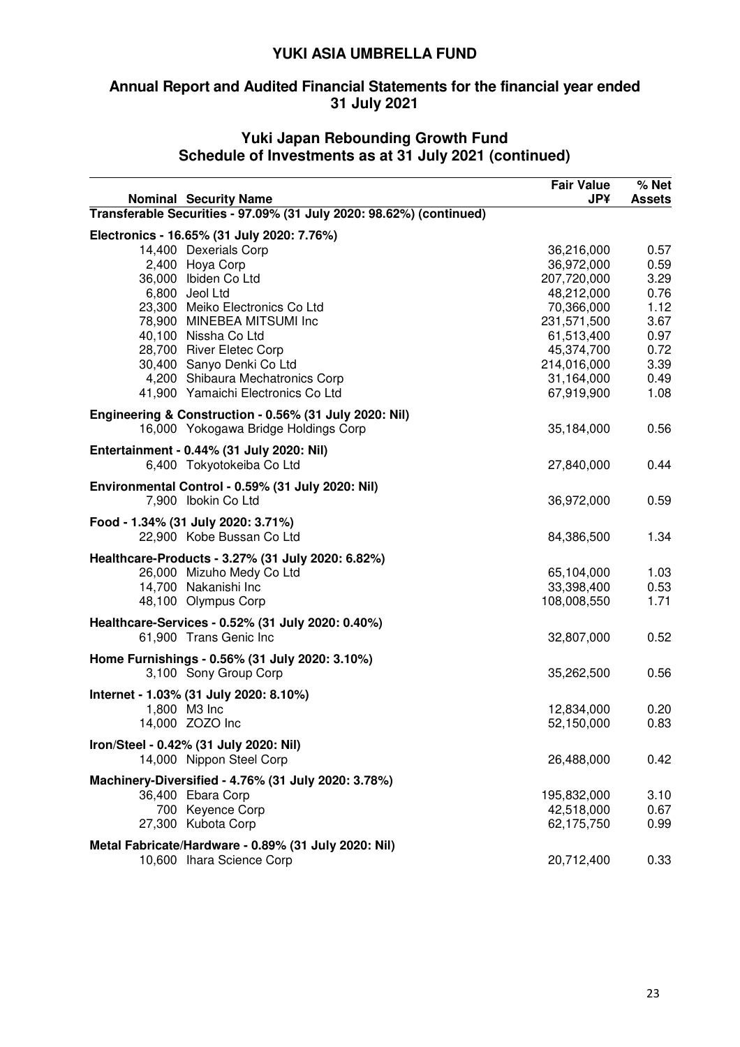# YUKI ASIA UMBRELLA FUND

## Annual Report and Audited Financial Statements for the financial year ended 31 July 2021

### Yuki Japan Rebounding Growth Fund
### Schedule of Investments as at 31 July 2021 (continued)

| Nominal | Security Name | Fair Value JP¥ | % Net Assets |
|---|---|---|---|
| **Transferable Securities - 97.09% (31 July 2020: 98.62%) (continued)** | | | |
| **Electronics - 16.65% (31 July 2020: 7.76%)** | | | |
| 14,400 | Dexerials Corp | 36,216,000 | 0.57 |
| 2,400 | Hoya Corp | 36,972,000 | 0.59 |
| 36,000 | Ibiden Co Ltd | 207,720,000 | 3.29 |
| 6,800 | Jeol Ltd | 48,212,000 | 0.76 |
| 23,300 | Meiko Electronics Co Ltd | 70,366,000 | 1.12 |
| 78,900 | MINEBEA MITSUMI Inc | 231,571,500 | 3.67 |
| 40,100 | Nissha Co Ltd | 61,513,400 | 0.97 |
| 28,700 | River Eletec Corp | 45,374,700 | 0.72 |
| 30,400 | Sanyo Denki Co Ltd | 214,016,000 | 3.39 |
| 4,200 | Shibaura Mechatronics Corp | 31,164,000 | 0.49 |
| 41,900 | Yamaichi Electronics Co Ltd | 67,919,900 | 1.08 |
| **Engineering & Construction - 0.56% (31 July 2020: Nil)** | | | |
| 16,000 | Yokogawa Bridge Holdings Corp | 35,184,000 | 0.56 |
| **Entertainment - 0.44% (31 July 2020: Nil)** | | | |
| 6,400 | Tokyotokeiba Co Ltd | 27,840,000 | 0.44 |
| **Environmental Control - 0.59% (31 July 2020: Nil)** | | | |
| 7,900 | Ibokin Co Ltd | 36,972,000 | 0.59 |
| **Food - 1.34% (31 July 2020: 3.71%)** | | | |
| 22,900 | Kobe Bussan Co Ltd | 84,386,500 | 1.34 |
| **Healthcare-Products - 3.27% (31 July 2020: 6.82%)** | | | |
| 26,000 | Mizuho Medy Co Ltd | 65,104,000 | 1.03 |
| 14,700 | Nakanishi Inc | 33,398,400 | 0.53 |
| 48,100 | Olympus Corp | 108,008,550 | 1.71 |
| **Healthcare-Services - 0.52% (31 July 2020: 0.40%)** | | | |
| 61,900 | Trans Genic Inc | 32,807,000 | 0.52 |
| **Home Furnishings - 0.56% (31 July 2020: 3.10%)** | | | |
| 3,100 | Sony Group Corp | 35,262,500 | 0.56 |
| **Internet - 1.03% (31 July 2020: 8.10%)** | | | |
| 1,800 | M3 Inc | 12,834,000 | 0.20 |
| 14,000 | ZOZO Inc | 52,150,000 | 0.83 |
| **Iron/Steel - 0.42% (31 July 2020: Nil)** | | | |
| 14,000 | Nippon Steel Corp | 26,488,000 | 0.42 |
| **Machinery-Diversified - 4.76% (31 July 2020: 3.78%)** | | | |
| 36,400 | Ebara Corp | 195,832,000 | 3.10 |
| 700 | Keyence Corp | 42,518,000 | 0.67 |
| 27,300 | Kubota Corp | 62,175,750 | 0.99 |
| **Metal Fabricate/Hardware - 0.89% (31 July 2020: Nil)** | | | |
| 10,600 | Ihara Science Corp | 20,712,400 | 0.33 |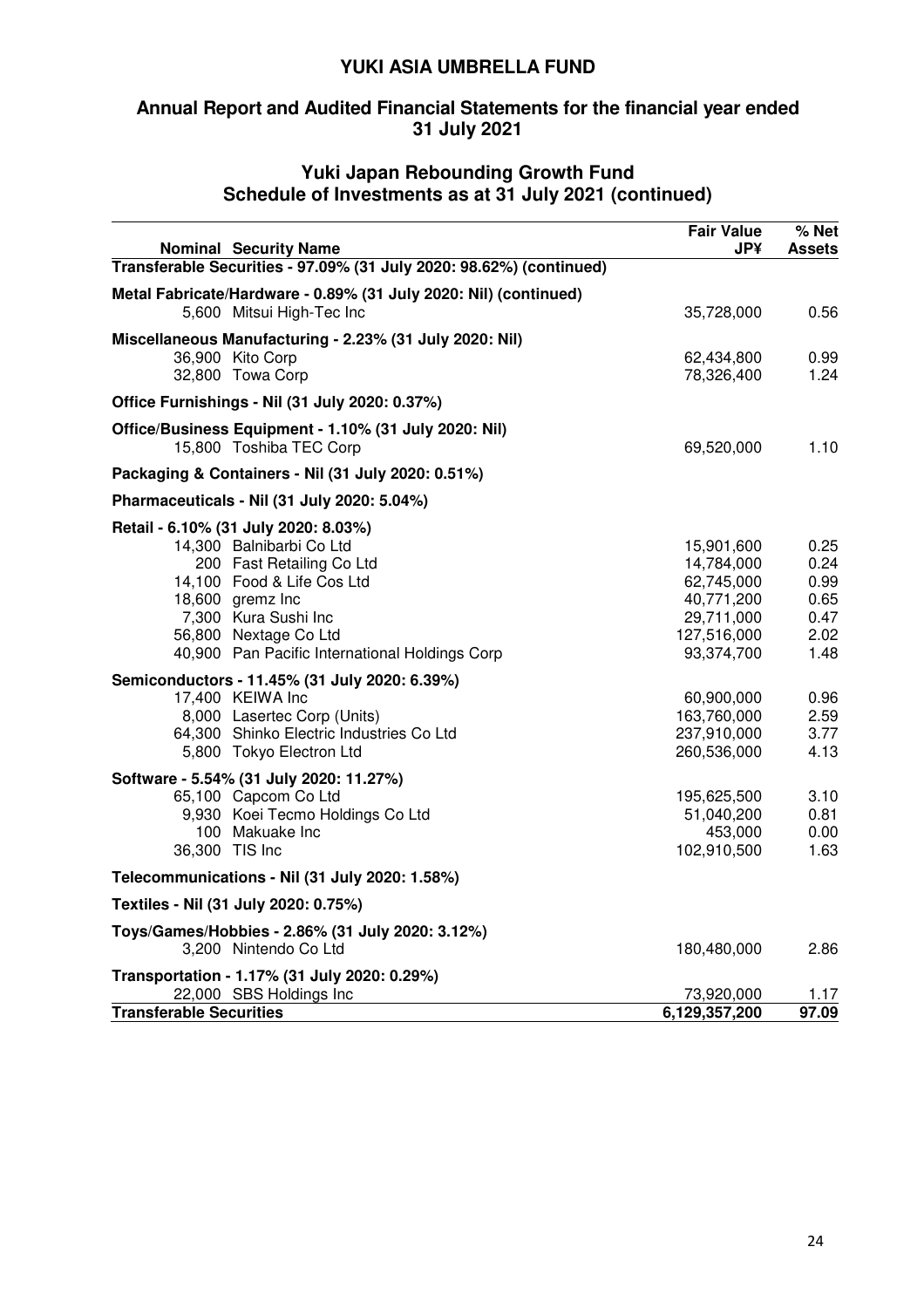# YUKI ASIA UMBRELLA FUND

## Annual Report and Audited Financial Statements for the financial year ended 31 July 2021

### Yuki Japan Rebounding Growth Fund
### Schedule of Investments as at 31 July 2021 (continued)

| Nominal | Security Name | Fair Value JP¥ | % Net Assets |
|---|---|---|---|
| **Transferable Securities - 97.09% (31 July 2020: 98.62%) (continued)** | | | |
| **Metal Fabricate/Hardware - 0.89% (31 July 2020: Nil) (continued)** | | | |
| 5,600 | Mitsui High-Tec Inc | 35,728,000 | 0.56 |
| **Miscellaneous Manufacturing - 2.23% (31 July 2020: Nil)** | | | |
| 36,900 | Kito Corp | 62,434,800 | 0.99 |
| 32,800 | Towa Corp | 78,326,400 | 1.24 |
| **Office Furnishings - Nil (31 July 2020: 0.37%)** | | | |
| **Office/Business Equipment - 1.10% (31 July 2020: Nil)** | | | |
| 15,800 | Toshiba TEC Corp | 69,520,000 | 1.10 |
| **Packaging & Containers - Nil (31 July 2020: 0.51%)** | | | |
| **Pharmaceuticals - Nil (31 July 2020: 5.04%)** | | | |
| **Retail - 6.10% (31 July 2020: 8.03%)** | | | |
| 14,300 | Balnibarbi Co Ltd | 15,901,600 | 0.25 |
| 200 | Fast Retailing Co Ltd | 14,784,000 | 0.24 |
| 14,100 | Food & Life Cos Ltd | 62,745,000 | 0.99 |
| 18,600 | gremz Inc | 40,771,200 | 0.65 |
| 7,300 | Kura Sushi Inc | 29,711,000 | 0.47 |
| 56,800 | Nextage Co Ltd | 127,516,000 | 2.02 |
| 40,900 | Pan Pacific International Holdings Corp | 93,374,700 | 1.48 |
| **Semiconductors - 11.45% (31 July 2020: 6.39%)** | | | |
| 17,400 | KEIWA Inc | 60,900,000 | 0.96 |
| 8,000 | Lasertec Corp (Units) | 163,760,000 | 2.59 |
| 64,300 | Shinko Electric Industries Co Ltd | 237,910,000 | 3.77 |
| 5,800 | Tokyo Electron Ltd | 260,536,000 | 4.13 |
| **Software - 5.54% (31 July 2020: 11.27%)** | | | |
| 65,100 | Capcom Co Ltd | 195,625,500 | 3.10 |
| 9,930 | Koei Tecmo Holdings Co Ltd | 51,040,200 | 0.81 |
| 100 | Makuake Inc | 453,000 | 0.00 |
| 36,300 | TIS Inc | 102,910,500 | 1.63 |
| **Telecommunications - Nil (31 July 2020: 1.58%)** | | | |
| **Textiles - Nil (31 July 2020: 0.75%)** | | | |
| **Toys/Games/Hobbies - 2.86% (31 July 2020: 3.12%)** | | | |
| 3,200 | Nintendo Co Ltd | 180,480,000 | 2.86 |
| **Transportation - 1.17% (31 July 2020: 0.29%)** | | | |
| 22,000 | SBS Holdings Inc | 73,920,000 | 1.17 |
| **Transferable Securities** | | **6,129,357,200** | **97.09** |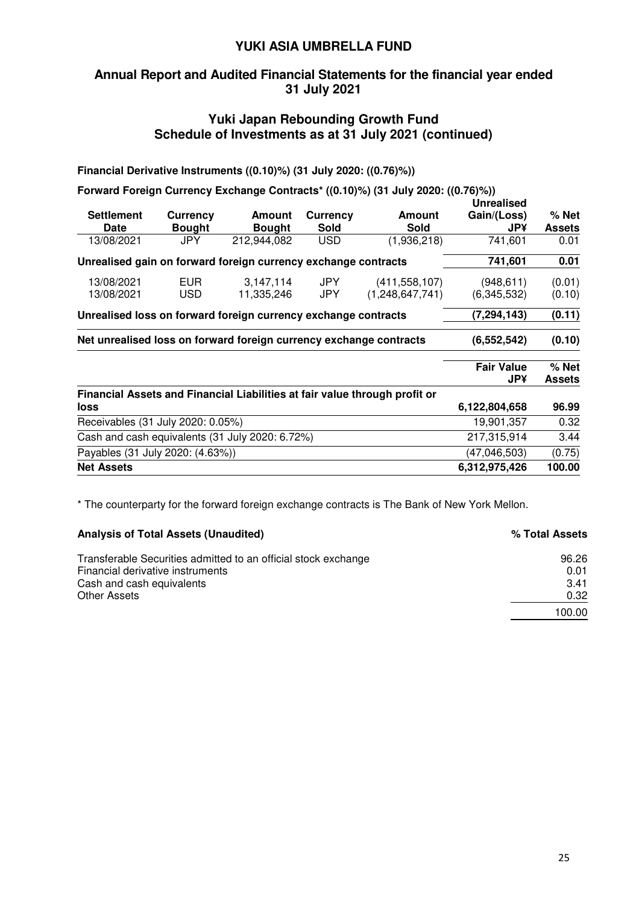# YUKI ASIA UMBRELLA FUND

## Annual Report and Audited Financial Statements for the financial year ended 31 July 2021

## Yuki Japan Rebounding Growth Fund
## Schedule of Investments as at 31 July 2021 (continued)

**Financial Derivative Instruments ((0.10)%) (31 July 2020: ((0.76)%))**

**Forward Foreign Currency Exchange Contracts* ((0.10)%) (31 July 2020: ((0.76)%))**

| Settlement Date | Currency Bought | Amount Bought | Currency Sold | Amount Sold | Unrealised Gain/(Loss) JP¥ | % Net Assets |
|---|---|---|---|---|---|---|
| 13/08/2021 | JPY | 212,944,082 | USD | (1,936,218) | 741,601 | 0.01 |
| **Unrealised gain on forward foreign currency exchange contracts** | | | | | **741,601** | **0.01** |
| 13/08/2021 | EUR | 3,147,114 | JPY | (411,558,107) | (948,611) | (0.01) |
| 13/08/2021 | USD | 11,335,246 | JPY | (1,248,647,741) | (6,345,532) | (0.10) |
| **Unrealised loss on forward foreign currency exchange contracts** | | | | | **(7,294,143)** | **(0.11)** |
| **Net unrealised loss on forward foreign currency exchange contracts** | | | | | **(6,552,542)** | **(0.10)** |

| | Fair Value JP¥ | % Net Assets |
|---|---|---|
| **Financial Assets and Financial Liabilities at fair value through profit or loss** | **6,122,804,658** | **96.99** |
| Receivables (31 July 2020: 0.05%) | 19,901,357 | 0.32 |
| Cash and cash equivalents (31 July 2020: 6.72%) | 217,315,914 | 3.44 |
| Payables (31 July 2020: (4.63%)) | (47,046,503) | (0.75) |
| **Net Assets** | **6,312,975,426** | **100.00** |

* The counterparty for the forward foreign exchange contracts is The Bank of New York Mellon.

| **Analysis of Total Assets (Unaudited)** | **% Total Assets** |
|---|---|
| Transferable Securities admitted to an official stock exchange | 96.26 |
| Financial derivative instruments | 0.01 |
| Cash and cash equivalents | 3.41 |
| Other Assets | 0.32 |
| | 100.00 |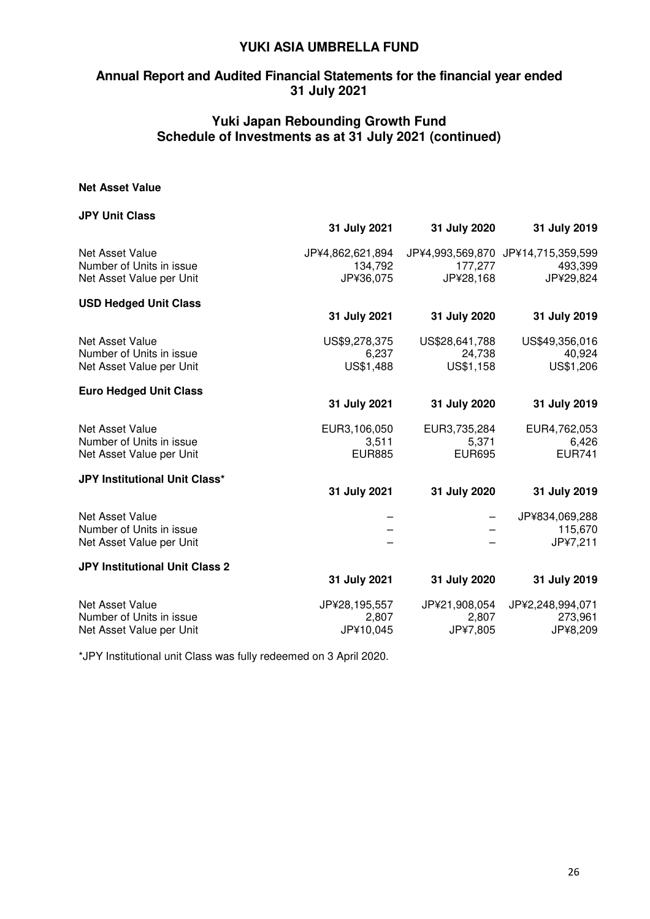# YUKI ASIA UMBRELLA FUND

## Annual Report and Audited Financial Statements for the financial year ended 31 July 2021

## Yuki Japan Rebounding Growth Fund Schedule of Investments as at 31 July 2021 (continued)

**Net Asset Value**

**JPY Unit Class**

| | 31 July 2021 | 31 July 2020 | 31 July 2019 |
|---|---|---|---|
| Net Asset Value | JP¥4,862,621,894 | JP¥4,993,569,870 | JP¥14,715,359,599 |
| Number of Units in issue | 134,792 | 177,277 | 493,399 |
| Net Asset Value per Unit | JP¥36,075 | JP¥28,168 | JP¥29,824 |

**USD Hedged Unit Class**

| | 31 July 2021 | 31 July 2020 | 31 July 2019 |
|---|---|---|---|
| Net Asset Value | US$9,278,375 | US$28,641,788 | US$49,356,016 |
| Number of Units in issue | 6,237 | 24,738 | 40,924 |
| Net Asset Value per Unit | US$1,488 | US$1,158 | US$1,206 |

**Euro Hedged Unit Class**

| | 31 July 2021 | 31 July 2020 | 31 July 2019 |
|---|---|---|---|
| Net Asset Value | EUR3,106,050 | EUR3,735,284 | EUR4,762,053 |
| Number of Units in issue | 3,511 | 5,371 | 6,426 |
| Net Asset Value per Unit | EUR885 | EUR695 | EUR741 |

**JPY Institutional Unit Class***

| | 31 July 2021 | 31 July 2020 | 31 July 2019 |
|---|---|---|---|
| Net Asset Value | – | – | JP¥834,069,288 |
| Number of Units in issue | – | – | 115,670 |
| Net Asset Value per Unit | – | – | JP¥7,211 |

**JPY Institutional Unit Class 2**

| | 31 July 2021 | 31 July 2020 | 31 July 2019 |
|---|---|---|---|
| Net Asset Value | JP¥28,195,557 | JP¥21,908,054 | JP¥2,248,994,071 |
| Number of Units in issue | 2,807 | 2,807 | 273,961 |
| Net Asset Value per Unit | JP¥10,045 | JP¥7,805 | JP¥8,209 |

*JPY Institutional unit Class was fully redeemed on 3 April 2020.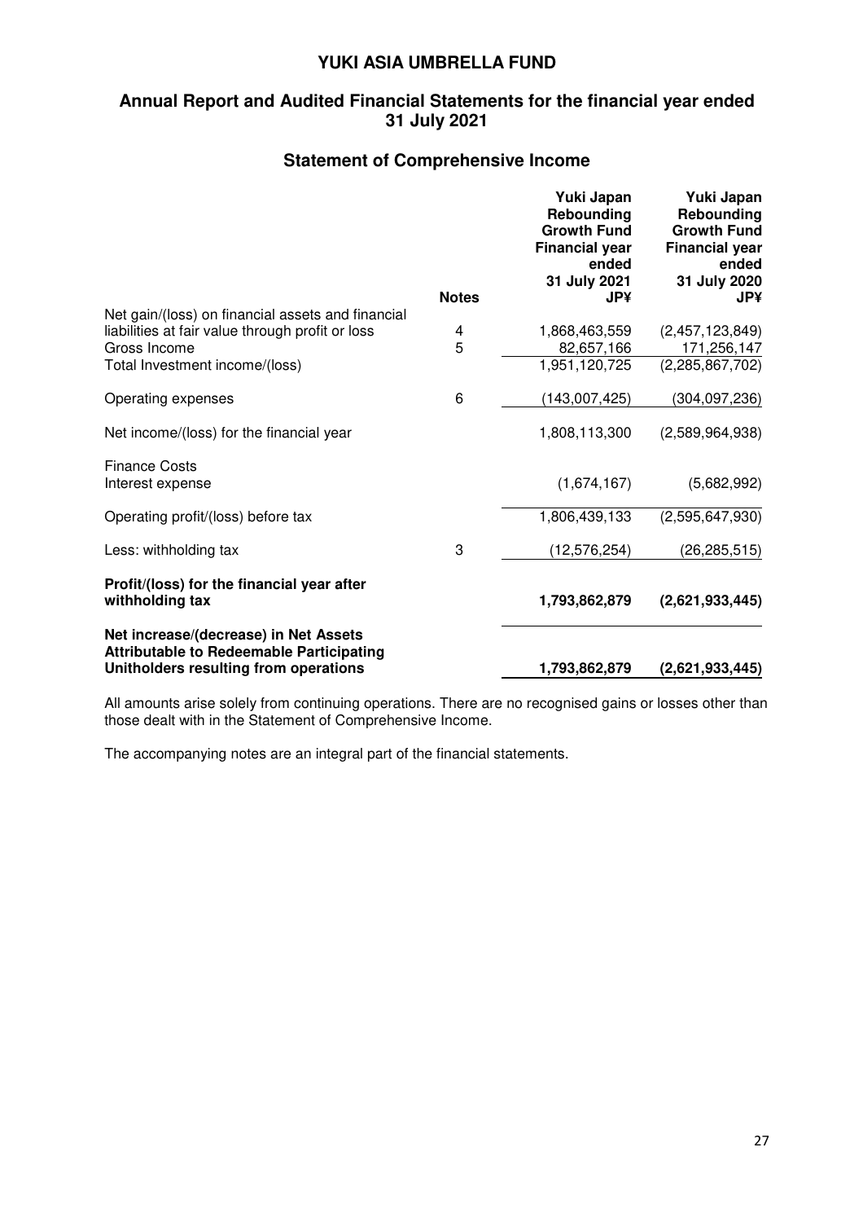# YUKI ASIA UMBRELLA FUND

## Annual Report and Audited Financial Statements for the financial year ended 31 July 2021

## Statement of Comprehensive Income

| | Notes | Yuki Japan Rebounding Growth Fund Financial year ended 31 July 2021 JP¥ | Yuki Japan Rebounding Growth Fund Financial year ended 31 July 2020 JP¥ |
|---|---|---|---|
| Net gain/(loss) on financial assets and financial liabilities at fair value through profit or loss | 4 | 1,868,463,559 | (2,457,123,849) |
| Gross Income | 5 | 82,657,166 | 171,256,147 |
| Total Investment income/(loss) | | 1,951,120,725 | (2,285,867,702) |
| Operating expenses | 6 | (143,007,425) | (304,097,236) |
| Net income/(loss) for the financial year | | 1,808,113,300 | (2,589,964,938) |
| Finance Costs | | | |
| Interest expense | | (1,674,167) | (5,682,992) |
| Operating profit/(loss) before tax | | 1,806,439,133 | (2,595,647,930) |
| Less: withholding tax | 3 | (12,576,254) | (26,285,515) |
| **Profit/(loss) for the financial year after withholding tax** | | **1,793,862,879** | **(2,621,933,445)** |
| **Net increase/(decrease) in Net Assets Attributable to Redeemable Participating Unitholders resulting from operations** | | **1,793,862,879** | **(2,621,933,445)** |

All amounts arise solely from continuing operations. There are no recognised gains or losses other than those dealt with in the Statement of Comprehensive Income.

The accompanying notes are an integral part of the financial statements.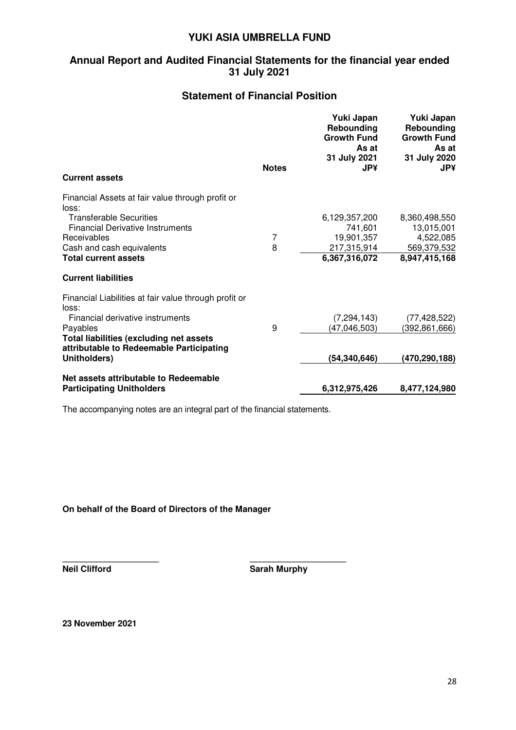# YUKI ASIA UMBRELLA FUND

## Annual Report and Audited Financial Statements for the financial year ended 31 July 2021

## Statement of Financial Position

| | Notes | Yuki Japan Rebounding Growth Fund As at 31 July 2021 JP¥ | Yuki Japan Rebounding Growth Fund As at 31 July 2020 JP¥ |
|---|---|---|---|
| **Current assets** | | | |
| Financial Assets at fair value through profit or loss: | | | |
| Transferable Securities | | 6,129,357,200 | 8,360,498,550 |
| Financial Derivative Instruments | | 741,601 | 13,015,001 |
| Receivables | 7 | 19,901,357 | 4,522,085 |
| Cash and cash equivalents | 8 | 217,315,914 | 569,379,532 |
| **Total current assets** | | **6,367,316,072** | **8,947,415,168** |
| **Current liabilities** | | | |
| Financial Liabilities at fair value through profit or loss: | | | |
| Financial derivative instruments | | (7,294,143) | (77,428,522) |
| Payables | 9 | (47,046,503) | (392,861,666) |
| **Total liabilities (excluding net assets attributable to Redeemable Participating Unitholders)** | | **(54,340,646)** | **(470,290,188)** |
| **Net assets attributable to Redeemable Participating Unitholders** | | **6,312,975,426** | **8,477,124,980** |

The accompanying notes are an integral part of the financial statements.

**On behalf of the Board of Directors of the Manager**

____________________ ____________________

**Neil Clifford** **Sarah Murphy**

**23 November 2021**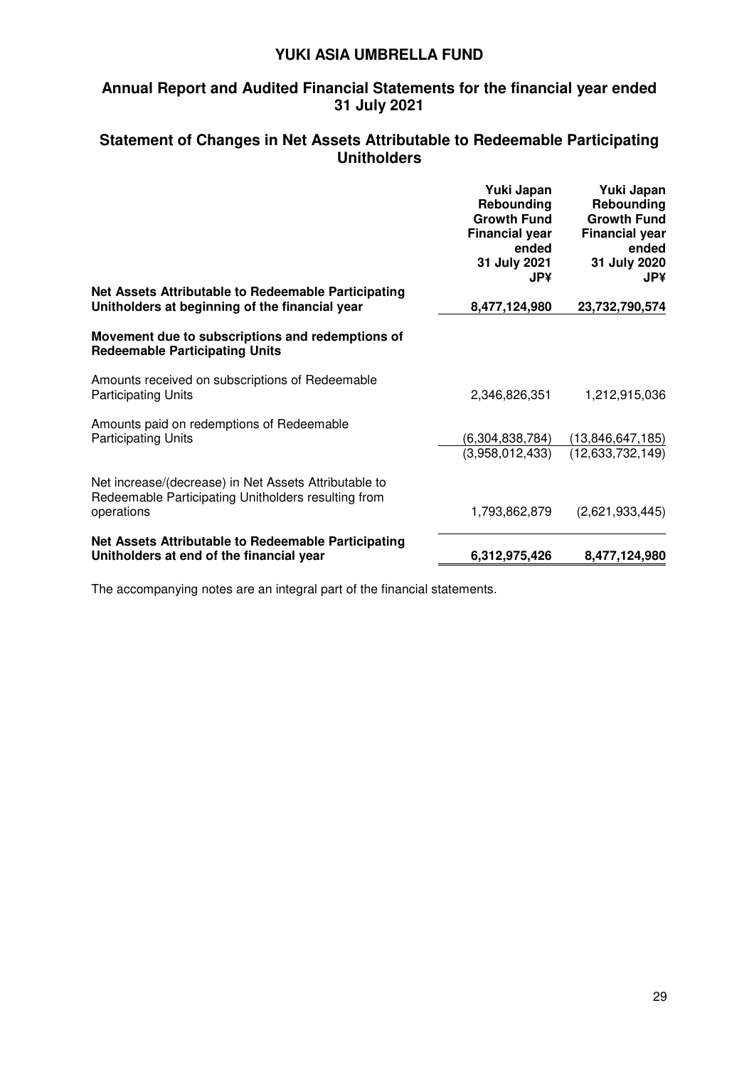# YUKI ASIA UMBRELLA FUND

## Annual Report and Audited Financial Statements for the financial year ended 31 July 2021

## Statement of Changes in Net Assets Attributable to Redeemable Participating Unitholders

| | Yuki Japan Rebounding Growth Fund Financial year ended 31 July 2021 JP¥ | Yuki Japan Rebounding Growth Fund Financial year ended 31 July 2020 JP¥ |
|---|---|---|
| **Net Assets Attributable to Redeemable Participating Unitholders at beginning of the financial year** | **8,477,124,980** | **23,732,790,574** |
| **Movement due to subscriptions and redemptions of Redeemable Participating Units** | | |
| Amounts received on subscriptions of Redeemable Participating Units | 2,346,826,351 | 1,212,915,036 |
| Amounts paid on redemptions of Redeemable Participating Units | (6,304,838,784) | (13,846,647,185) |
| | (3,958,012,433) | (12,633,732,149) |
| Net increase/(decrease) in Net Assets Attributable to Redeemable Participating Unitholders resulting from operations | 1,793,862,879 | (2,621,933,445) |
| **Net Assets Attributable to Redeemable Participating Unitholders at end of the financial year** | **6,312,975,426** | **8,477,124,980** |

The accompanying notes are an integral part of the financial statements.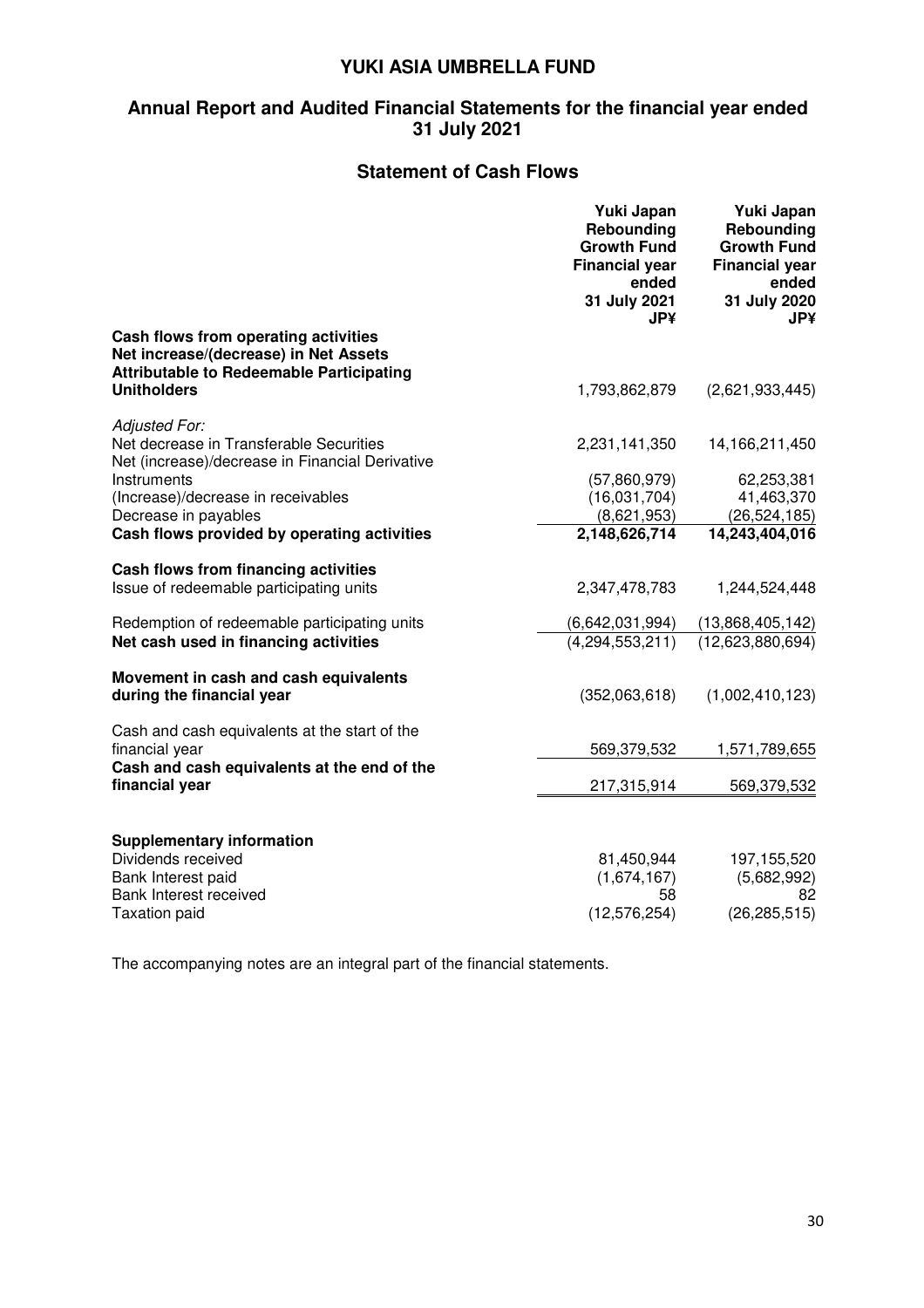# YUKI ASIA UMBRELLA FUND

## Annual Report and Audited Financial Statements for the financial year ended 31 July 2021

## Statement of Cash Flows

| | Yuki Japan Rebounding Growth Fund Financial year ended 31 July 2021 JP¥ | Yuki Japan Rebounding Growth Fund Financial year ended 31 July 2020 JP¥ |
|---|---|---|
| **Cash flows from operating activities** | | |
| **Net increase/(decrease) in Net Assets Attributable to Redeemable Participating Unitholders** | 1,793,862,879 | (2,621,933,445) |
| *Adjusted For:* | | |
| Net decrease in Transferable Securities | 2,231,141,350 | 14,166,211,450 |
| Net (increase)/decrease in Financial Derivative Instruments | (57,860,979) | 62,253,381 |
| (Increase)/decrease in receivables | (16,031,704) | 41,463,370 |
| Decrease in payables | (8,621,953) | (26,524,185) |
| **Cash flows provided by operating activities** | **2,148,626,714** | **14,243,404,016** |
| **Cash flows from financing activities** | | |
| Issue of redeemable participating units | 2,347,478,783 | 1,244,524,448 |
| Redemption of redeemable participating units | (6,642,031,994) | (13,868,405,142) |
| **Net cash used in financing activities** | (4,294,553,211) | (12,623,880,694) |
| **Movement in cash and cash equivalents during the financial year** | (352,063,618) | (1,002,410,123) |
| Cash and cash equivalents at the start of the financial year | 569,379,532 | 1,571,789,655 |
| **Cash and cash equivalents at the end of the financial year** | 217,315,914 | 569,379,532 |
| **Supplementary information** | | |
| Dividends received | 81,450,944 | 197,155,520 |
| Bank Interest paid | (1,674,167) | (5,682,992) |
| Bank Interest received | 58 | 82 |
| Taxation paid | (12,576,254) | (26,285,515) |

The accompanying notes are an integral part of the financial statements.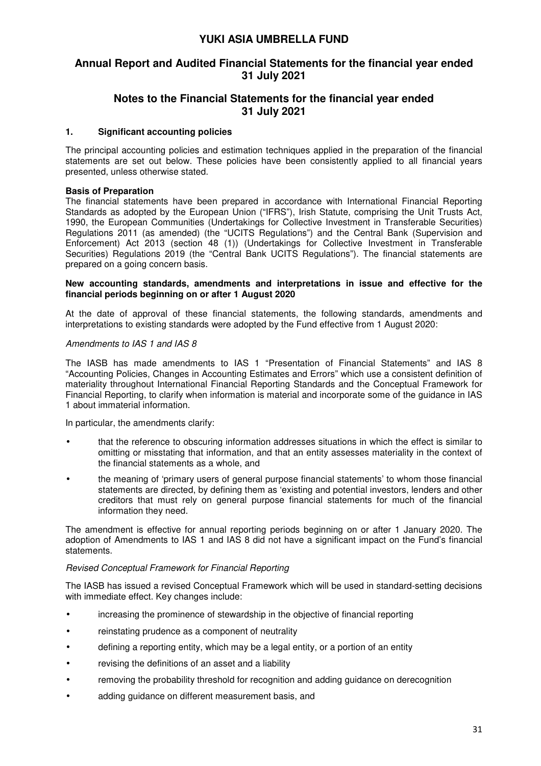# YUKI ASIA UMBRELLA FUND

## Annual Report and Audited Financial Statements for the financial year ended 31 July 2021

## Notes to the Financial Statements for the financial year ended 31 July 2021

### 1. Significant accounting policies

The principal accounting policies and estimation techniques applied in the preparation of the financial statements are set out below. These policies have been consistently applied to all financial years presented, unless otherwise stated.

**Basis of Preparation**

The financial statements have been prepared in accordance with International Financial Reporting Standards as adopted by the European Union ("IFRS"), Irish Statute, comprising the Unit Trusts Act, 1990, the European Communities (Undertakings for Collective Investment in Transferable Securities) Regulations 2011 (as amended) (the "UCITS Regulations") and the Central Bank (Supervision and Enforcement) Act 2013 (section 48 (1)) (Undertakings for Collective Investment in Transferable Securities) Regulations 2019 (the "Central Bank UCITS Regulations"). The financial statements are prepared on a going concern basis.

**New accounting standards, amendments and interpretations in issue and effective for the financial periods beginning on or after 1 August 2020**

At the date of approval of these financial statements, the following standards, amendments and interpretations to existing standards were adopted by the Fund effective from 1 August 2020:

*Amendments to IAS 1 and IAS 8*

The IASB has made amendments to IAS 1 "Presentation of Financial Statements" and IAS 8 "Accounting Policies, Changes in Accounting Estimates and Errors" which use a consistent definition of materiality throughout International Financial Reporting Standards and the Conceptual Framework for Financial Reporting, to clarify when information is material and incorporate some of the guidance in IAS 1 about immaterial information.

In particular, the amendments clarify:

- that the reference to obscuring information addresses situations in which the effect is similar to omitting or misstating that information, and that an entity assesses materiality in the context of the financial statements as a whole, and
- the meaning of 'primary users of general purpose financial statements' to whom those financial statements are directed, by defining them as 'existing and potential investors, lenders and other creditors that must rely on general purpose financial statements for much of the financial information they need.

The amendment is effective for annual reporting periods beginning on or after 1 January 2020. The adoption of Amendments to IAS 1 and IAS 8 did not have a significant impact on the Fund's financial statements.

*Revised Conceptual Framework for Financial Reporting*

The IASB has issued a revised Conceptual Framework which will be used in standard-setting decisions with immediate effect. Key changes include:

- increasing the prominence of stewardship in the objective of financial reporting
- reinstating prudence as a component of neutrality
- defining a reporting entity, which may be a legal entity, or a portion of an entity
- revising the definitions of an asset and a liability
- removing the probability threshold for recognition and adding guidance on derecognition
- adding guidance on different measurement basis, and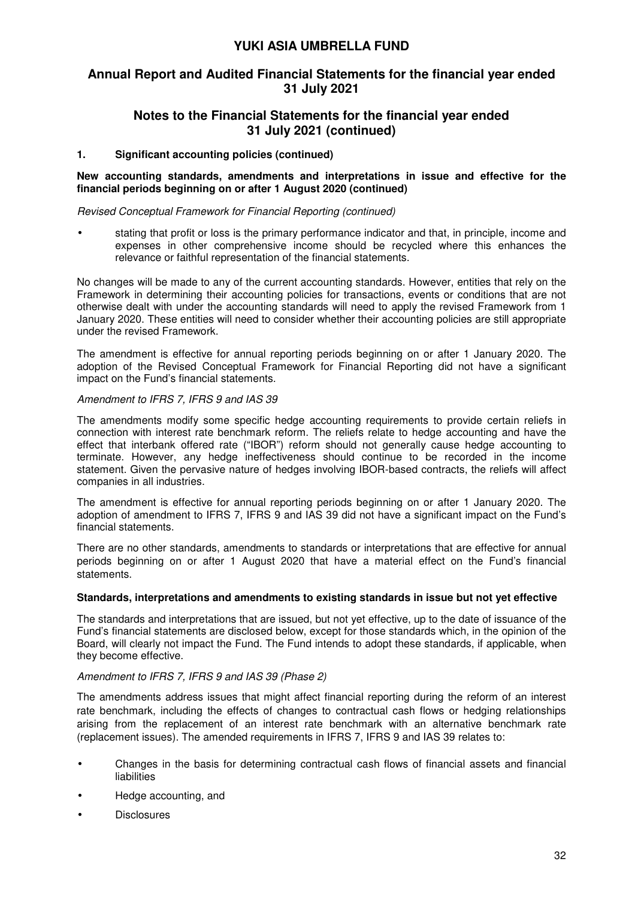## 1. Significant accounting policies (continued)

**New accounting standards, amendments and interpretations in issue and effective for the financial periods beginning on or after 1 August 2020 (continued)**

*Revised Conceptual Framework for Financial Reporting (continued)*

- stating that profit or loss is the primary performance indicator and that, in principle, income and expenses in other comprehensive income should be recycled where this enhances the relevance or faithful representation of the financial statements.

No changes will be made to any of the current accounting standards. However, entities that rely on the Framework in determining their accounting policies for transactions, events or conditions that are not otherwise dealt with under the accounting standards will need to apply the revised Framework from 1 January 2020. These entities will need to consider whether their accounting policies are still appropriate under the revised Framework.

The amendment is effective for annual reporting periods beginning on or after 1 January 2020. The adoption of the Revised Conceptual Framework for Financial Reporting did not have a significant impact on the Fund's financial statements.

*Amendment to IFRS 7, IFRS 9 and IAS 39*

The amendments modify some specific hedge accounting requirements to provide certain reliefs in connection with interest rate benchmark reform. The reliefs relate to hedge accounting and have the effect that interbank offered rate ("IBOR") reform should not generally cause hedge accounting to terminate. However, any hedge ineffectiveness should continue to be recorded in the income statement. Given the pervasive nature of hedges involving IBOR-based contracts, the reliefs will affect companies in all industries.

The amendment is effective for annual reporting periods beginning on or after 1 January 2020. The adoption of amendment to IFRS 7, IFRS 9 and IAS 39 did not have a significant impact on the Fund's financial statements.

There are no other standards, amendments to standards or interpretations that are effective for annual periods beginning on or after 1 August 2020 that have a material effect on the Fund's financial statements.

**Standards, interpretations and amendments to existing standards in issue but not yet effective**

The standards and interpretations that are issued, but not yet effective, up to the date of issuance of the Fund's financial statements are disclosed below, except for those standards which, in the opinion of the Board, will clearly not impact the Fund. The Fund intends to adopt these standards, if applicable, when they become effective.

*Amendment to IFRS 7, IFRS 9 and IAS 39 (Phase 2)*

The amendments address issues that might affect financial reporting during the reform of an interest rate benchmark, including the effects of changes to contractual cash flows or hedging relationships arising from the replacement of an interest rate benchmark with an alternative benchmark rate (replacement issues). The amended requirements in IFRS 7, IFRS 9 and IAS 39 relates to:

- Changes in the basis for determining contractual cash flows of financial assets and financial liabilities
- Hedge accounting, and
- Disclosures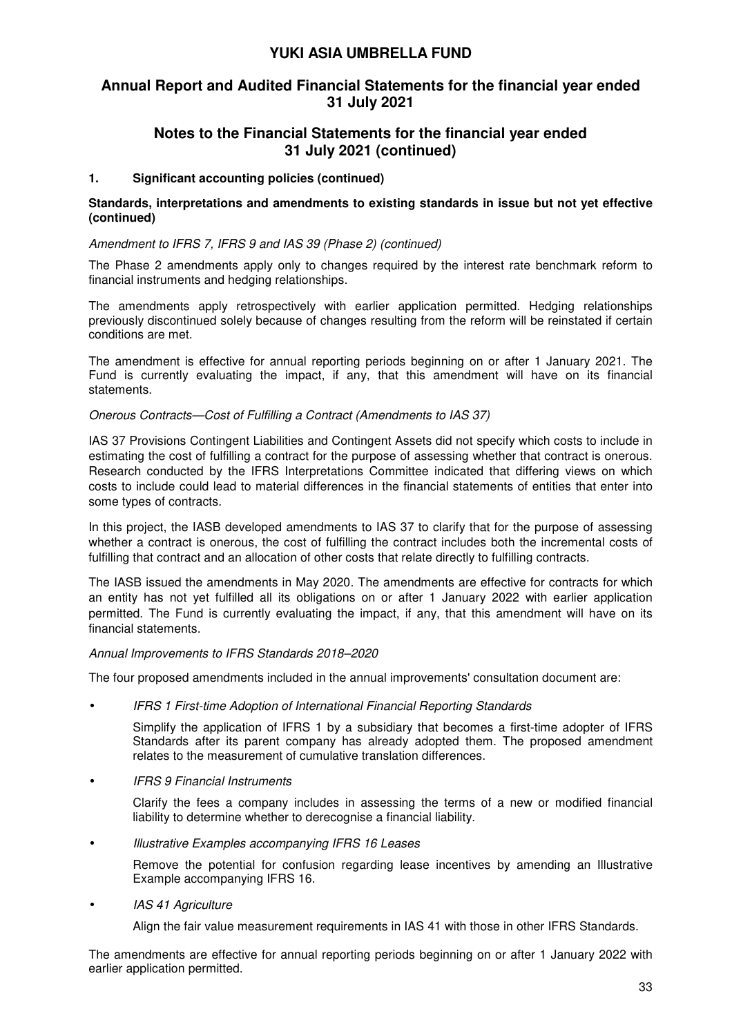# YUKI ASIA UMBRELLA FUND

## Annual Report and Audited Financial Statements for the financial year ended 31 July 2021

## Notes to the Financial Statements for the financial year ended 31 July 2021 (continued)

### 1. Significant accounting policies (continued)

**Standards, interpretations and amendments to existing standards in issue but not yet effective (continued)**

*Amendment to IFRS 7, IFRS 9 and IAS 39 (Phase 2) (continued)*

The Phase 2 amendments apply only to changes required by the interest rate benchmark reform to financial instruments and hedging relationships.

The amendments apply retrospectively with earlier application permitted. Hedging relationships previously discontinued solely because of changes resulting from the reform will be reinstated if certain conditions are met.

The amendment is effective for annual reporting periods beginning on or after 1 January 2021. The Fund is currently evaluating the impact, if any, that this amendment will have on its financial statements.

*Onerous Contracts—Cost of Fulfilling a Contract (Amendments to IAS 37)*

IAS 37 Provisions Contingent Liabilities and Contingent Assets did not specify which costs to include in estimating the cost of fulfilling a contract for the purpose of assessing whether that contract is onerous. Research conducted by the IFRS Interpretations Committee indicated that differing views on which costs to include could lead to material differences in the financial statements of entities that enter into some types of contracts.

In this project, the IASB developed amendments to IAS 37 to clarify that for the purpose of assessing whether a contract is onerous, the cost of fulfilling the contract includes both the incremental costs of fulfilling that contract and an allocation of other costs that relate directly to fulfilling contracts.

The IASB issued the amendments in May 2020. The amendments are effective for contracts for which an entity has not yet fulfilled all its obligations on or after 1 January 2022 with earlier application permitted. The Fund is currently evaluating the impact, if any, that this amendment will have on its financial statements.

*Annual Improvements to IFRS Standards 2018–2020*

The four proposed amendments included in the annual improvements' consultation document are:

- *IFRS 1 First-time Adoption of International Financial Reporting Standards*

  Simplify the application of IFRS 1 by a subsidiary that becomes a first-time adopter of IFRS Standards after its parent company has already adopted them. The proposed amendment relates to the measurement of cumulative translation differences.

- *IFRS 9 Financial Instruments*

  Clarify the fees a company includes in assessing the terms of a new or modified financial liability to determine whether to derecognise a financial liability.

- *Illustrative Examples accompanying IFRS 16 Leases*

  Remove the potential for confusion regarding lease incentives by amending an Illustrative Example accompanying IFRS 16.

- *IAS 41 Agriculture*

  Align the fair value measurement requirements in IAS 41 with those in other IFRS Standards.

The amendments are effective for annual reporting periods beginning on or after 1 January 2022 with earlier application permitted.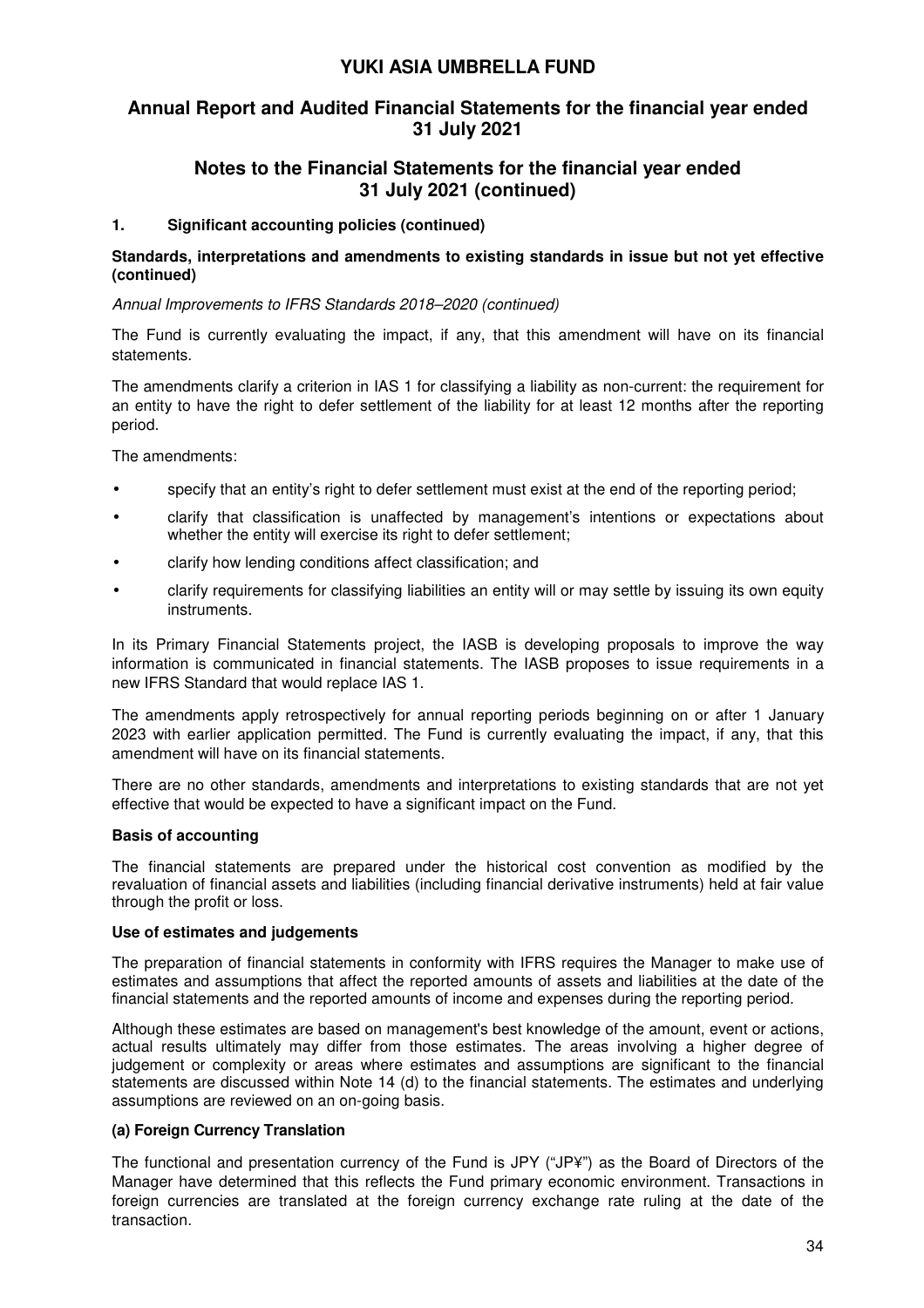## 1. Significant accounting policies (continued)

**Standards, interpretations and amendments to existing standards in issue but not yet effective (continued)**

*Annual Improvements to IFRS Standards 2018–2020 (continued)*

The Fund is currently evaluating the impact, if any, that this amendment will have on its financial statements.

The amendments clarify a criterion in IAS 1 for classifying a liability as non-current: the requirement for an entity to have the right to defer settlement of the liability for at least 12 months after the reporting period.

The amendments:

- specify that an entity's right to defer settlement must exist at the end of the reporting period;
- clarify that classification is unaffected by management's intentions or expectations about whether the entity will exercise its right to defer settlement;
- clarify how lending conditions affect classification; and
- clarify requirements for classifying liabilities an entity will or may settle by issuing its own equity instruments.

In its Primary Financial Statements project, the IASB is developing proposals to improve the way information is communicated in financial statements. The IASB proposes to issue requirements in a new IFRS Standard that would replace IAS 1.

The amendments apply retrospectively for annual reporting periods beginning on or after 1 January 2023 with earlier application permitted. The Fund is currently evaluating the impact, if any, that this amendment will have on its financial statements.

There are no other standards, amendments and interpretations to existing standards that are not yet effective that would be expected to have a significant impact on the Fund.

**Basis of accounting**

The financial statements are prepared under the historical cost convention as modified by the revaluation of financial assets and liabilities (including financial derivative instruments) held at fair value through the profit or loss.

**Use of estimates and judgements**

The preparation of financial statements in conformity with IFRS requires the Manager to make use of estimates and assumptions that affect the reported amounts of assets and liabilities at the date of the financial statements and the reported amounts of income and expenses during the reporting period.

Although these estimates are based on management's best knowledge of the amount, event or actions, actual results ultimately may differ from those estimates. The areas involving a higher degree of judgement or complexity or areas where estimates and assumptions are significant to the financial statements are discussed within Note 14 (d) to the financial statements. The estimates and underlying assumptions are reviewed on an on-going basis.

**(a) Foreign Currency Translation**

The functional and presentation currency of the Fund is JPY ("JP¥") as the Board of Directors of the Manager have determined that this reflects the Fund primary economic environment. Transactions in foreign currencies are translated at the foreign currency exchange rate ruling at the date of the transaction.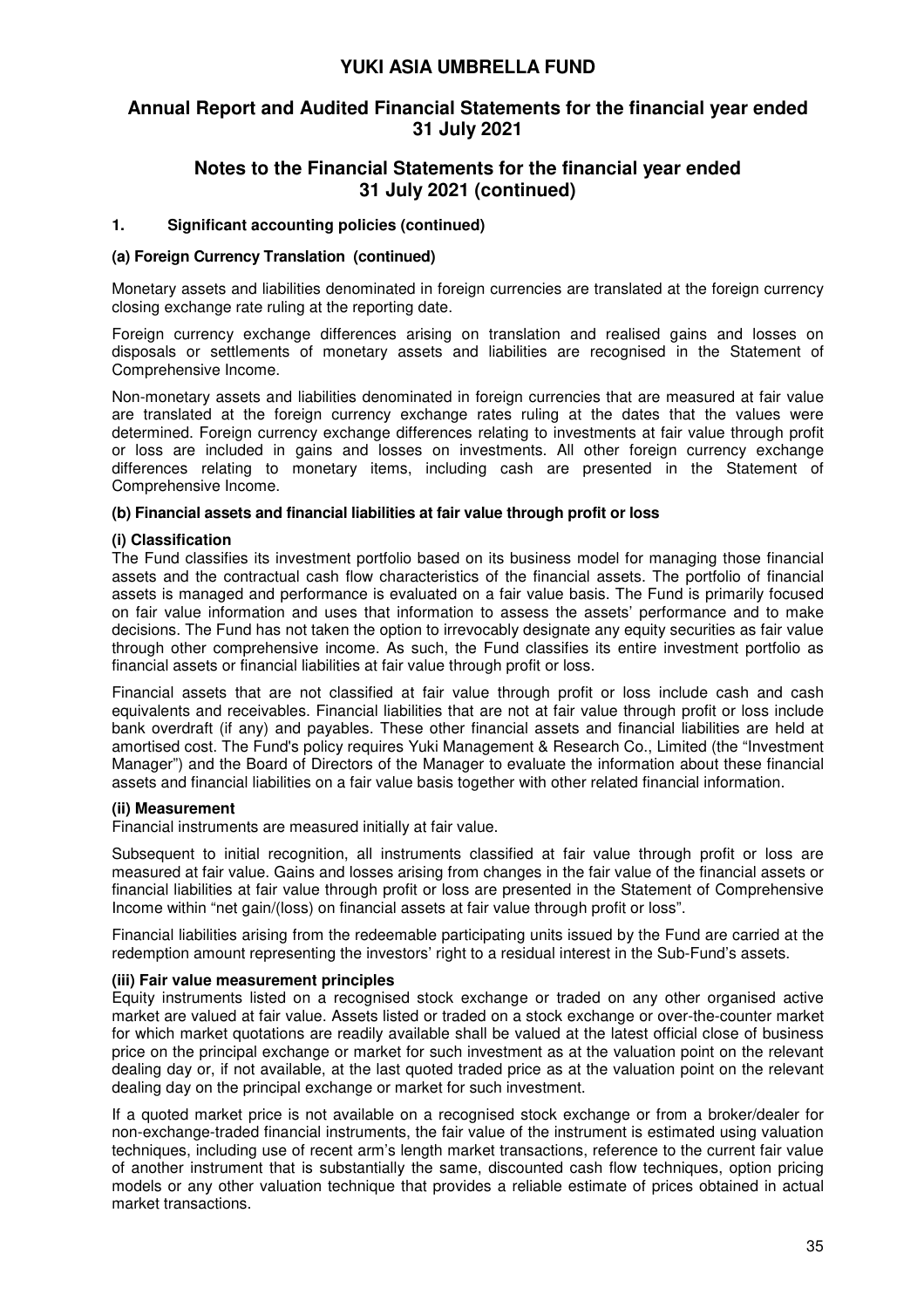## 1. Significant accounting policies (continued)

### (a) Foreign Currency Translation (continued)

Monetary assets and liabilities denominated in foreign currencies are translated at the foreign currency closing exchange rate ruling at the reporting date.

Foreign currency exchange differences arising on translation and realised gains and losses on disposals or settlements of monetary assets and liabilities are recognised in the Statement of Comprehensive Income.

Non-monetary assets and liabilities denominated in foreign currencies that are measured at fair value are translated at the foreign currency exchange rates ruling at the dates that the values were determined. Foreign currency exchange differences relating to investments at fair value through profit or loss are included in gains and losses on investments. All other foreign currency exchange differences relating to monetary items, including cash are presented in the Statement of Comprehensive Income.

### (b) Financial assets and financial liabilities at fair value through profit or loss

**(i) Classification**

The Fund classifies its investment portfolio based on its business model for managing those financial assets and the contractual cash flow characteristics of the financial assets. The portfolio of financial assets is managed and performance is evaluated on a fair value basis. The Fund is primarily focused on fair value information and uses that information to assess the assets' performance and to make decisions. The Fund has not taken the option to irrevocably designate any equity securities as fair value through other comprehensive income. As such, the Fund classifies its entire investment portfolio as financial assets or financial liabilities at fair value through profit or loss.

Financial assets that are not classified at fair value through profit or loss include cash and cash equivalents and receivables. Financial liabilities that are not at fair value through profit or loss include bank overdraft (if any) and payables. These other financial assets and financial liabilities are held at amortised cost. The Fund's policy requires Yuki Management & Research Co., Limited (the "Investment Manager") and the Board of Directors of the Manager to evaluate the information about these financial assets and financial liabilities on a fair value basis together with other related financial information.

**(ii) Measurement**

Financial instruments are measured initially at fair value.

Subsequent to initial recognition, all instruments classified at fair value through profit or loss are measured at fair value. Gains and losses arising from changes in the fair value of the financial assets or financial liabilities at fair value through profit or loss are presented in the Statement of Comprehensive Income within "net gain/(loss) on financial assets at fair value through profit or loss".

Financial liabilities arising from the redeemable participating units issued by the Fund are carried at the redemption amount representing the investors' right to a residual interest in the Sub-Fund's assets.

**(iii) Fair value measurement principles**

Equity instruments listed on a recognised stock exchange or traded on any other organised active market are valued at fair value. Assets listed or traded on a stock exchange or over-the-counter market for which market quotations are readily available shall be valued at the latest official close of business price on the principal exchange or market for such investment as at the valuation point on the relevant dealing day or, if not available, at the last quoted traded price as at the valuation point on the relevant dealing day on the principal exchange or market for such investment.

If a quoted market price is not available on a recognised stock exchange or from a broker/dealer for non-exchange-traded financial instruments, the fair value of the instrument is estimated using valuation techniques, including use of recent arm's length market transactions, reference to the current fair value of another instrument that is substantially the same, discounted cash flow techniques, option pricing models or any other valuation technique that provides a reliable estimate of prices obtained in actual market transactions.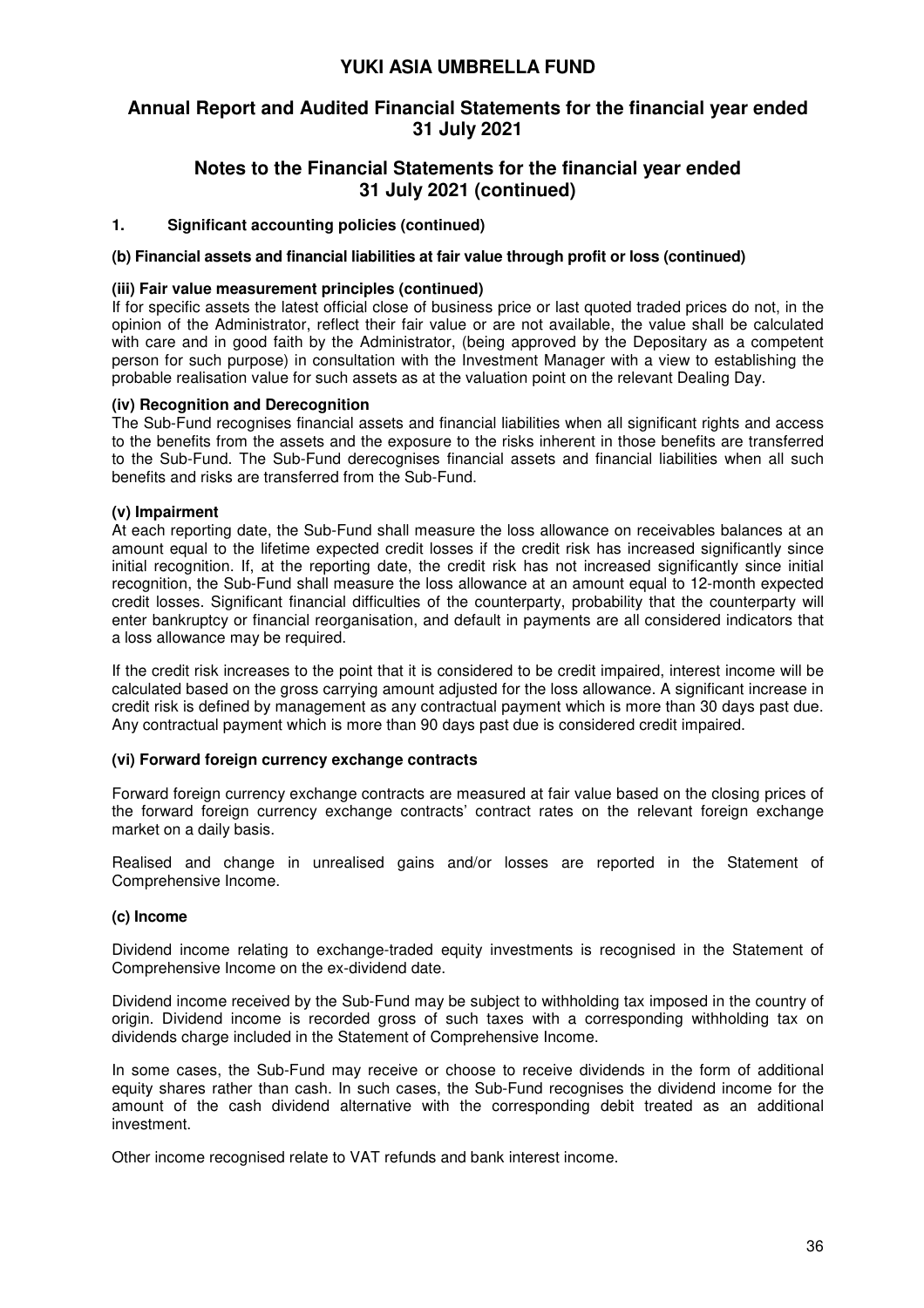## Notes to the Financial Statements for the financial year ended 31 July 2021 (continued)

### 1. Significant accounting policies (continued)

#### (b) Financial assets and financial liabilities at fair value through profit or loss (continued)

**(iii) Fair value measurement principles (continued)**

If for specific assets the latest official close of business price or last quoted traded prices do not, in the opinion of the Administrator, reflect their fair value or are not available, the value shall be calculated with care and in good faith by the Administrator, (being approved by the Depositary as a competent person for such purpose) in consultation with the Investment Manager with a view to establishing the probable realisation value for such assets as at the valuation point on the relevant Dealing Day.

**(iv) Recognition and Derecognition**

The Sub-Fund recognises financial assets and financial liabilities when all significant rights and access to the benefits from the assets and the exposure to the risks inherent in those benefits are transferred to the Sub-Fund. The Sub-Fund derecognises financial assets and financial liabilities when all such benefits and risks are transferred from the Sub-Fund.

**(v) Impairment**

At each reporting date, the Sub-Fund shall measure the loss allowance on receivables balances at an amount equal to the lifetime expected credit losses if the credit risk has increased significantly since initial recognition. If, at the reporting date, the credit risk has not increased significantly since initial recognition, the Sub-Fund shall measure the loss allowance at an amount equal to 12-month expected credit losses. Significant financial difficulties of the counterparty, probability that the counterparty will enter bankruptcy or financial reorganisation, and default in payments are all considered indicators that a loss allowance may be required.

If the credit risk increases to the point that it is considered to be credit impaired, interest income will be calculated based on the gross carrying amount adjusted for the loss allowance. A significant increase in credit risk is defined by management as any contractual payment which is more than 30 days past due. Any contractual payment which is more than 90 days past due is considered credit impaired.

**(vi) Forward foreign currency exchange contracts**

Forward foreign currency exchange contracts are measured at fair value based on the closing prices of the forward foreign currency exchange contracts' contract rates on the relevant foreign exchange market on a daily basis.

Realised and change in unrealised gains and/or losses are reported in the Statement of Comprehensive Income.

#### (c) Income

Dividend income relating to exchange-traded equity investments is recognised in the Statement of Comprehensive Income on the ex-dividend date.

Dividend income received by the Sub-Fund may be subject to withholding tax imposed in the country of origin. Dividend income is recorded gross of such taxes with a corresponding withholding tax on dividends charge included in the Statement of Comprehensive Income.

In some cases, the Sub-Fund may receive or choose to receive dividends in the form of additional equity shares rather than cash. In such cases, the Sub-Fund recognises the dividend income for the amount of the cash dividend alternative with the corresponding debit treated as an additional investment.

Other income recognised relate to VAT refunds and bank interest income.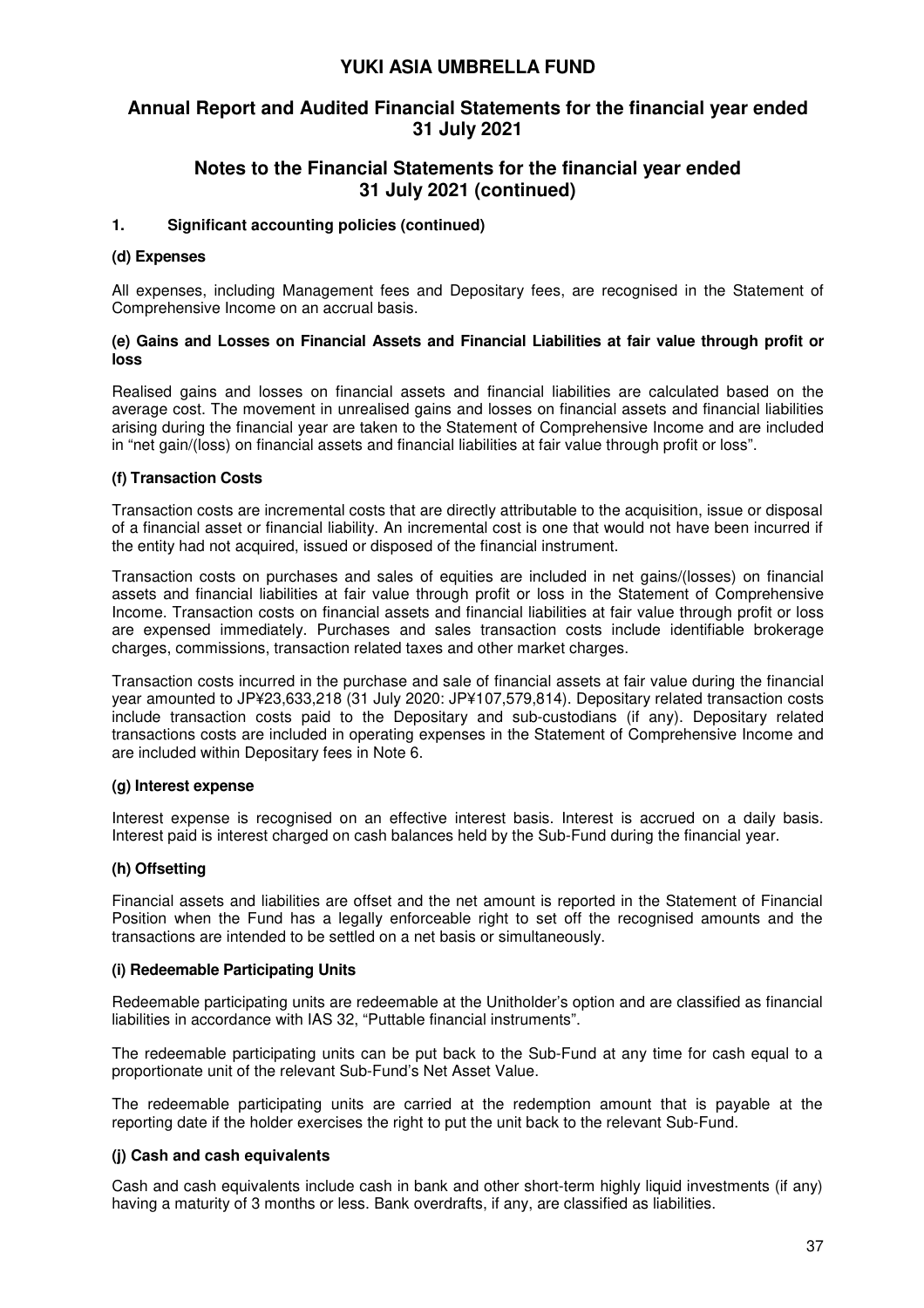# YUKI ASIA UMBRELLA FUND

## Annual Report and Audited Financial Statements for the financial year ended 31 July 2021

## Notes to the Financial Statements for the financial year ended 31 July 2021 (continued)

### 1. Significant accounting policies (continued)

#### (d) Expenses

All expenses, including Management fees and Depositary fees, are recognised in the Statement of Comprehensive Income on an accrual basis.

#### (e) Gains and Losses on Financial Assets and Financial Liabilities at fair value through profit or loss

Realised gains and losses on financial assets and financial liabilities are calculated based on the average cost. The movement in unrealised gains and losses on financial assets and financial liabilities arising during the financial year are taken to the Statement of Comprehensive Income and are included in "net gain/(loss) on financial assets and financial liabilities at fair value through profit or loss".

#### (f) Transaction Costs

Transaction costs are incremental costs that are directly attributable to the acquisition, issue or disposal of a financial asset or financial liability. An incremental cost is one that would not have been incurred if the entity had not acquired, issued or disposed of the financial instrument.

Transaction costs on purchases and sales of equities are included in net gains/(losses) on financial assets and financial liabilities at fair value through profit or loss in the Statement of Comprehensive Income. Transaction costs on financial assets and financial liabilities at fair value through profit or loss are expensed immediately. Purchases and sales transaction costs include identifiable brokerage charges, commissions, transaction related taxes and other market charges.

Transaction costs incurred in the purchase and sale of financial assets at fair value during the financial year amounted to JP¥23,633,218 (31 July 2020: JP¥107,579,814). Depositary related transaction costs include transaction costs paid to the Depositary and sub-custodians (if any). Depositary related transactions costs are included in operating expenses in the Statement of Comprehensive Income and are included within Depositary fees in Note 6.

#### (g) Interest expense

Interest expense is recognised on an effective interest basis. Interest is accrued on a daily basis. Interest paid is interest charged on cash balances held by the Sub-Fund during the financial year.

#### (h) Offsetting

Financial assets and liabilities are offset and the net amount is reported in the Statement of Financial Position when the Fund has a legally enforceable right to set off the recognised amounts and the transactions are intended to be settled on a net basis or simultaneously.

#### (i) Redeemable Participating Units

Redeemable participating units are redeemable at the Unitholder's option and are classified as financial liabilities in accordance with IAS 32, "Puttable financial instruments".

The redeemable participating units can be put back to the Sub-Fund at any time for cash equal to a proportionate unit of the relevant Sub-Fund's Net Asset Value.

The redeemable participating units are carried at the redemption amount that is payable at the reporting date if the holder exercises the right to put the unit back to the relevant Sub-Fund.

#### (j) Cash and cash equivalents

Cash and cash equivalents include cash in bank and other short-term highly liquid investments (if any) having a maturity of 3 months or less. Bank overdrafts, if any, are classified as liabilities.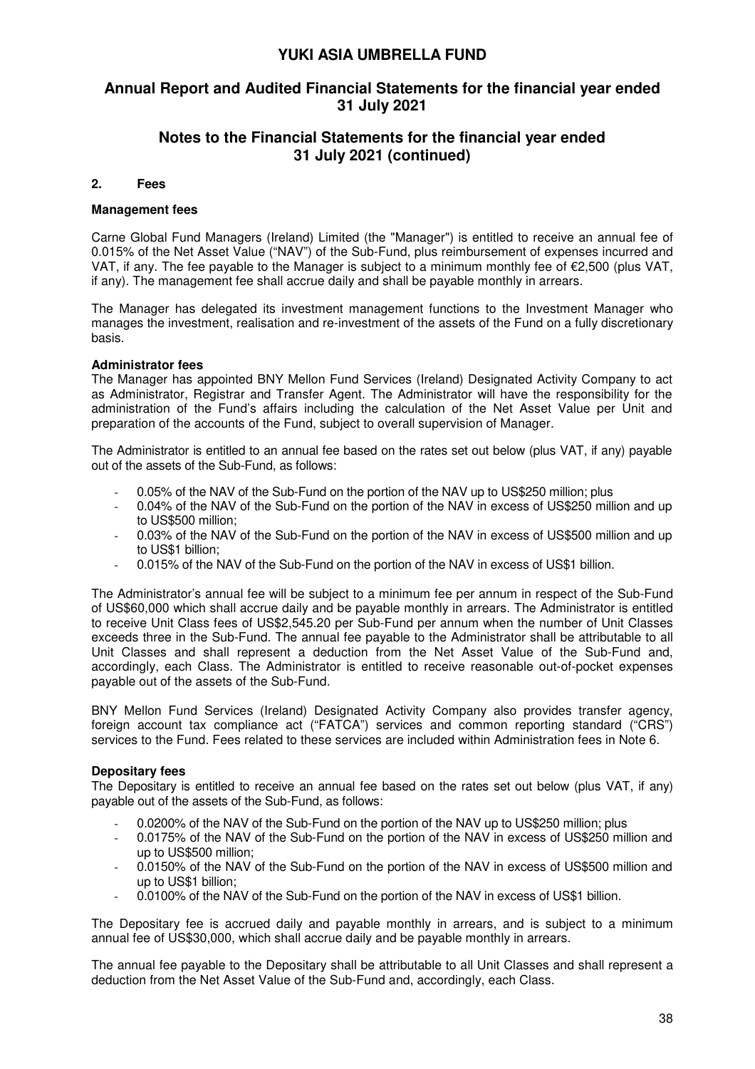# YUKI ASIA UMBRELLA FUND

## Annual Report and Audited Financial Statements for the financial year ended 31 July 2021

## Notes to the Financial Statements for the financial year ended 31 July 2021 (continued)

### 2. Fees

**Management fees**

Carne Global Fund Managers (Ireland) Limited (the "Manager") is entitled to receive an annual fee of 0.015% of the Net Asset Value ("NAV") of the Sub-Fund, plus reimbursement of expenses incurred and VAT, if any. The fee payable to the Manager is subject to a minimum monthly fee of €2,500 (plus VAT, if any). The management fee shall accrue daily and shall be payable monthly in arrears.

The Manager has delegated its investment management functions to the Investment Manager who manages the investment, realisation and re-investment of the assets of the Fund on a fully discretionary basis.

**Administrator fees**

The Manager has appointed BNY Mellon Fund Services (Ireland) Designated Activity Company to act as Administrator, Registrar and Transfer Agent. The Administrator will have the responsibility for the administration of the Fund's affairs including the calculation of the Net Asset Value per Unit and preparation of the accounts of the Fund, subject to overall supervision of Manager.

The Administrator is entitled to an annual fee based on the rates set out below (plus VAT, if any) payable out of the assets of the Sub-Fund, as follows:

- 0.05% of the NAV of the Sub-Fund on the portion of the NAV up to US$250 million; plus
- 0.04% of the NAV of the Sub-Fund on the portion of the NAV in excess of US$250 million and up to US$500 million;
- 0.03% of the NAV of the Sub-Fund on the portion of the NAV in excess of US$500 million and up to US$1 billion;
- 0.015% of the NAV of the Sub-Fund on the portion of the NAV in excess of US$1 billion.

The Administrator's annual fee will be subject to a minimum fee per annum in respect of the Sub-Fund of US$60,000 which shall accrue daily and be payable monthly in arrears. The Administrator is entitled to receive Unit Class fees of US$2,545.20 per Sub-Fund per annum when the number of Unit Classes exceeds three in the Sub-Fund. The annual fee payable to the Administrator shall be attributable to all Unit Classes and shall represent a deduction from the Net Asset Value of the Sub-Fund and, accordingly, each Class. The Administrator is entitled to receive reasonable out-of-pocket expenses payable out of the assets of the Sub-Fund.

BNY Mellon Fund Services (Ireland) Designated Activity Company also provides transfer agency, foreign account tax compliance act ("FATCA") services and common reporting standard ("CRS") services to the Fund. Fees related to these services are included within Administration fees in Note 6.

**Depositary fees**

The Depositary is entitled to receive an annual fee based on the rates set out below (plus VAT, if any) payable out of the assets of the Sub-Fund, as follows:

- 0.0200% of the NAV of the Sub-Fund on the portion of the NAV up to US$250 million; plus
- 0.0175% of the NAV of the Sub-Fund on the portion of the NAV in excess of US$250 million and up to US$500 million;
- 0.0150% of the NAV of the Sub-Fund on the portion of the NAV in excess of US$500 million and up to US$1 billion;
- 0.0100% of the NAV of the Sub-Fund on the portion of the NAV in excess of US$1 billion.

The Depositary fee is accrued daily and payable monthly in arrears, and is subject to a minimum annual fee of US$30,000, which shall accrue daily and be payable monthly in arrears.

The annual fee payable to the Depositary shall be attributable to all Unit Classes and shall represent a deduction from the Net Asset Value of the Sub-Fund and, accordingly, each Class.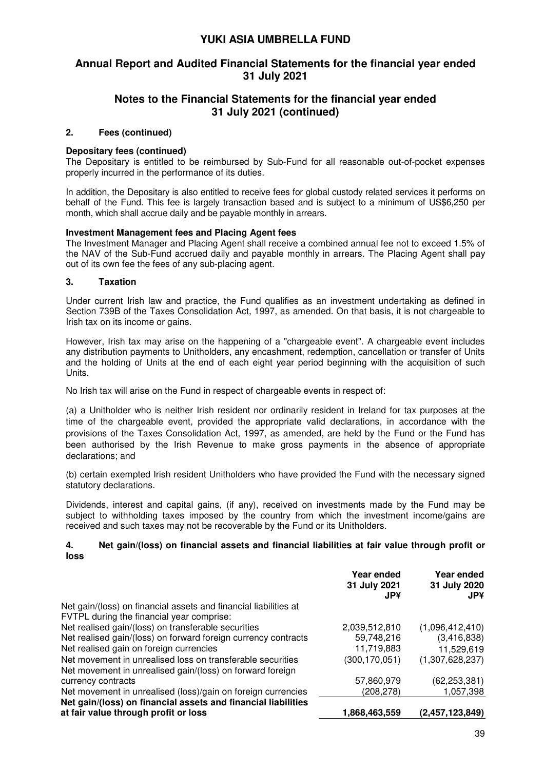# YUKI ASIA UMBRELLA FUND

## Annual Report and Audited Financial Statements for the financial year ended 31 July 2021

## Notes to the Financial Statements for the financial year ended 31 July 2021 (continued)

### 2. Fees (continued)

**Depositary fees (continued)**

The Depositary is entitled to be reimbursed by Sub-Fund for all reasonable out-of-pocket expenses properly incurred in the performance of its duties.

In addition, the Depositary is also entitled to receive fees for global custody related services it performs on behalf of the Fund. This fee is largely transaction based and is subject to a minimum of US$6,250 per month, which shall accrue daily and be payable monthly in arrears.

**Investment Management fees and Placing Agent fees**

The Investment Manager and Placing Agent shall receive a combined annual fee not to exceed 1.5% of the NAV of the Sub-Fund accrued daily and payable monthly in arrears. The Placing Agent shall pay out of its own fee the fees of any sub-placing agent.

### 3. Taxation

Under current Irish law and practice, the Fund qualifies as an investment undertaking as defined in Section 739B of the Taxes Consolidation Act, 1997, as amended. On that basis, it is not chargeable to Irish tax on its income or gains.

However, Irish tax may arise on the happening of a "chargeable event". A chargeable event includes any distribution payments to Unitholders, any encashment, redemption, cancellation or transfer of Units and the holding of Units at the end of each eight year period beginning with the acquisition of such Units.

No Irish tax will arise on the Fund in respect of chargeable events in respect of:

(a) a Unitholder who is neither Irish resident nor ordinarily resident in Ireland for tax purposes at the time of the chargeable event, provided the appropriate valid declarations, in accordance with the provisions of the Taxes Consolidation Act, 1997, as amended, are held by the Fund or the Fund has been authorised by the Irish Revenue to make gross payments in the absence of appropriate declarations; and

(b) certain exempted Irish resident Unitholders who have provided the Fund with the necessary signed statutory declarations.

Dividends, interest and capital gains, (if any), received on investments made by the Fund may be subject to withholding taxes imposed by the country from which the investment income/gains are received and such taxes may not be recoverable by the Fund or its Unitholders.

### 4. Net gain/(loss) on financial assets and financial liabilities at fair value through profit or loss

| | Year ended 31 July 2021 JP¥ | Year ended 31 July 2020 JP¥ |
|---|---|---|
| Net gain/(loss) on financial assets and financial liabilities at FVTPL during the financial year comprise: | | |
| Net realised gain/(loss) on transferable securities | 2,039,512,810 | (1,096,412,410) |
| Net realised gain/(loss) on forward foreign currency contracts | 59,748,216 | (3,416,838) |
| Net realised gain on foreign currencies | 11,719,883 | 11,529,619 |
| Net movement in unrealised loss on transferable securities | (300,170,051) | (1,307,628,237) |
| Net movement in unrealised gain/(loss) on forward foreign currency contracts | 57,860,979 | (62,253,381) |
| Net movement in unrealised (loss)/gain on foreign currencies | (208,278) | 1,057,398 |
| **Net gain/(loss) on financial assets and financial liabilities at fair value through profit or loss** | **1,868,463,559** | **(2,457,123,849)** |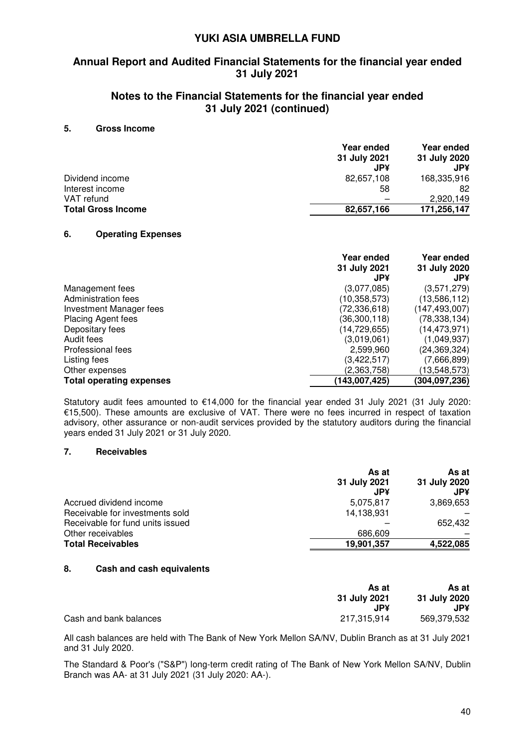# YUKI ASIA UMBRELLA FUND

## Annual Report and Audited Financial Statements for the financial year ended 31 July 2021

## Notes to the Financial Statements for the financial year ended 31 July 2021 (continued)

### 5. Gross Income

| | Year ended 31 July 2021 JP¥ | Year ended 31 July 2020 JP¥ |
|---|---|---|
| Dividend income | 82,657,108 | 168,335,916 |
| Interest income | 58 | 82 |
| VAT refund | – | 2,920,149 |
| **Total Gross Income** | **82,657,166** | **171,256,147** |

### 6. Operating Expenses

| | Year ended 31 July 2021 JP¥ | Year ended 31 July 2020 JP¥ |
|---|---|---|
| Management fees | (3,077,085) | (3,571,279) |
| Administration fees | (10,358,573) | (13,586,112) |
| Investment Manager fees | (72,336,618) | (147,493,007) |
| Placing Agent fees | (36,300,118) | (78,338,134) |
| Depositary fees | (14,729,655) | (14,473,971) |
| Audit fees | (3,019,061) | (1,049,937) |
| Professional fees | 2,599,960 | (24,369,324) |
| Listing fees | (3,422,517) | (7,666,899) |
| Other expenses | (2,363,758) | (13,548,573) |
| **Total operating expenses** | **(143,007,425)** | **(304,097,236)** |

Statutory audit fees amounted to €14,000 for the financial year ended 31 July 2021 (31 July 2020: €15,500). These amounts are exclusive of VAT. There were no fees incurred in respect of taxation advisory, other assurance or non-audit services provided by the statutory auditors during the financial years ended 31 July 2021 or 31 July 2020.

### 7. Receivables

| | As at 31 July 2021 JP¥ | As at 31 July 2020 JP¥ |
|---|---|---|
| Accrued dividend income | 5,075,817 | 3,869,653 |
| Receivable for investments sold | 14,138,931 | – |
| Receivable for fund units issued | – | 652,432 |
| Other receivables | 686,609 | – |
| **Total Receivables** | **19,901,357** | **4,522,085** |

### 8. Cash and cash equivalents

| | As at 31 July 2021 JP¥ | As at 31 July 2020 JP¥ |
|---|---|---|
| Cash and bank balances | 217,315,914 | 569,379,532 |

All cash balances are held with The Bank of New York Mellon SA/NV, Dublin Branch as at 31 July 2021 and 31 July 2020.

The Standard & Poor's ("S&P") long-term credit rating of The Bank of New York Mellon SA/NV, Dublin Branch was AA- at 31 July 2021 (31 July 2020: AA-).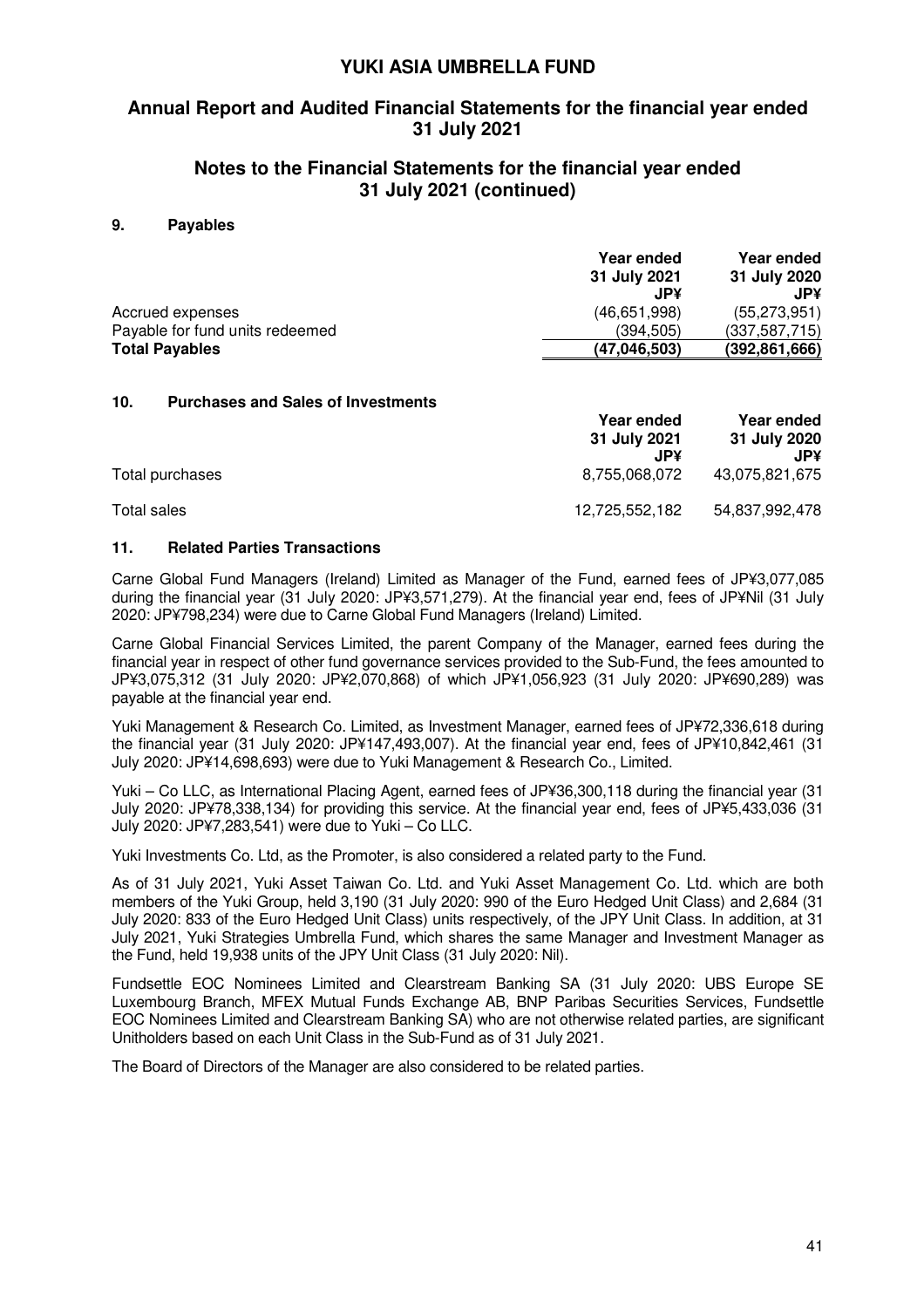## Notes to the Financial Statements for the financial year ended 31 July 2021 (continued)

### 9. Payables

| | Year ended 31 July 2021 JP¥ | Year ended 31 July 2020 JP¥ |
|---|---|---|
| Accrued expenses | (46,651,998) | (55,273,951) |
| Payable for fund units redeemed | (394,505) | (337,587,715) |
| **Total Payables** | **(47,046,503)** | **(392,861,666)** |

### 10. Purchases and Sales of Investments

| | Year ended 31 July 2021 JP¥ | Year ended 31 July 2020 JP¥ |
|---|---|---|
| Total purchases | 8,755,068,072 | 43,075,821,675 |
| Total sales | 12,725,552,182 | 54,837,992,478 |

### 11. Related Parties Transactions

Carne Global Fund Managers (Ireland) Limited as Manager of the Fund, earned fees of JP¥3,077,085 during the financial year (31 July 2020: JP¥3,571,279). At the financial year end, fees of JP¥Nil (31 July 2020: JP¥798,234) were due to Carne Global Fund Managers (Ireland) Limited.

Carne Global Financial Services Limited, the parent Company of the Manager, earned fees during the financial year in respect of other fund governance services provided to the Sub-Fund, the fees amounted to JP¥3,075,312 (31 July 2020: JP¥2,070,868) of which JP¥1,056,923 (31 July 2020: JP¥690,289) was payable at the financial year end.

Yuki Management & Research Co. Limited, as Investment Manager, earned fees of JP¥72,336,618 during the financial year (31 July 2020: JP¥147,493,007). At the financial year end, fees of JP¥10,842,461 (31 July 2020: JP¥14,698,693) were due to Yuki Management & Research Co., Limited.

Yuki – Co LLC, as International Placing Agent, earned fees of JP¥36,300,118 during the financial year (31 July 2020: JP¥78,338,134) for providing this service. At the financial year end, fees of JP¥5,433,036 (31 July 2020: JP¥7,283,541) were due to Yuki – Co LLC.

Yuki Investments Co. Ltd, as the Promoter, is also considered a related party to the Fund.

As of 31 July 2021, Yuki Asset Taiwan Co. Ltd. and Yuki Asset Management Co. Ltd. which are both members of the Yuki Group, held 3,190 (31 July 2020: 990 of the Euro Hedged Unit Class) and 2,684 (31 July 2020: 833 of the Euro Hedged Unit Class) units respectively, of the JPY Unit Class. In addition, at 31 July 2021, Yuki Strategies Umbrella Fund, which shares the same Manager and Investment Manager as the Fund, held 19,938 units of the JPY Unit Class (31 July 2020: Nil).

Fundsettle EOC Nominees Limited and Clearstream Banking SA (31 July 2020: UBS Europe SE Luxembourg Branch, MFEX Mutual Funds Exchange AB, BNP Paribas Securities Services, Fundsettle EOC Nominees Limited and Clearstream Banking SA) who are not otherwise related parties, are significant Unitholders based on each Unit Class in the Sub-Fund as of 31 July 2021.

The Board of Directors of the Manager are also considered to be related parties.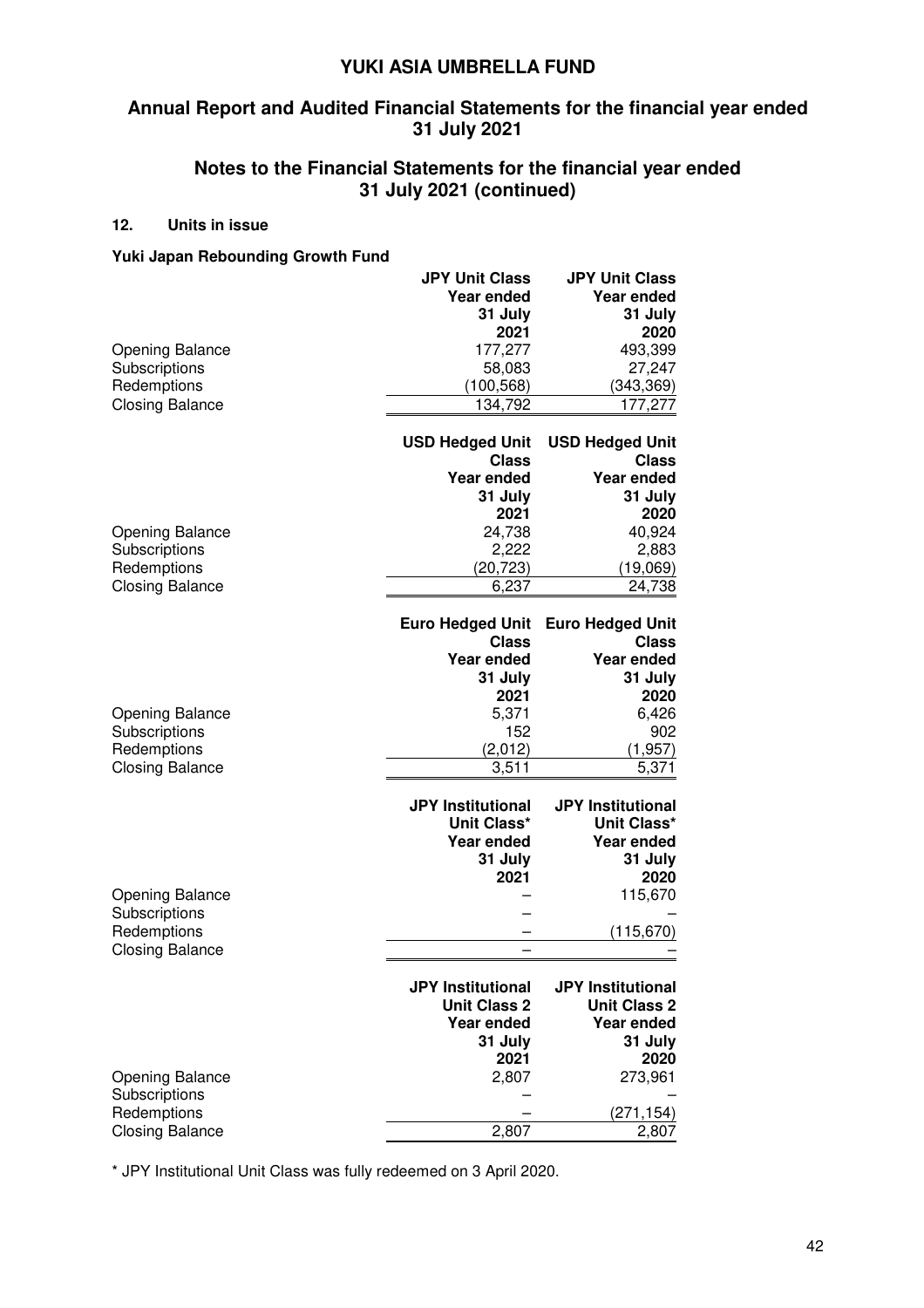## Notes to the Financial Statements for the financial year ended 31 July 2021 (continued)

### 12. Units in issue

**Yuki Japan Rebounding Growth Fund**

| | JPY Unit Class Year ended 31 July 2021 | JPY Unit Class Year ended 31 July 2020 |
|---|---|---|
| Opening Balance | 177,277 | 493,399 |
| Subscriptions | 58,083 | 27,247 |
| Redemptions | (100,568) | (343,369) |
| Closing Balance | 134,792 | 177,277 |

| | USD Hedged Unit Class Year ended 31 July 2021 | USD Hedged Unit Class Year ended 31 July 2020 |
|---|---|---|
| Opening Balance | 24,738 | 40,924 |
| Subscriptions | 2,222 | 2,883 |
| Redemptions | (20,723) | (19,069) |
| Closing Balance | 6,237 | 24,738 |

| | Euro Hedged Unit Class Year ended 31 July 2021 | Euro Hedged Unit Class Year ended 31 July 2020 |
|---|---|---|
| Opening Balance | 5,371 | 6,426 |
| Subscriptions | 152 | 902 |
| Redemptions | (2,012) | (1,957) |
| Closing Balance | 3,511 | 5,371 |

| | JPY Institutional Unit Class* Year ended 31 July 2021 | JPY Institutional Unit Class* Year ended 31 July 2020 |
|---|---|---|
| Opening Balance | – | 115,670 |
| Subscriptions | – | – |
| Redemptions | – | (115,670) |
| Closing Balance | – | – |

| | JPY Institutional Unit Class 2 Year ended 31 July 2021 | JPY Institutional Unit Class 2 Year ended 31 July 2020 |
|---|---|---|
| Opening Balance | 2,807 | 273,961 |
| Subscriptions | – | – |
| Redemptions | – | (271,154) |
| Closing Balance | 2,807 | 2,807 |

* JPY Institutional Unit Class was fully redeemed on 3 April 2020.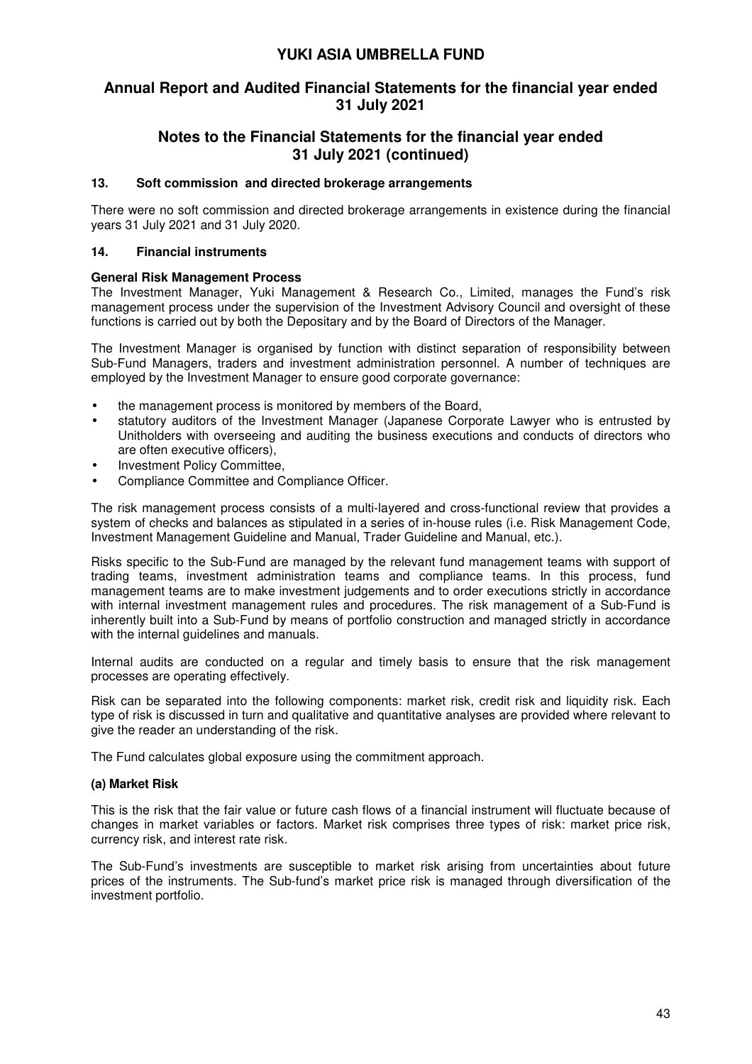### 13. Soft commission and directed brokerage arrangements

There were no soft commission and directed brokerage arrangements in existence during the financial years 31 July 2021 and 31 July 2020.

### 14. Financial instruments

**General Risk Management Process**

The Investment Manager, Yuki Management & Research Co., Limited, manages the Fund's risk management process under the supervision of the Investment Advisory Council and oversight of these functions is carried out by both the Depositary and by the Board of Directors of the Manager.

The Investment Manager is organised by function with distinct separation of responsibility between Sub-Fund Managers, traders and investment administration personnel. A number of techniques are employed by the Investment Manager to ensure good corporate governance:

- the management process is monitored by members of the Board,
- statutory auditors of the Investment Manager (Japanese Corporate Lawyer who is entrusted by Unitholders with overseeing and auditing the business executions and conducts of directors who are often executive officers),
- Investment Policy Committee,
- Compliance Committee and Compliance Officer.

The risk management process consists of a multi-layered and cross-functional review that provides a system of checks and balances as stipulated in a series of in-house rules (i.e. Risk Management Code, Investment Management Guideline and Manual, Trader Guideline and Manual, etc.).

Risks specific to the Sub-Fund are managed by the relevant fund management teams with support of trading teams, investment administration teams and compliance teams. In this process, fund management teams are to make investment judgements and to order executions strictly in accordance with internal investment management rules and procedures. The risk management of a Sub-Fund is inherently built into a Sub-Fund by means of portfolio construction and managed strictly in accordance with the internal guidelines and manuals.

Internal audits are conducted on a regular and timely basis to ensure that the risk management processes are operating effectively.

Risk can be separated into the following components: market risk, credit risk and liquidity risk. Each type of risk is discussed in turn and qualitative and quantitative analyses are provided where relevant to give the reader an understanding of the risk.

The Fund calculates global exposure using the commitment approach.

**(a) Market Risk**

This is the risk that the fair value or future cash flows of a financial instrument will fluctuate because of changes in market variables or factors. Market risk comprises three types of risk: market price risk, currency risk, and interest rate risk.

The Sub-Fund's investments are susceptible to market risk arising from uncertainties about future prices of the instruments. The Sub-fund's market price risk is managed through diversification of the investment portfolio.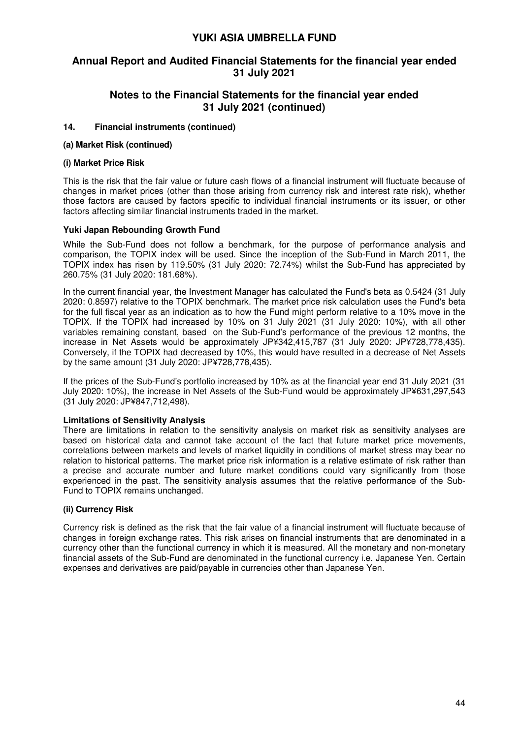# YUKI ASIA UMBRELLA FUND

## Annual Report and Audited Financial Statements for the financial year ended 31 July 2021

## Notes to the Financial Statements for the financial year ended 31 July 2021 (continued)

### 14. Financial instruments (continued)

#### (a) Market Risk (continued)

#### (i) Market Price Risk

This is the risk that the fair value or future cash flows of a financial instrument will fluctuate because of changes in market prices (other than those arising from currency risk and interest rate risk), whether those factors are caused by factors specific to individual financial instruments or its issuer, or other factors affecting similar financial instruments traded in the market.

**Yuki Japan Rebounding Growth Fund**

While the Sub-Fund does not follow a benchmark, for the purpose of performance analysis and comparison, the TOPIX index will be used. Since the inception of the Sub-Fund in March 2011, the TOPIX index has risen by 119.50% (31 July 2020: 72.74%) whilst the Sub-Fund has appreciated by 260.75% (31 July 2020: 181.68%).

In the current financial year, the Investment Manager has calculated the Fund's beta as 0.5424 (31 July 2020: 0.8597) relative to the TOPIX benchmark. The market price risk calculation uses the Fund's beta for the full fiscal year as an indication as to how the Fund might perform relative to a 10% move in the TOPIX. If the TOPIX had increased by 10% on 31 July 2021 (31 July 2020: 10%), with all other variables remaining constant, based on the Sub-Fund's performance of the previous 12 months, the increase in Net Assets would be approximately JP¥342,415,787 (31 July 2020: JP¥728,778,435). Conversely, if the TOPIX had decreased by 10%, this would have resulted in a decrease of Net Assets by the same amount (31 July 2020: JP¥728,778,435).

If the prices of the Sub-Fund's portfolio increased by 10% as at the financial year end 31 July 2021 (31 July 2020: 10%), the increase in Net Assets of the Sub-Fund would be approximately JP¥631,297,543 (31 July 2020: JP¥847,712,498).

**Limitations of Sensitivity Analysis**

There are limitations in relation to the sensitivity analysis on market risk as sensitivity analyses are based on historical data and cannot take account of the fact that future market price movements, correlations between markets and levels of market liquidity in conditions of market stress may bear no relation to historical patterns. The market price risk information is a relative estimate of risk rather than a precise and accurate number and future market conditions could vary significantly from those experienced in the past. The sensitivity analysis assumes that the relative performance of the Sub-Fund to TOPIX remains unchanged.

#### (ii) Currency Risk

Currency risk is defined as the risk that the fair value of a financial instrument will fluctuate because of changes in foreign exchange rates. This risk arises on financial instruments that are denominated in a currency other than the functional currency in which it is measured. All the monetary and non-monetary financial assets of the Sub-Fund are denominated in the functional currency i.e. Japanese Yen. Certain expenses and derivatives are paid/payable in currencies other than Japanese Yen.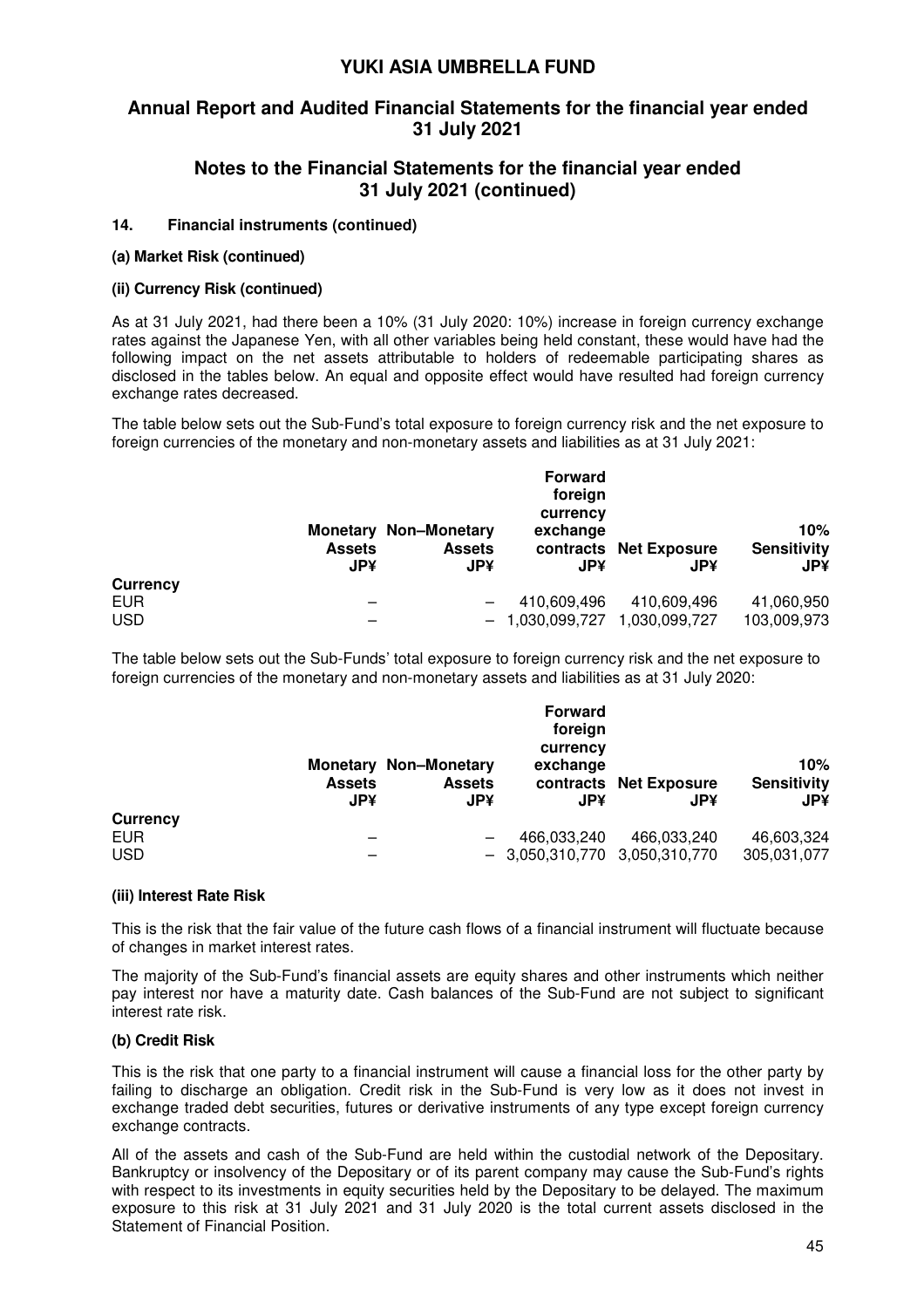# YUKI ASIA UMBRELLA FUND

## Annual Report and Audited Financial Statements for the financial year ended 31 July 2021

## Notes to the Financial Statements for the financial year ended 31 July 2021 (continued)

### 14. Financial instruments (continued)

#### (a) Market Risk (continued)

#### (ii) Currency Risk (continued)

As at 31 July 2021, had there been a 10% (31 July 2020: 10%) increase in foreign currency exchange rates against the Japanese Yen, with all other variables being held constant, these would have had the following impact on the net assets attributable to holders of redeemable participating shares as disclosed in the tables below. An equal and opposite effect would have resulted had foreign currency exchange rates decreased.

The table below sets out the Sub-Fund's total exposure to foreign currency risk and the net exposure to foreign currencies of the monetary and non-monetary assets and liabilities as at 31 July 2021:

| | Monetary Assets JP¥ | Non–Monetary Assets JP¥ | Forward foreign currency exchange contracts JP¥ | Net Exposure JP¥ | 10% Sensitivity JP¥ |
|---|---|---|---|---|---|
| **Currency** | | | | | |
| EUR | – | – | 410,609,496 | 410,609,496 | 41,060,950 |
| USD | – | – | 1,030,099,727 | 1,030,099,727 | 103,009,973 |

The table below sets out the Sub-Funds' total exposure to foreign currency risk and the net exposure to foreign currencies of the monetary and non-monetary assets and liabilities as at 31 July 2020:

| | Monetary Assets JP¥ | Non–Monetary Assets JP¥ | Forward foreign currency exchange contracts JP¥ | Net Exposure JP¥ | 10% Sensitivity JP¥ |
|---|---|---|---|---|---|
| **Currency** | | | | | |
| EUR | – | – | 466,033,240 | 466,033,240 | 46,603,324 |
| USD | – | – | 3,050,310,770 | 3,050,310,770 | 305,031,077 |

#### (iii) Interest Rate Risk

This is the risk that the fair value of the future cash flows of a financial instrument will fluctuate because of changes in market interest rates.

The majority of the Sub-Fund's financial assets are equity shares and other instruments which neither pay interest nor have a maturity date. Cash balances of the Sub-Fund are not subject to significant interest rate risk.

#### (b) Credit Risk

This is the risk that one party to a financial instrument will cause a financial loss for the other party by failing to discharge an obligation. Credit risk in the Sub-Fund is very low as it does not invest in exchange traded debt securities, futures or derivative instruments of any type except foreign currency exchange contracts.

All of the assets and cash of the Sub-Fund are held within the custodial network of the Depositary. Bankruptcy or insolvency of the Depositary or of its parent company may cause the Sub-Fund's rights with respect to its investments in equity securities held by the Depositary to be delayed. The maximum exposure to this risk at 31 July 2021 and 31 July 2020 is the total current assets disclosed in the Statement of Financial Position.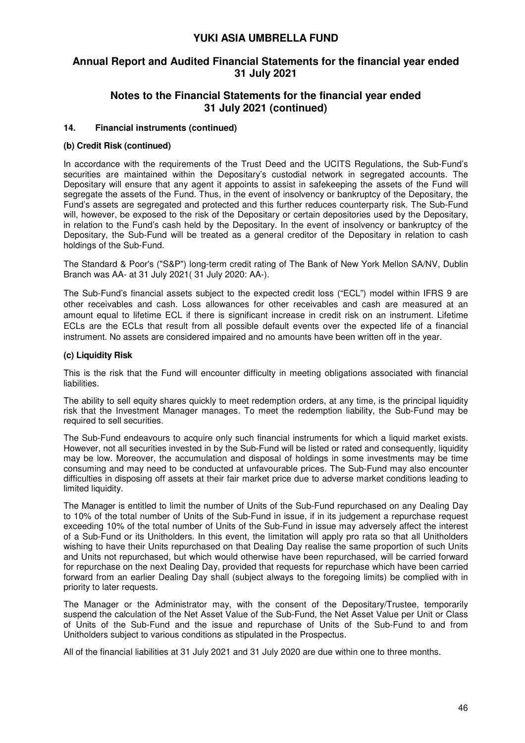# YUKI ASIA UMBRELLA FUND

## Annual Report and Audited Financial Statements for the financial year ended 31 July 2021

## Notes to the Financial Statements for the financial year ended 31 July 2021 (continued)

### 14. Financial instruments (continued)

**(b) Credit Risk (continued)**

In accordance with the requirements of the Trust Deed and the UCITS Regulations, the Sub-Fund's securities are maintained within the Depositary's custodial network in segregated accounts. The Depositary will ensure that any agent it appoints to assist in safekeeping the assets of the Fund will segregate the assets of the Fund. Thus, in the event of insolvency or bankruptcy of the Depositary, the Fund's assets are segregated and protected and this further reduces counterparty risk. The Sub-Fund will, however, be exposed to the risk of the Depositary or certain depositories used by the Depositary, in relation to the Fund's cash held by the Depositary. In the event of insolvency or bankruptcy of the Depositary, the Sub-Fund will be treated as a general creditor of the Depositary in relation to cash holdings of the Sub-Fund.

The Standard & Poor's ("S&P") long-term credit rating of The Bank of New York Mellon SA/NV, Dublin Branch was AA- at 31 July 2021( 31 July 2020: AA-).

The Sub-Fund's financial assets subject to the expected credit loss ("ECL") model within IFRS 9 are other receivables and cash. Loss allowances for other receivables and cash are measured at an amount equal to lifetime ECL if there is significant increase in credit risk on an instrument. Lifetime ECLs are the ECLs that result from all possible default events over the expected life of a financial instrument. No assets are considered impaired and no amounts have been written off in the year.

**(c) Liquidity Risk**

This is the risk that the Fund will encounter difficulty in meeting obligations associated with financial liabilities.

The ability to sell equity shares quickly to meet redemption orders, at any time, is the principal liquidity risk that the Investment Manager manages. To meet the redemption liability, the Sub-Fund may be required to sell securities.

The Sub-Fund endeavours to acquire only such financial instruments for which a liquid market exists. However, not all securities invested in by the Sub-Fund will be listed or rated and consequently, liquidity may be low. Moreover, the accumulation and disposal of holdings in some investments may be time consuming and may need to be conducted at unfavourable prices. The Sub-Fund may also encounter difficulties in disposing off assets at their fair market price due to adverse market conditions leading to limited liquidity.

The Manager is entitled to limit the number of Units of the Sub-Fund repurchased on any Dealing Day to 10% of the total number of Units of the Sub-Fund in issue, if in its judgement a repurchase request exceeding 10% of the total number of Units of the Sub-Fund in issue may adversely affect the interest of a Sub-Fund or its Unitholders. In this event, the limitation will apply pro rata so that all Unitholders wishing to have their Units repurchased on that Dealing Day realise the same proportion of such Units and Units not repurchased, but which would otherwise have been repurchased, will be carried forward for repurchase on the next Dealing Day, provided that requests for repurchase which have been carried forward from an earlier Dealing Day shall (subject always to the foregoing limits) be complied with in priority to later requests.

The Manager or the Administrator may, with the consent of the Depositary/Trustee, temporarily suspend the calculation of the Net Asset Value of the Sub-Fund, the Net Asset Value per Unit or Class of Units of the Sub-Fund and the issue and repurchase of Units of the Sub-Fund to and from Unitholders subject to various conditions as stipulated in the Prospectus.

All of the financial liabilities at 31 July 2021 and 31 July 2020 are due within one to three months.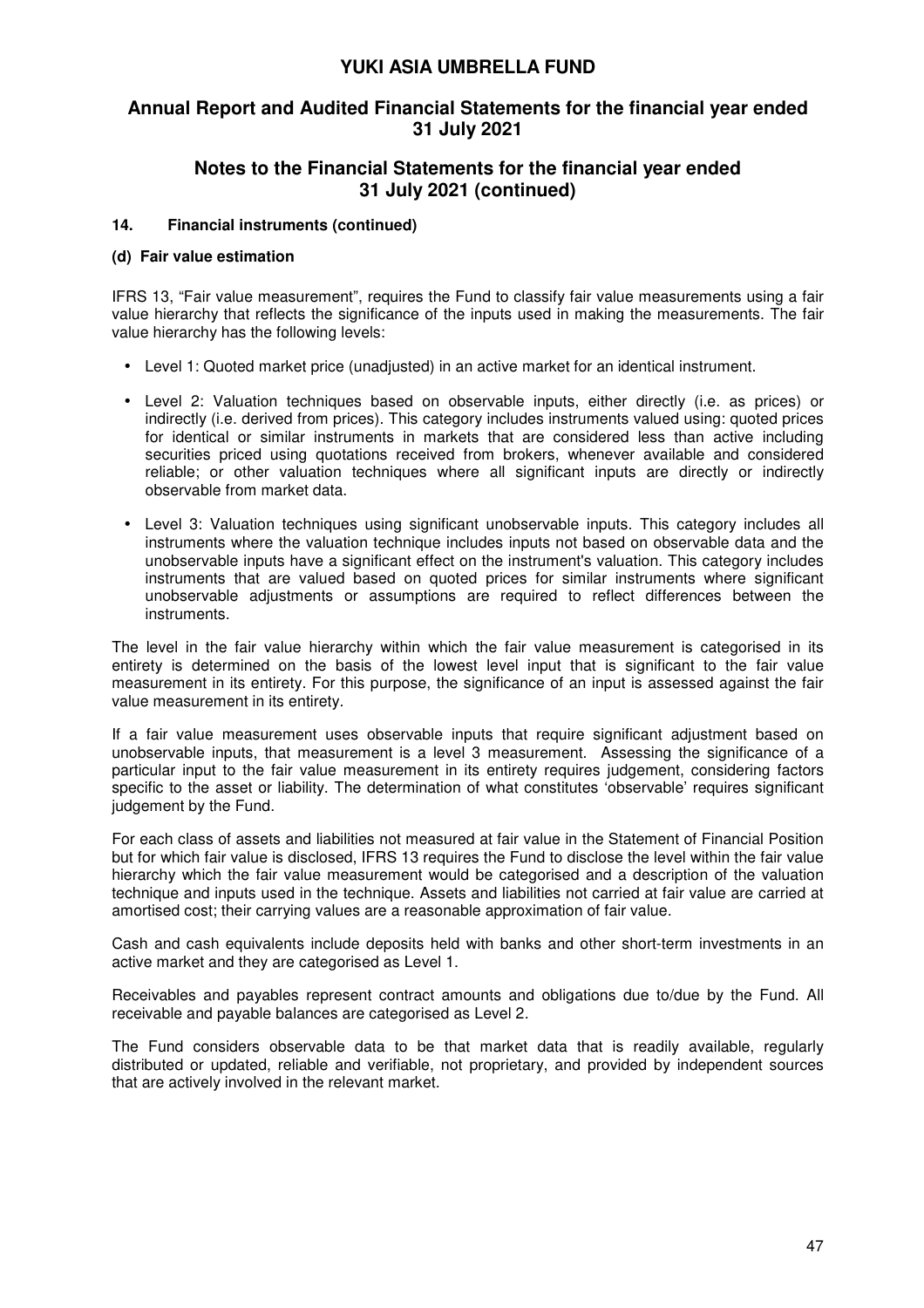### 14. Financial instruments (continued)

#### (d) Fair value estimation

IFRS 13, "Fair value measurement", requires the Fund to classify fair value measurements using a fair value hierarchy that reflects the significance of the inputs used in making the measurements. The fair value hierarchy has the following levels:

- Level 1: Quoted market price (unadjusted) in an active market for an identical instrument.
- Level 2: Valuation techniques based on observable inputs, either directly (i.e. as prices) or indirectly (i.e. derived from prices). This category includes instruments valued using: quoted prices for identical or similar instruments in markets that are considered less than active including securities priced using quotations received from brokers, whenever available and considered reliable; or other valuation techniques where all significant inputs are directly or indirectly observable from market data.
- Level 3: Valuation techniques using significant unobservable inputs. This category includes all instruments where the valuation technique includes inputs not based on observable data and the unobservable inputs have a significant effect on the instrument's valuation. This category includes instruments that are valued based on quoted prices for similar instruments where significant unobservable adjustments or assumptions are required to reflect differences between the instruments.

The level in the fair value hierarchy within which the fair value measurement is categorised in its entirety is determined on the basis of the lowest level input that is significant to the fair value measurement in its entirety. For this purpose, the significance of an input is assessed against the fair value measurement in its entirety.

If a fair value measurement uses observable inputs that require significant adjustment based on unobservable inputs, that measurement is a level 3 measurement. Assessing the significance of a particular input to the fair value measurement in its entirety requires judgement, considering factors specific to the asset or liability. The determination of what constitutes 'observable' requires significant judgement by the Fund.

For each class of assets and liabilities not measured at fair value in the Statement of Financial Position but for which fair value is disclosed, IFRS 13 requires the Fund to disclose the level within the fair value hierarchy which the fair value measurement would be categorised and a description of the valuation technique and inputs used in the technique. Assets and liabilities not carried at fair value are carried at amortised cost; their carrying values are a reasonable approximation of fair value.

Cash and cash equivalents include deposits held with banks and other short-term investments in an active market and they are categorised as Level 1.

Receivables and payables represent contract amounts and obligations due to/due by the Fund. All receivable and payable balances are categorised as Level 2.

The Fund considers observable data to be that market data that is readily available, regularly distributed or updated, reliable and verifiable, not proprietary, and provided by independent sources that are actively involved in the relevant market.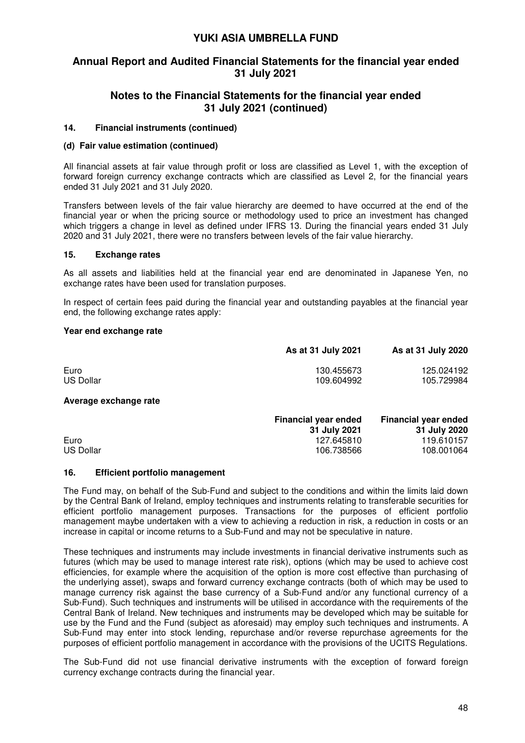### 14. Financial instruments (continued)

#### (d) Fair value estimation (continued)

All financial assets at fair value through profit or loss are classified as Level 1, with the exception of forward foreign currency exchange contracts which are classified as Level 2, for the financial years ended 31 July 2021 and 31 July 2020.

Transfers between levels of the fair value hierarchy are deemed to have occurred at the end of the financial year or when the pricing source or methodology used to price an investment has changed which triggers a change in level as defined under IFRS 13. During the financial years ended 31 July 2020 and 31 July 2021, there were no transfers between levels of the fair value hierarchy.

### 15. Exchange rates

As all assets and liabilities held at the financial year end are denominated in Japanese Yen, no exchange rates have been used for translation purposes.

In respect of certain fees paid during the financial year and outstanding payables at the financial year end, the following exchange rates apply:

**Year end exchange rate**

| | As at 31 July 2021 | As at 31 July 2020 |
|---|---|---|
| Euro | 130.455673 | 125.024192 |
| US Dollar | 109.604992 | 105.729984 |

**Average exchange rate**

| | Financial year ended 31 July 2021 | Financial year ended 31 July 2020 |
|---|---|---|
| Euro | 127.645810 | 119.610157 |
| US Dollar | 106.738566 | 108.001064 |

### 16. Efficient portfolio management

The Fund may, on behalf of the Sub-Fund and subject to the conditions and within the limits laid down by the Central Bank of Ireland, employ techniques and instruments relating to transferable securities for efficient portfolio management purposes. Transactions for the purposes of efficient portfolio management maybe undertaken with a view to achieving a reduction in risk, a reduction in costs or an increase in capital or income returns to a Sub-Fund and may not be speculative in nature.

These techniques and instruments may include investments in financial derivative instruments such as futures (which may be used to manage interest rate risk), options (which may be used to achieve cost efficiencies, for example where the acquisition of the option is more cost effective than purchasing of the underlying asset), swaps and forward currency exchange contracts (both of which may be used to manage currency risk against the base currency of a Sub-Fund and/or any functional currency of a Sub-Fund). Such techniques and instruments will be utilised in accordance with the requirements of the Central Bank of Ireland. New techniques and instruments may be developed which may be suitable for use by the Fund and the Fund (subject as aforesaid) may employ such techniques and instruments. A Sub-Fund may enter into stock lending, repurchase and/or reverse repurchase agreements for the purposes of efficient portfolio management in accordance with the provisions of the UCITS Regulations.

The Sub-Fund did not use financial derivative instruments with the exception of forward foreign currency exchange contracts during the financial year.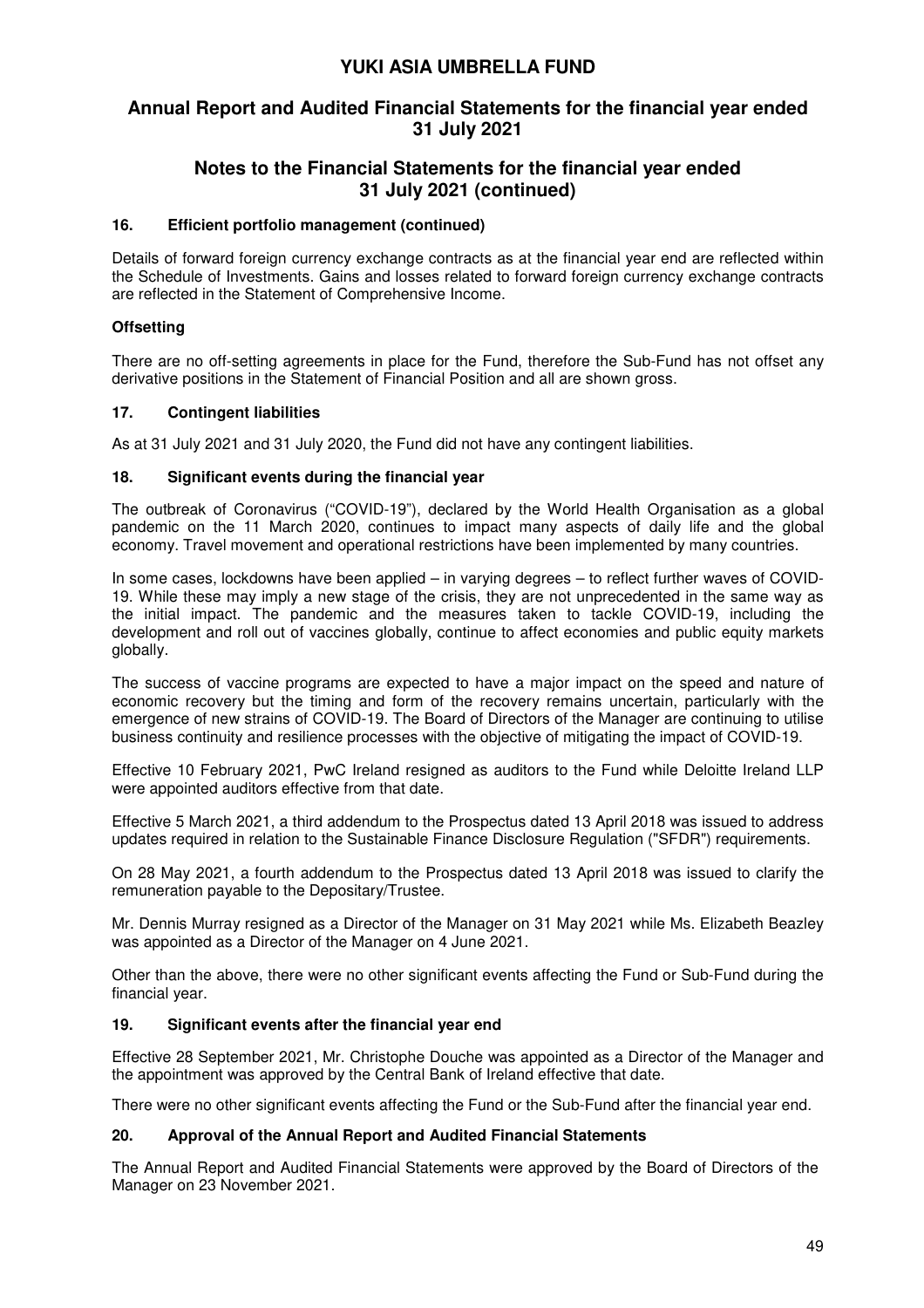## 16. Efficient portfolio management (continued)

Details of forward foreign currency exchange contracts as at the financial year end are reflected within the Schedule of Investments. Gains and losses related to forward foreign currency exchange contracts are reflected in the Statement of Comprehensive Income.

### Offsetting

There are no off-setting agreements in place for the Fund, therefore the Sub-Fund has not offset any derivative positions in the Statement of Financial Position and all are shown gross.

## 17. Contingent liabilities

As at 31 July 2021 and 31 July 2020, the Fund did not have any contingent liabilities.

## 18. Significant events during the financial year

The outbreak of Coronavirus ("COVID-19"), declared by the World Health Organisation as a global pandemic on the 11 March 2020, continues to impact many aspects of daily life and the global economy. Travel movement and operational restrictions have been implemented by many countries.

In some cases, lockdowns have been applied – in varying degrees – to reflect further waves of COVID-19. While these may imply a new stage of the crisis, they are not unprecedented in the same way as the initial impact. The pandemic and the measures taken to tackle COVID-19, including the development and roll out of vaccines globally, continue to affect economies and public equity markets globally.

The success of vaccine programs are expected to have a major impact on the speed and nature of economic recovery but the timing and form of the recovery remains uncertain, particularly with the emergence of new strains of COVID-19. The Board of Directors of the Manager are continuing to utilise business continuity and resilience processes with the objective of mitigating the impact of COVID-19.

Effective 10 February 2021, PwC Ireland resigned as auditors to the Fund while Deloitte Ireland LLP were appointed auditors effective from that date.

Effective 5 March 2021, a third addendum to the Prospectus dated 13 April 2018 was issued to address updates required in relation to the Sustainable Finance Disclosure Regulation ("SFDR") requirements.

On 28 May 2021, a fourth addendum to the Prospectus dated 13 April 2018 was issued to clarify the remuneration payable to the Depositary/Trustee.

Mr. Dennis Murray resigned as a Director of the Manager on 31 May 2021 while Ms. Elizabeth Beazley was appointed as a Director of the Manager on 4 June 2021.

Other than the above, there were no other significant events affecting the Fund or Sub-Fund during the financial year.

## 19. Significant events after the financial year end

Effective 28 September 2021, Mr. Christophe Douche was appointed as a Director of the Manager and the appointment was approved by the Central Bank of Ireland effective that date.

There were no other significant events affecting the Fund or the Sub-Fund after the financial year end.

## 20. Approval of the Annual Report and Audited Financial Statements

The Annual Report and Audited Financial Statements were approved by the Board of Directors of the Manager on 23 November 2021.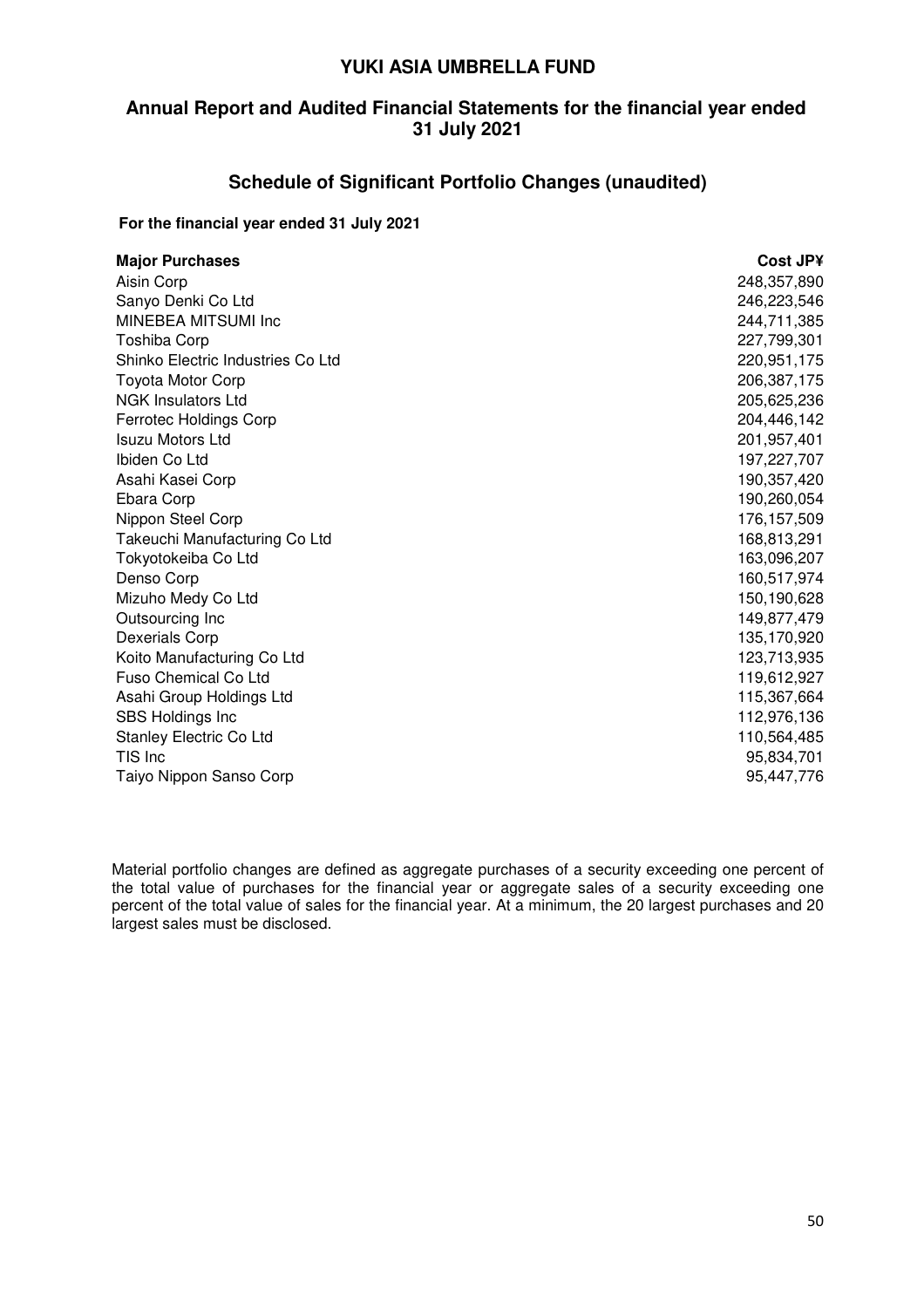# YUKI ASIA UMBRELLA FUND

## Annual Report and Audited Financial Statements for the financial year ended 31 July 2021

## Schedule of Significant Portfolio Changes (unaudited)

**For the financial year ended 31 July 2021**

| Major Purchases | Cost JP¥ |
|---|---:|
| Aisin Corp | 248,357,890 |
| Sanyo Denki Co Ltd | 246,223,546 |
| MINEBEA MITSUMI Inc | 244,711,385 |
| Toshiba Corp | 227,799,301 |
| Shinko Electric Industries Co Ltd | 220,951,175 |
| Toyota Motor Corp | 206,387,175 |
| NGK Insulators Ltd | 205,625,236 |
| Ferrotec Holdings Corp | 204,446,142 |
| Isuzu Motors Ltd | 201,957,401 |
| Ibiden Co Ltd | 197,227,707 |
| Asahi Kasei Corp | 190,357,420 |
| Ebara Corp | 190,260,054 |
| Nippon Steel Corp | 176,157,509 |
| Takeuchi Manufacturing Co Ltd | 168,813,291 |
| Tokyotokeiba Co Ltd | 163,096,207 |
| Denso Corp | 160,517,974 |
| Mizuho Medy Co Ltd | 150,190,628 |
| Outsourcing Inc | 149,877,479 |
| Dexerials Corp | 135,170,920 |
| Koito Manufacturing Co Ltd | 123,713,935 |
| Fuso Chemical Co Ltd | 119,612,927 |
| Asahi Group Holdings Ltd | 115,367,664 |
| SBS Holdings Inc | 112,976,136 |
| Stanley Electric Co Ltd | 110,564,485 |
| TIS Inc | 95,834,701 |
| Taiyo Nippon Sanso Corp | 95,447,776 |

Material portfolio changes are defined as aggregate purchases of a security exceeding one percent of the total value of purchases for the financial year or aggregate sales of a security exceeding one percent of the total value of sales for the financial year. At a minimum, the 20 largest purchases and 20 largest sales must be disclosed.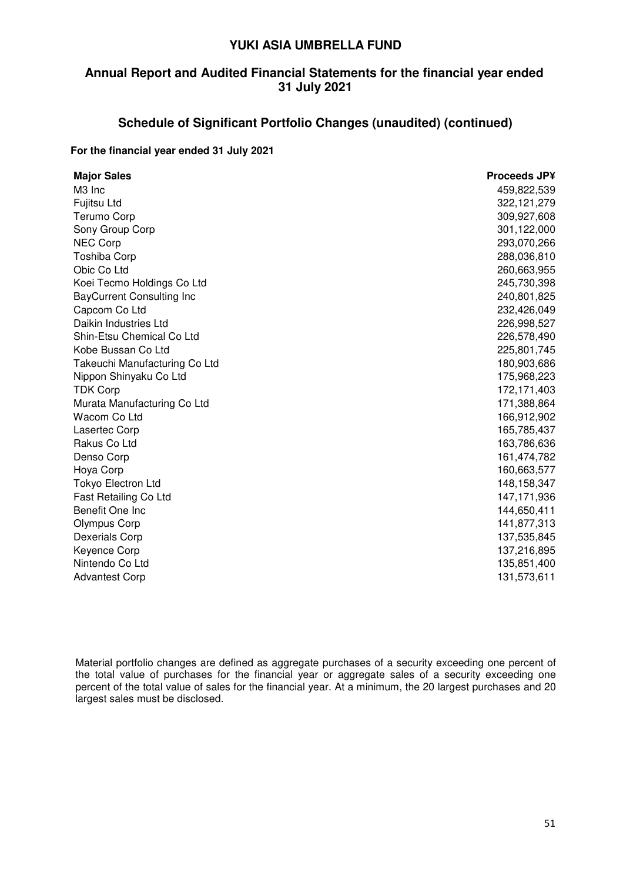# YUKI ASIA UMBRELLA FUND

## Annual Report and Audited Financial Statements for the financial year ended 31 July 2021

## Schedule of Significant Portfolio Changes (unaudited) (continued)

**For the financial year ended 31 July 2021**

| **Major Sales** | **Proceeds JP¥** |
|---|---:|
| M3 Inc | 459,822,539 |
| Fujitsu Ltd | 322,121,279 |
| Terumo Corp | 309,927,608 |
| Sony Group Corp | 301,122,000 |
| NEC Corp | 293,070,266 |
| Toshiba Corp | 288,036,810 |
| Obic Co Ltd | 260,663,955 |
| Koei Tecmo Holdings Co Ltd | 245,730,398 |
| BayCurrent Consulting Inc | 240,801,825 |
| Capcom Co Ltd | 232,426,049 |
| Daikin Industries Ltd | 226,998,527 |
| Shin-Etsu Chemical Co Ltd | 226,578,490 |
| Kobe Bussan Co Ltd | 225,801,745 |
| Takeuchi Manufacturing Co Ltd | 180,903,686 |
| Nippon Shinyaku Co Ltd | 175,968,223 |
| TDK Corp | 172,171,403 |
| Murata Manufacturing Co Ltd | 171,388,864 |
| Wacom Co Ltd | 166,912,902 |
| Lasertec Corp | 165,785,437 |
| Rakus Co Ltd | 163,786,636 |
| Denso Corp | 161,474,782 |
| Hoya Corp | 160,663,577 |
| Tokyo Electron Ltd | 148,158,347 |
| Fast Retailing Co Ltd | 147,171,936 |
| Benefit One Inc | 144,650,411 |
| Olympus Corp | 141,877,313 |
| Dexerials Corp | 137,535,845 |
| Keyence Corp | 137,216,895 |
| Nintendo Co Ltd | 135,851,400 |
| Advantest Corp | 131,573,611 |

Material portfolio changes are defined as aggregate purchases of a security exceeding one percent of the total value of purchases for the financial year or aggregate sales of a security exceeding one percent of the total value of sales for the financial year. At a minimum, the 20 largest purchases and 20 largest sales must be disclosed.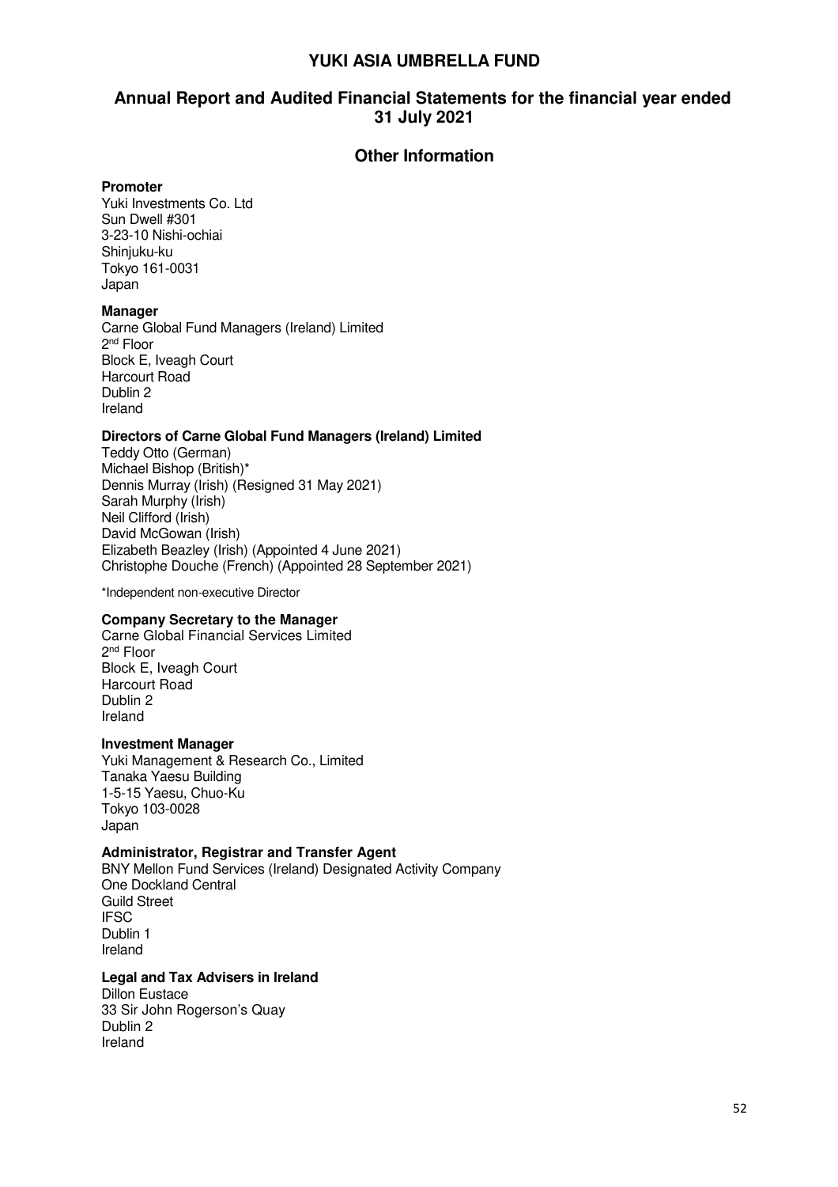# YUKI ASIA UMBRELLA FUND

## Annual Report and Audited Financial Statements for the financial year ended 31 July 2021

## Other Information

**Promoter**
Yuki Investments Co. Ltd
Sun Dwell #301
3-23-10 Nishi-ochiai
Shinjuku-ku
Tokyo 161-0031
Japan

**Manager**
Carne Global Fund Managers (Ireland) Limited
2nd Floor
Block E, Iveagh Court
Harcourt Road
Dublin 2
Ireland

**Directors of Carne Global Fund Managers (Ireland) Limited**
Teddy Otto (German)
Michael Bishop (British)*
Dennis Murray (Irish) (Resigned 31 May 2021)
Sarah Murphy (Irish)
Neil Clifford (Irish)
David McGowan (Irish)
Elizabeth Beazley (Irish) (Appointed 4 June 2021)
Christophe Douche (French) (Appointed 28 September 2021)

*Independent non-executive Director

**Company Secretary to the Manager**
Carne Global Financial Services Limited
2nd Floor
Block E, Iveagh Court
Harcourt Road
Dublin 2
Ireland

**Investment Manager**
Yuki Management & Research Co., Limited
Tanaka Yaesu Building
1-5-15 Yaesu, Chuo-Ku
Tokyo 103-0028
Japan

**Administrator, Registrar and Transfer Agent**
BNY Mellon Fund Services (Ireland) Designated Activity Company
One Dockland Central
Guild Street
IFSC
Dublin 1
Ireland

**Legal and Tax Advisers in Ireland**
Dillon Eustace
33 Sir John Rogerson's Quay
Dublin 2
Ireland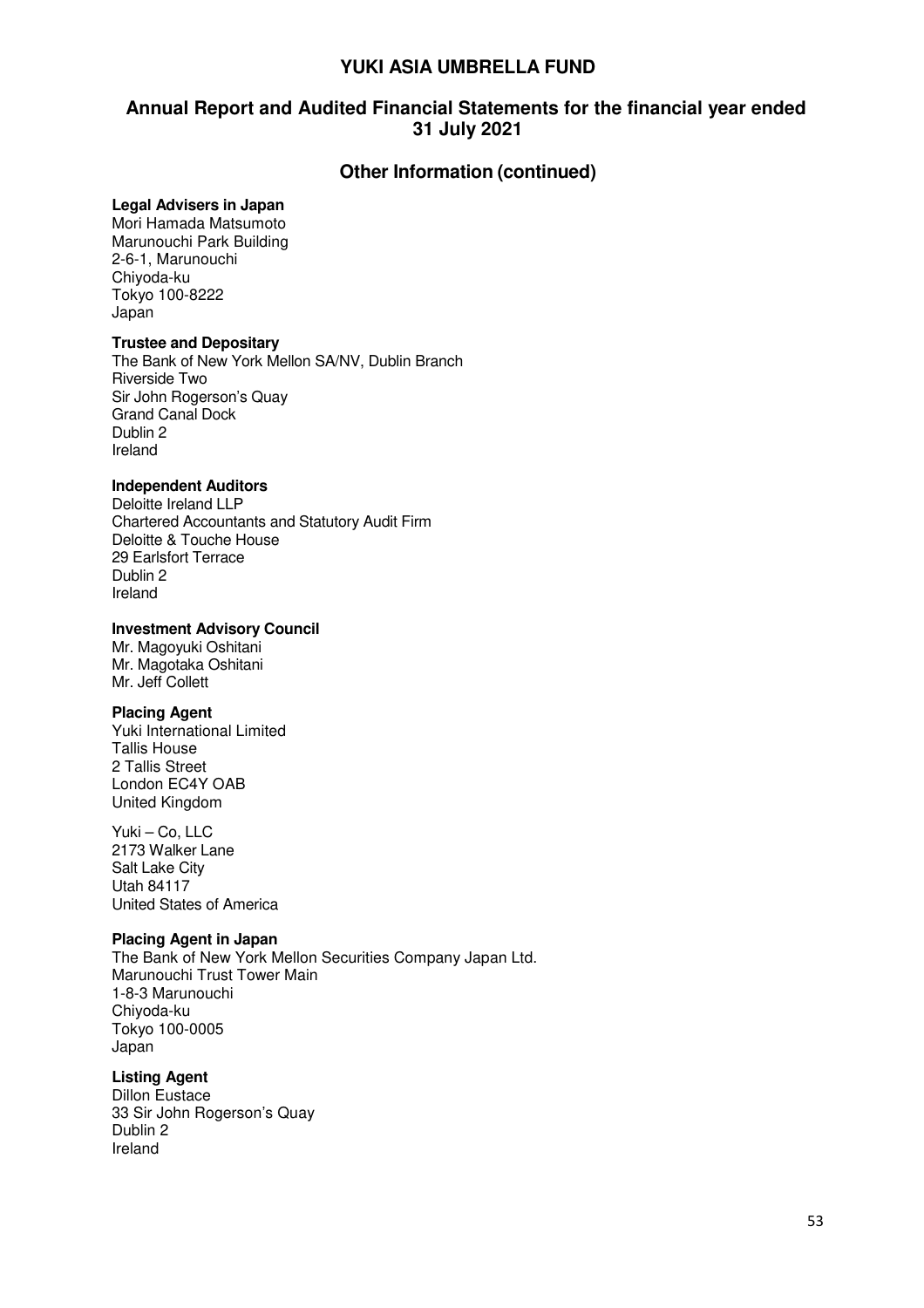## Other Information (continued)

**Legal Advisers in Japan**
Mori Hamada Matsumoto
Marunouchi Park Building
2-6-1, Marunouchi
Chiyoda-ku
Tokyo 100-8222
Japan

**Trustee and Depositary**
The Bank of New York Mellon SA/NV, Dublin Branch
Riverside Two
Sir John Rogerson's Quay
Grand Canal Dock
Dublin 2
Ireland

**Independent Auditors**
Deloitte Ireland LLP
Chartered Accountants and Statutory Audit Firm
Deloitte & Touche House
29 Earlsfort Terrace
Dublin 2
Ireland

**Investment Advisory Council**
Mr. Magoyuki Oshitani
Mr. Magotaka Oshitani
Mr. Jeff Collett

**Placing Agent**
Yuki International Limited
Tallis House
2 Tallis Street
London EC4Y OAB
United Kingdom

Yuki – Co, LLC
2173 Walker Lane
Salt Lake City
Utah 84117
United States of America

**Placing Agent in Japan**
The Bank of New York Mellon Securities Company Japan Ltd.
Marunouchi Trust Tower Main
1-8-3 Marunouchi
Chiyoda-ku
Tokyo 100-0005
Japan

**Listing Agent**
Dillon Eustace
33 Sir John Rogerson's Quay
Dublin 2
Ireland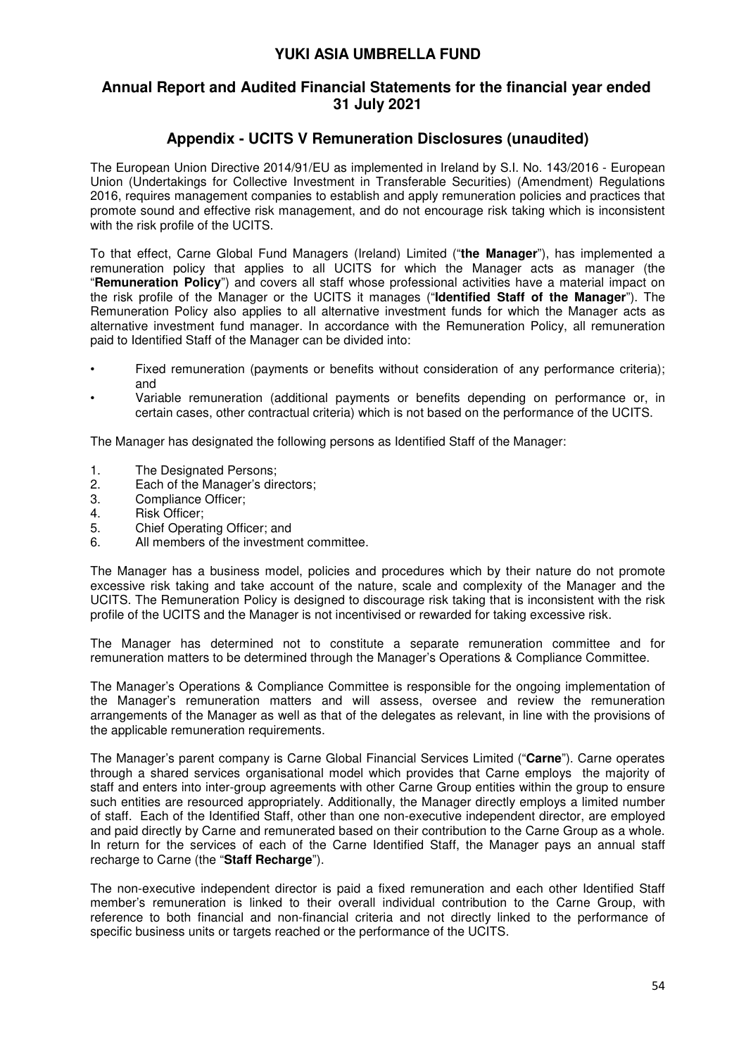# YUKI ASIA UMBRELLA FUND

## Annual Report and Audited Financial Statements for the financial year ended 31 July 2021

## Appendix - UCITS V Remuneration Disclosures (unaudited)

The European Union Directive 2014/91/EU as implemented in Ireland by S.I. No. 143/2016 - European Union (Undertakings for Collective Investment in Transferable Securities) (Amendment) Regulations 2016, requires management companies to establish and apply remuneration policies and practices that promote sound and effective risk management, and do not encourage risk taking which is inconsistent with the risk profile of the UCITS.

To that effect, Carne Global Fund Managers (Ireland) Limited ("**the Manager**"), has implemented a remuneration policy that applies to all UCITS for which the Manager acts as manager (the "**Remuneration Policy**") and covers all staff whose professional activities have a material impact on the risk profile of the Manager or the UCITS it manages ("**Identified Staff of the Manager**"). The Remuneration Policy also applies to all alternative investment funds for which the Manager acts as alternative investment fund manager. In accordance with the Remuneration Policy, all remuneration paid to Identified Staff of the Manager can be divided into:

- Fixed remuneration (payments or benefits without consideration of any performance criteria); and
- Variable remuneration (additional payments or benefits depending on performance or, in certain cases, other contractual criteria) which is not based on the performance of the UCITS.

The Manager has designated the following persons as Identified Staff of the Manager:

1. The Designated Persons;
2. Each of the Manager's directors;
3. Compliance Officer;
4. Risk Officer;
5. Chief Operating Officer; and
6. All members of the investment committee.

The Manager has a business model, policies and procedures which by their nature do not promote excessive risk taking and take account of the nature, scale and complexity of the Manager and the UCITS. The Remuneration Policy is designed to discourage risk taking that is inconsistent with the risk profile of the UCITS and the Manager is not incentivised or rewarded for taking excessive risk.

The Manager has determined not to constitute a separate remuneration committee and for remuneration matters to be determined through the Manager's Operations & Compliance Committee.

The Manager's Operations & Compliance Committee is responsible for the ongoing implementation of the Manager's remuneration matters and will assess, oversee and review the remuneration arrangements of the Manager as well as that of the delegates as relevant, in line with the provisions of the applicable remuneration requirements.

The Manager's parent company is Carne Global Financial Services Limited ("**Carne**"). Carne operates through a shared services organisational model which provides that Carne employs the majority of staff and enters into inter-group agreements with other Carne Group entities within the group to ensure such entities are resourced appropriately. Additionally, the Manager directly employs a limited number of staff. Each of the Identified Staff, other than one non-executive independent director, are employed and paid directly by Carne and remunerated based on their contribution to the Carne Group as a whole. In return for the services of each of the Carne Identified Staff, the Manager pays an annual staff recharge to Carne (the "**Staff Recharge**").

The non-executive independent director is paid a fixed remuneration and each other Identified Staff member's remuneration is linked to their overall individual contribution to the Carne Group, with reference to both financial and non-financial criteria and not directly linked to the performance of specific business units or targets reached or the performance of the UCITS.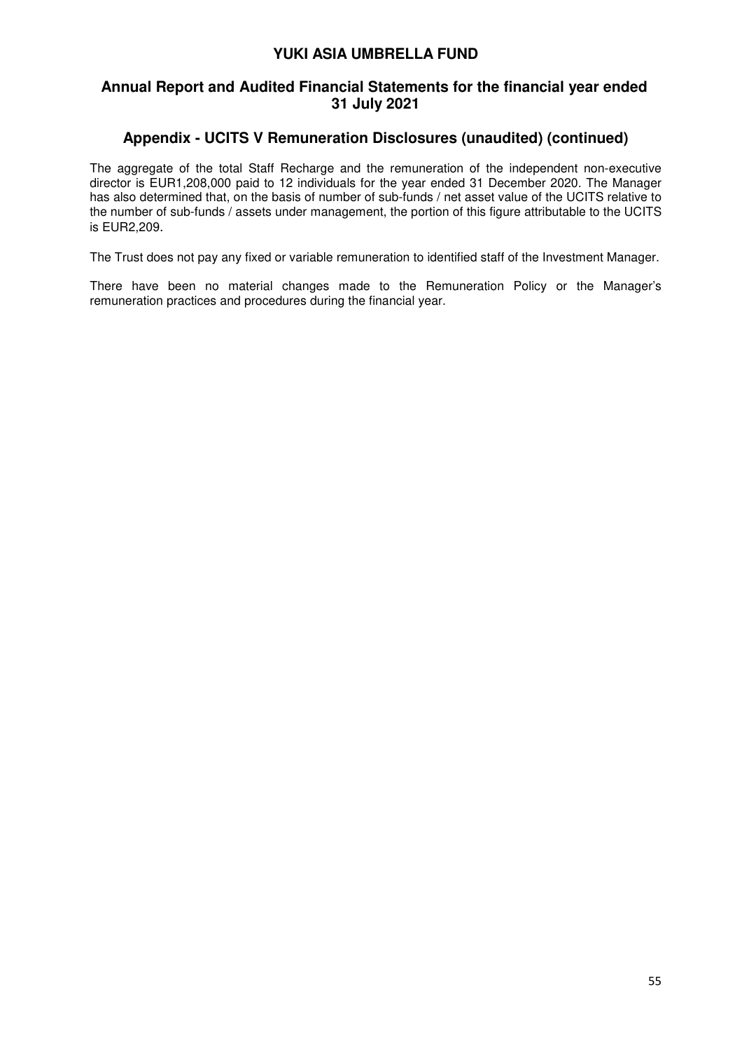## Appendix - UCITS V Remuneration Disclosures (unaudited) (continued)

The aggregate of the total Staff Recharge and the remuneration of the independent non-executive director is EUR1,208,000 paid to 12 individuals for the year ended 31 December 2020. The Manager has also determined that, on the basis of number of sub-funds / net asset value of the UCITS relative to the number of sub-funds / assets under management, the portion of this figure attributable to the UCITS is EUR2,209.

The Trust does not pay any fixed or variable remuneration to identified staff of the Investment Manager.

There have been no material changes made to the Remuneration Policy or the Manager's remuneration practices and procedures during the financial year.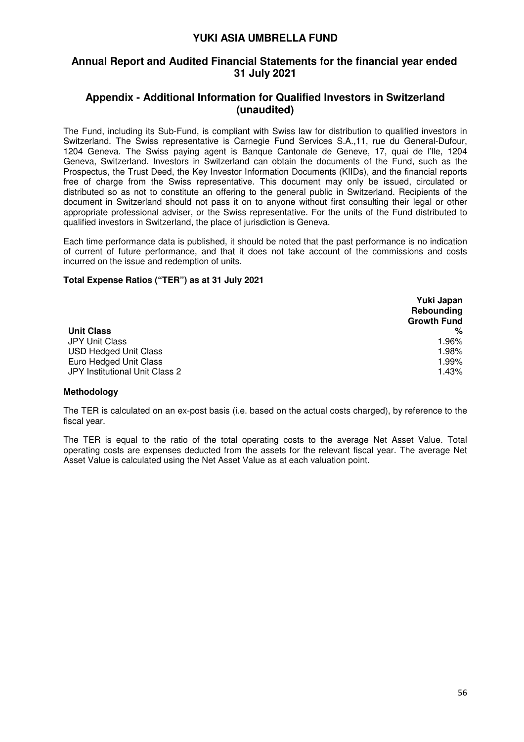# YUKI ASIA UMBRELLA FUND

## Annual Report and Audited Financial Statements for the financial year ended 31 July 2021

## Appendix - Additional Information for Qualified Investors in Switzerland (unaudited)

The Fund, including its Sub-Fund, is compliant with Swiss law for distribution to qualified investors in Switzerland. The Swiss representative is Carnegie Fund Services S.A.,11, rue du General-Dufour, 1204 Geneva. The Swiss paying agent is Banque Cantonale de Geneve, 17, quai de l'lle, 1204 Geneva, Switzerland. Investors in Switzerland can obtain the documents of the Fund, such as the Prospectus, the Trust Deed, the Key Investor Information Documents (KIIDs), and the financial reports free of charge from the Swiss representative. This document may only be issued, circulated or distributed so as not to constitute an offering to the general public in Switzerland. Recipients of the document in Switzerland should not pass it on to anyone without first consulting their legal or other appropriate professional adviser, or the Swiss representative. For the units of the Fund distributed to qualified investors in Switzerland, the place of jurisdiction is Geneva.

Each time performance data is published, it should be noted that the past performance is no indication of current of future performance, and that it does not take account of the commissions and costs incurred on the issue and redemption of units.

**Total Expense Ratios ("TER") as at 31 July 2021**

| Unit Class | Yuki Japan Rebounding Growth Fund % |
|---|---|
| JPY Unit Class | 1.96% |
| USD Hedged Unit Class | 1.98% |
| Euro Hedged Unit Class | 1.99% |
| JPY Institutional Unit Class 2 | 1.43% |

**Methodology**

The TER is calculated on an ex-post basis (i.e. based on the actual costs charged), by reference to the fiscal year.

The TER is equal to the ratio of the total operating costs to the average Net Asset Value. Total operating costs are expenses deducted from the assets for the relevant fiscal year. The average Net Asset Value is calculated using the Net Asset Value as at each valuation point.